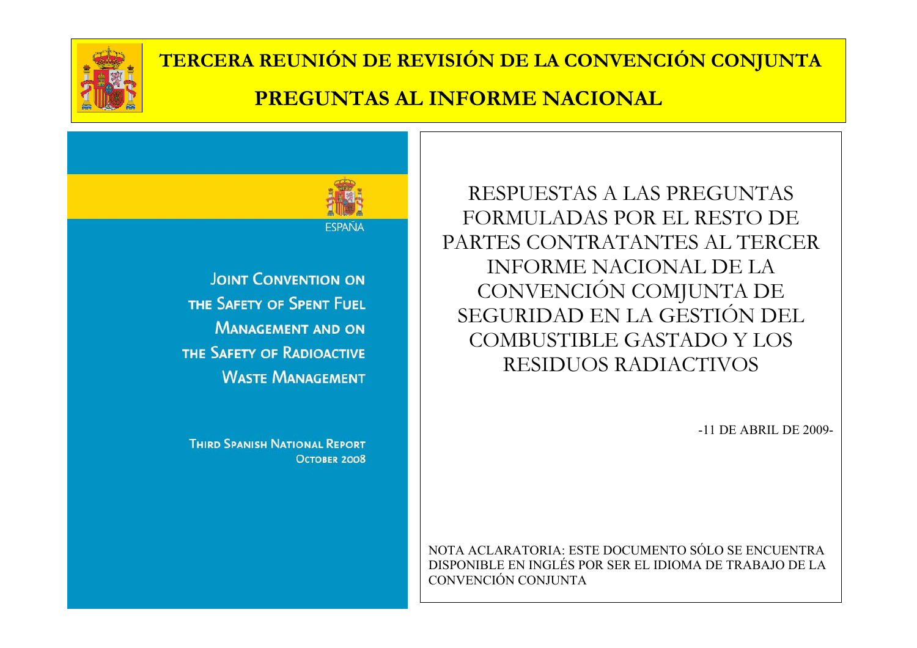# TERCERA REUNIÓN DE REVISIÓN DE LA CONVENCIÓN CONJUNTA

# PREGUNTAS AL INFORME NACIONAL

ESPAÑA

**JOINT CONVENTION ON THE SAFETY OF SPENT FUEL MANAGEMENT AND ON THE SAFETY OF RADIOACTIVE WASTE MANAGEMENT**

**THIRD SPANISH NATIONAL REPORT**
**OCTOBER 2008**

RESPUESTAS A LAS PREGUNTAS FORMULADAS POR EL RESTO DE PARTES CONTRATANTES AL TERCER INFORME NACIONAL DE LA CONVENCIÓN COMJUNTA DE SEGURIDAD EN LA GESTIÓN DEL COMBUSTIBLE GASTADO Y LOS RESIDUOS RADIACTIVOS

-11 DE ABRIL DE 2009-

NOTA ACLARATORIA: ESTE DOCUMENTO SÓLO SE ENCUENTRA DISPONIBLE EN INGLÉS POR SER EL IDIOMA DE TRABAJO DE LA CONVENCIÓN CONJUNTA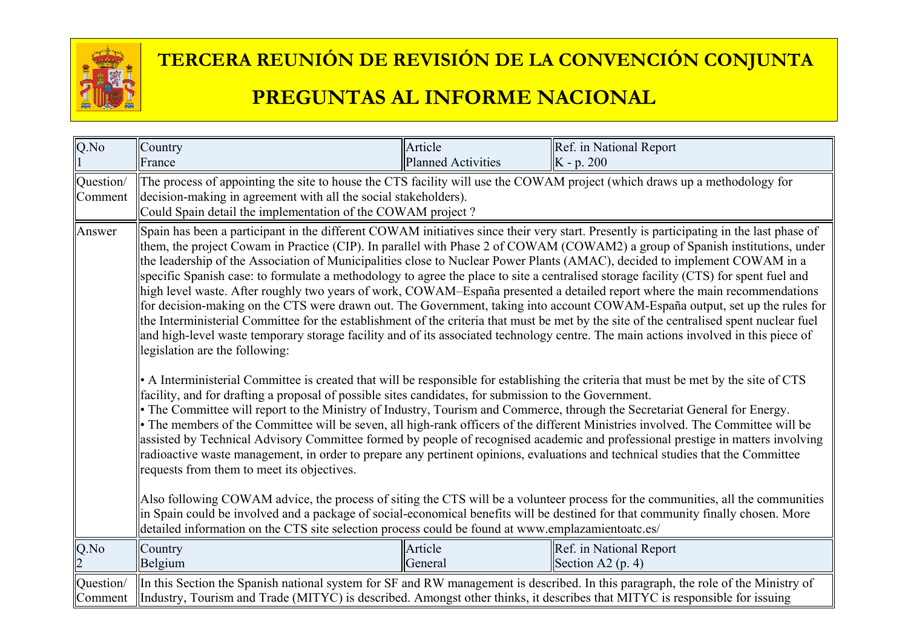# TERCERA REUNIÓN DE REVISIÓN DE LA CONVENCIÓN CONJUNTA

# PREGUNTAS AL INFORME NACIONAL

| Q.No | Country | Article | Ref. in National Report |
|---|---|---|---|
| 1 | France | Planned Activities | K - p. 200 |
| Question/ Comment | The process of appointing the site to house the CTS facility will use the COWAM project (which draws up a methodology for decision-making in agreement with all the social stakeholders).<br>Could Spain detail the implementation of the COWAM project ? | | |
| Answer | Spain has been a participant in the different COWAM initiatives since their very start. Presently is participating in the last phase of them, the project Cowam in Practice (CIP). In parallel with Phase 2 of COWAM (COWAM2) a group of Spanish institutions, under the leadership of the Association of Municipalities close to Nuclear Power Plants (AMAC), decided to implement COWAM in a specific Spanish case: to formulate a methodology to agree the place to site a centralised storage facility (CTS) for spent fuel and high level waste. After roughly two years of work, COWAM–España presented a detailed report where the main recommendations for decision-making on the CTS were drawn out. The Government, taking into account COWAM-España output, set up the rules for the Interministerial Committee for the establishment of the criteria that must be met by the site of the centralised spent nuclear fuel and high-level waste temporary storage facility and of its associated technology centre. The main actions involved in this piece of legislation are the following:<br><br>• A Interministerial Committee is created that will be responsible for establishing the criteria that must be met by the site of CTS facility, and for drafting a proposal of possible sites candidates, for submission to the Government.<br>• The Committee will report to the Ministry of Industry, Tourism and Commerce, through the Secretariat General for Energy.<br>• The members of the Committee will be seven, all high-rank officers of the different Ministries involved. The Committee will be assisted by Technical Advisory Committee formed by people of recognised academic and professional prestige in matters involving radioactive waste management, in order to prepare any pertinent opinions, evaluations and technical studies that the Committee requests from them to meet its objectives.<br><br>Also following COWAM advice, the process of siting the CTS will be a volunteer process for the communities, all the communities in Spain could be involved and a package of social-economical benefits will be destined for that community finally chosen. More detailed information on the CTS site selection process could be found at www.emplazamientoatc.es/ | | |
| Q.No<br>2 | Country<br>Belgium | Article<br>General | Ref. in National Report<br>Section A2 (p. 4) |
| Question/ Comment | In this Section the Spanish national system for SF and RW management is described. In this paragraph, the role of the Ministry of Industry, Tourism and Trade (MITYC) is described. Amongst other thinks, it describes that MITYC is responsible for issuing | | |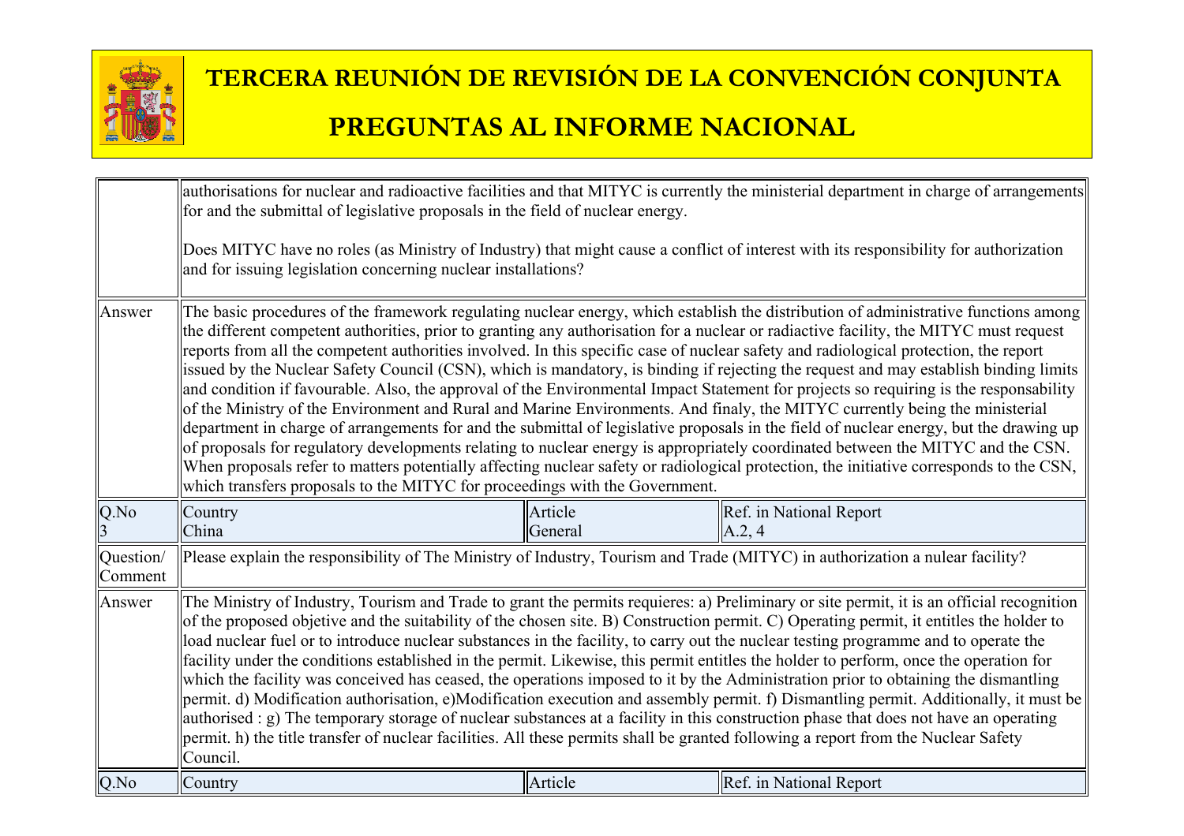| | | | |
|---|---|---|---|
| | authorisations for nuclear and radioactive facilities and that MITYC is currently the ministerial department in charge of arrangements for and the submittal of legislative proposals in the field of nuclear energy.<br><br>Does MITYC have no roles (as Ministry of Industry) that might cause a conflict of interest with its responsibility for authorization and for issuing legislation concerning nuclear installations? | | |
| Answer | The basic procedures of the framework regulating nuclear energy, which establish the distribution of administrative functions among the different competent authorities, prior to granting any authorisation for a nuclear or radiactive facility, the MITYC must request reports from all the competent authorities involved. In this specific case of nuclear safety and radiological protection, the report issued by the Nuclear Safety Council (CSN), which is mandatory, is binding if rejecting the request and may establish binding limits and condition if favourable. Also, the approval of the Environmental Impact Statement for projects so requiring is the responsability of the Ministry of the Environment and Rural and Marine Environments. And finaly, the MITYC currently being the ministerial department in charge of arrangements for and the submittal of legislative proposals in the field of nuclear energy, but the drawing up of proposals for regulatory developments relating to nuclear energy is appropriately coordinated between the MITYC and the CSN. When proposals refer to matters potentially affecting nuclear safety or radiological protection, the initiative corresponds to the CSN, which transfers proposals to the MITYC for proceedings with the Government. | | |
| Q.No<br>3 | Country<br>China | Article<br>General | Ref. in National Report<br>A.2, 4 |
| Question/ Comment | Please explain the responsibility of The Ministry of Industry, Tourism and Trade (MITYC) in authorization a nulear facility? | | |
| Answer | The Ministry of Industry, Tourism and Trade to grant the permits requieres: a) Preliminary or site permit, it is an official recognition of the proposed objetive and the suitability of the chosen site. B) Construction permit. C) Operating permit, it entitles the holder to load nuclear fuel or to introduce nuclear substances in the facility, to carry out the nuclear testing programme and to operate the facility under the conditions established in the permit. Likewise, this permit entitles the holder to perform, once the operation for which the facility was conceived has ceased, the operations imposed to it by the Administration prior to obtaining the dismantling permit. d) Modification authorisation, e)Modification execution and assembly permit. f) Dismantling permit. Additionally, it must be authorised : g) The temporary storage of nuclear substances at a facility in this construction phase that does not have an operating permit. h) the title transfer of nuclear facilities. All these permits shall be granted following a report from the Nuclear Safety Council. | | |
| Q.No | Country | Article | Ref. in National Report |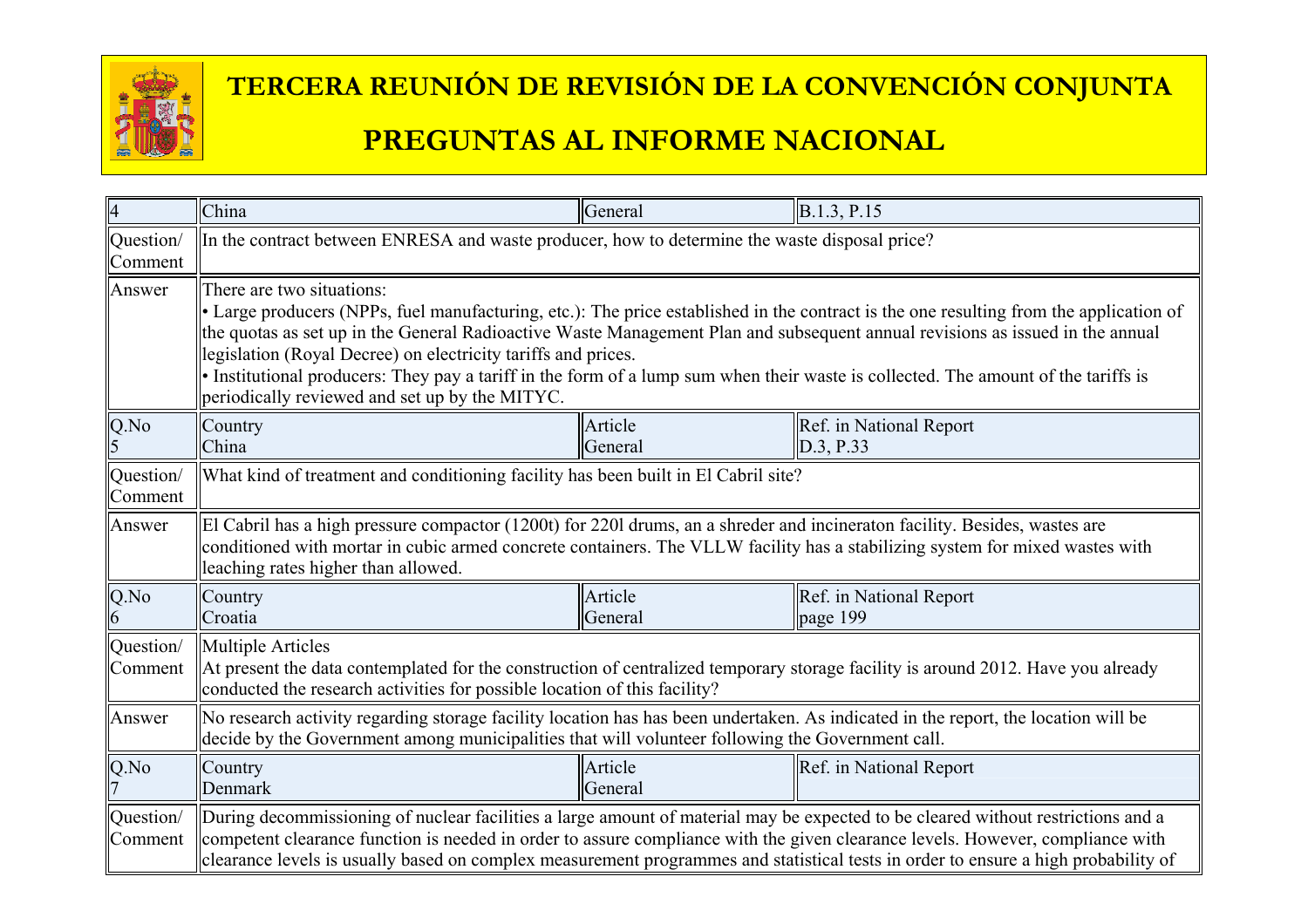# TERCERA REUNIÓN DE REVISIÓN DE LA CONVENCIÓN CONJUNTA

# PREGUNTAS AL INFORME NACIONAL

| 4 | China | General | B.1.3, P.15 |
|---|---|---|---|
| Question/ Comment | In the contract between ENRESA and waste producer, how to determine the waste disposal price? | | |
| Answer | There are two situations:<br>• Large producers (NPPs, fuel manufacturing, etc.): The price established in the contract is the one resulting from the application of the quotas as set up in the General Radioactive Waste Management Plan and subsequent annual revisions as issued in the annual legislation (Royal Decree) on electricity tariffs and prices.<br>• Institutional producers: They pay a tariff in the form of a lump sum when their waste is collected. The amount of the tariffs is periodically reviewed and set up by the MITYC. | | |
| Q.No<br>5 | Country<br>China | Article<br>General | Ref. in National Report<br>D.3, P.33 |
| Question/ Comment | What kind of treatment and conditioning facility has been built in El Cabril site? | | |
| Answer | El Cabril has a high pressure compactor (1200t) for 220l drums, an a shreder and incineraton facility. Besides, wastes are conditioned with mortar in cubic armed concrete containers. The VLLW facility has a stabilizing system for mixed wastes with leaching rates higher than allowed. | | |
| Q.No<br>6 | Country<br>Croatia | Article<br>General | Ref. in National Report<br>page 199 |
| Question/ Comment | Multiple Articles<br>At present the data contemplated for the construction of centralized temporary storage facility is around 2012. Have you already conducted the research activities for possible location of this facility? | | |
| Answer | No research activity regarding storage facility location has has been undertaken. As indicated in the report, the location will be decide by the Government among municipalities that will volunteer following the Government call. | | |
| Q.No<br>7 | Country<br>Denmark | Article<br>General | Ref. in National Report |
| Question/ Comment | During decommissioning of nuclear facilities a large amount of material may be expected to be cleared without restrictions and a competent clearance function is needed in order to assure compliance with the given clearance levels. However, compliance with clearance levels is usually based on complex measurement programmes and statistical tests in order to ensure a high probability of | | |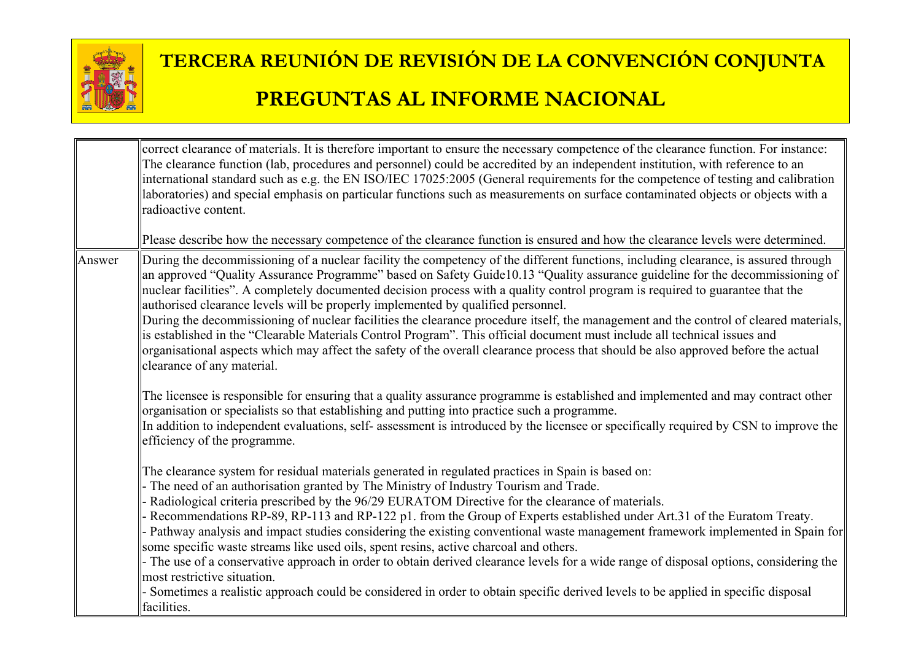| | |
|---|---|
| | correct clearance of materials. It is therefore important to ensure the necessary competence of the clearance function. For instance: The clearance function (lab, procedures and personnel) could be accredited by an independent institution, with reference to an international standard such as e.g. the EN ISO/IEC 17025:2005 (General requirements for the competence of testing and calibration laboratories) and special emphasis on particular functions such as measurements on surface contaminated objects or objects with a radioactive content.<br><br>Please describe how the necessary competence of the clearance function is ensured and how the clearance levels were determined. |
| Answer | During the decommissioning of a nuclear facility the competency of the different functions, including clearance, is assured through an approved "Quality Assurance Programme" based on Safety Guide10.13 "Quality assurance guideline for the decommissioning of nuclear facilities". A completely documented decision process with a quality control program is required to guarantee that the authorised clearance levels will be properly implemented by qualified personnel.<br>During the decommissioning of nuclear facilities the clearance procedure itself, the management and the control of cleared materials, is established in the "Clearable Materials Control Program". This official document must include all technical issues and organisational aspects which may affect the safety of the overall clearance process that should be also approved before the actual clearance of any material.<br><br>The licensee is responsible for ensuring that a quality assurance programme is established and implemented and may contract other organisation or specialists so that establishing and putting into practice such a programme.<br>In addition to independent evaluations, self- assessment is introduced by the licensee or specifically required by CSN to improve the efficiency of the programme.<br><br>The clearance system for residual materials generated in regulated practices in Spain is based on:<br>- The need of an authorisation granted by The Ministry of Industry Tourism and Trade.<br>- Radiological criteria prescribed by the 96/29 EURATOM Directive for the clearance of materials.<br>- Recommendations RP-89, RP-113 and RP-122 p1. from the Group of Experts established under Art.31 of the Euratom Treaty.<br>- Pathway analysis and impact studies considering the existing conventional waste management framework implemented in Spain for some specific waste streams like used oils, spent resins, active charcoal and others.<br>- The use of a conservative approach in order to obtain derived clearance levels for a wide range of disposal options, considering the most restrictive situation.<br>- Sometimes a realistic approach could be considered in order to obtain specific derived levels to be applied in specific disposal facilities. |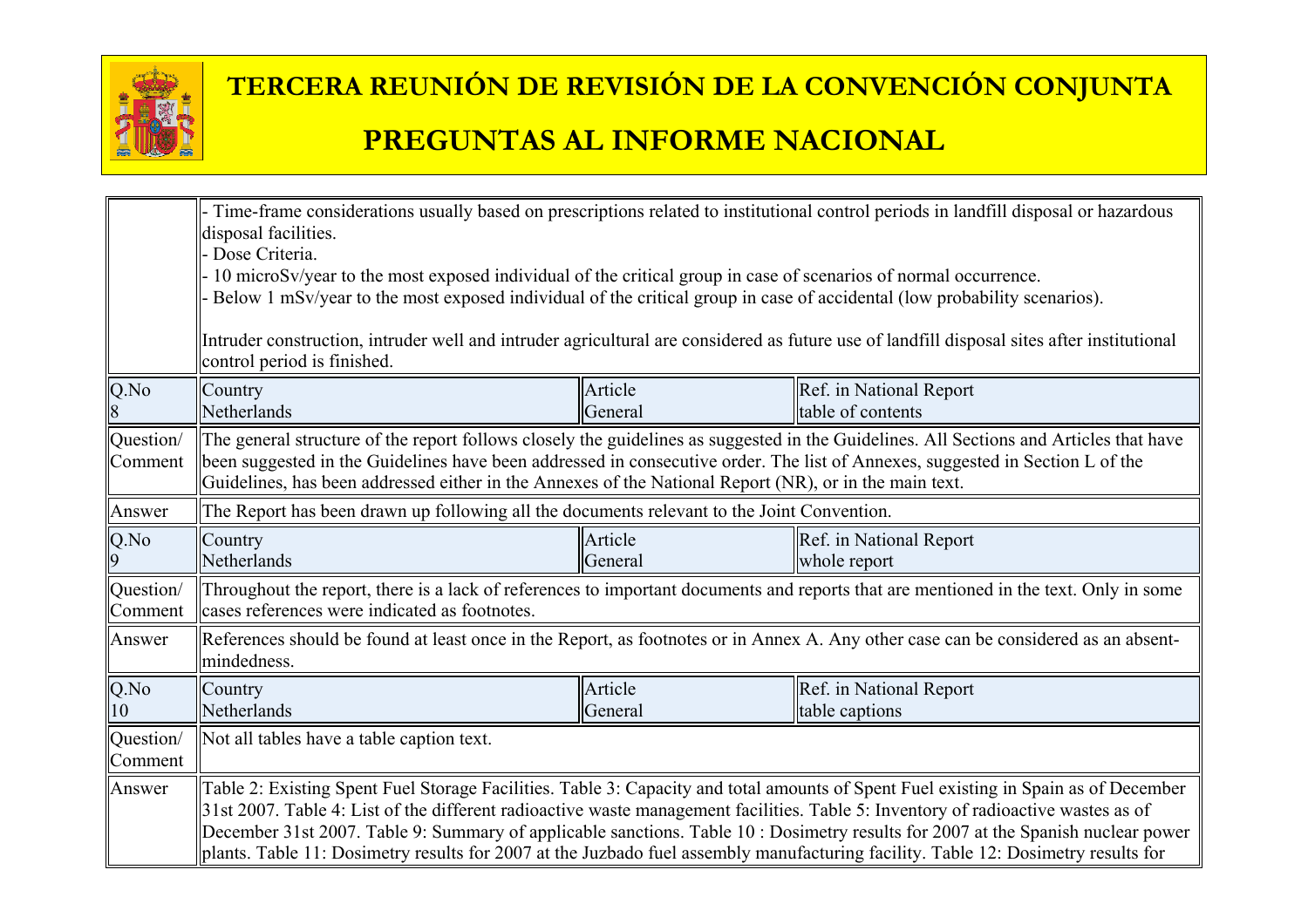| | | | |
|---|---|---|---|
| | - Time-frame considerations usually based on prescriptions related to institutional control periods in landfill disposal or hazardous disposal facilities.<br>- Dose Criteria.<br>- 10 microSv/year to the most exposed individual of the critical group in case of scenarios of normal occurrence.<br>- Below 1 mSv/year to the most exposed individual of the critical group in case of accidental (low probability scenarios).<br><br>Intruder construction, intruder well and intruder agricultural are considered as future use of landfill disposal sites after institutional control period is finished. | | |
| Q.No<br>8 | Country<br>Netherlands | Article<br>General | Ref. in National Report<br>table of contents |
| Question/ Comment | The general structure of the report follows closely the guidelines as suggested in the Guidelines. All Sections and Articles that have been suggested in the Guidelines have been addressed in consecutive order. The list of Annexes, suggested in Section L of the Guidelines, has been addressed either in the Annexes of the National Report (NR), or in the main text. | | |
| Answer | The Report has been drawn up following all the documents relevant to the Joint Convention. | | |
| Q.No<br>9 | Country<br>Netherlands | Article<br>General | Ref. in National Report<br>whole report |
| Question/ Comment | Throughout the report, there is a lack of references to important documents and reports that are mentioned in the text. Only in some cases references were indicated as footnotes. | | |
| Answer | References should be found at least once in the Report, as footnotes or in Annex A. Any other case can be considered as an absent-mindedness. | | |
| Q.No<br>10 | Country<br>Netherlands | Article<br>General | Ref. in National Report<br>table captions |
| Question/ Comment | Not all tables have a table caption text. | | |
| Answer | Table 2: Existing Spent Fuel Storage Facilities. Table 3: Capacity and total amounts of Spent Fuel existing in Spain as of December 31st 2007. Table 4: List of the different radioactive waste management facilities. Table 5: Inventory of radioactive wastes as of December 31st 2007. Table 9: Summary of applicable sanctions. Table 10 : Dosimetry results for 2007 at the Spanish nuclear power plants. Table 11: Dosimetry results for 2007 at the Juzbado fuel assembly manufacturing facility. Table 12: Dosimetry results for | | |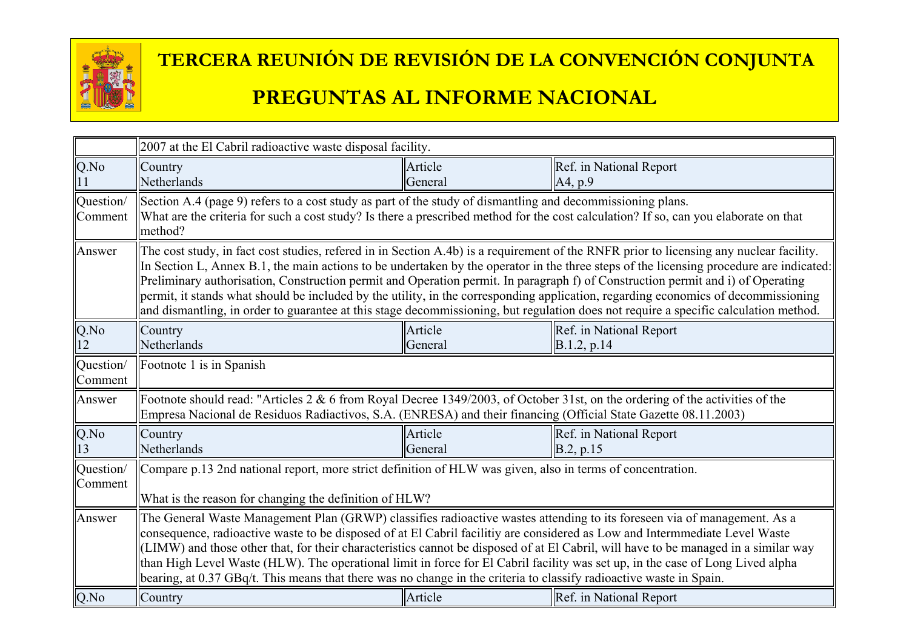# TERCERA REUNIÓN DE REVISIÓN DE LA CONVENCIÓN CONJUNTA

# PREGUNTAS AL INFORME NACIONAL

| | | | |
|---|---|---|---|
| | 2007 at the El Cabril radioactive waste disposal facility. | | |
| Q.No 11 | Country Netherlands | Article General | Ref. in National Report A4, p.9 |
| Question/ Comment | Section A.4 (page 9) refers to a cost study as part of the study of dismantling and decommissioning plans. What are the criteria for such a cost study? Is there a prescribed method for the cost calculation? If so, can you elaborate on that method? | | |
| Answer | The cost study, in fact cost studies, refered in in Section A.4b) is a requirement of the RNFR prior to licensing any nuclear facility. In Section L, Annex B.1, the main actions to be undertaken by the operator in the three steps of the licensing procedure are indicated: Preliminary authorisation, Construction permit and Operation permit. In paragraph f) of Construction permit and i) of Operating permit, it stands what should be included by the utility, in the corresponding application, regarding economics of decommissioning and dismantling, in order to guarantee at this stage decommissioning, but regulation does not require a specific calculation method. | | |
| Q.No 12 | Country Netherlands | Article General | Ref. in National Report B.1.2, p.14 |
| Question/ Comment | Footnote 1 is in Spanish | | |
| Answer | Footnote should read: "Articles 2 & 6 from Royal Decree 1349/2003, of October 31st, on the ordering of the activities of the Empresa Nacional de Residuos Radiactivos, S.A. (ENRESA) and their financing (Official State Gazette 08.11.2003) | | |
| Q.No 13 | Country Netherlands | Article General | Ref. in National Report B.2, p.15 |
| Question/ Comment | Compare p.13 2nd national report, more strict definition of HLW was given, also in terms of concentration. What is the reason for changing the definition of HLW? | | |
| Answer | The General Waste Management Plan (GRWP) classifies radioactive wastes attending to its foreseen via of management. As a consequence, radioactive waste to be disposed of at El Cabril facilitiy are considered as Low and Intermmediate Level Waste (LIMW) and those other that, for their characteristics cannot be disposed of at El Cabril, will have to be managed in a similar way than High Level Waste (HLW). The operational limit in force for El Cabril facility was set up, in the case of Long Lived alpha bearing, at 0.37 GBq/t. This means that there was no change in the criteria to classify radioactive waste in Spain. | | |
| Q.No | Country | Article | Ref. in National Report |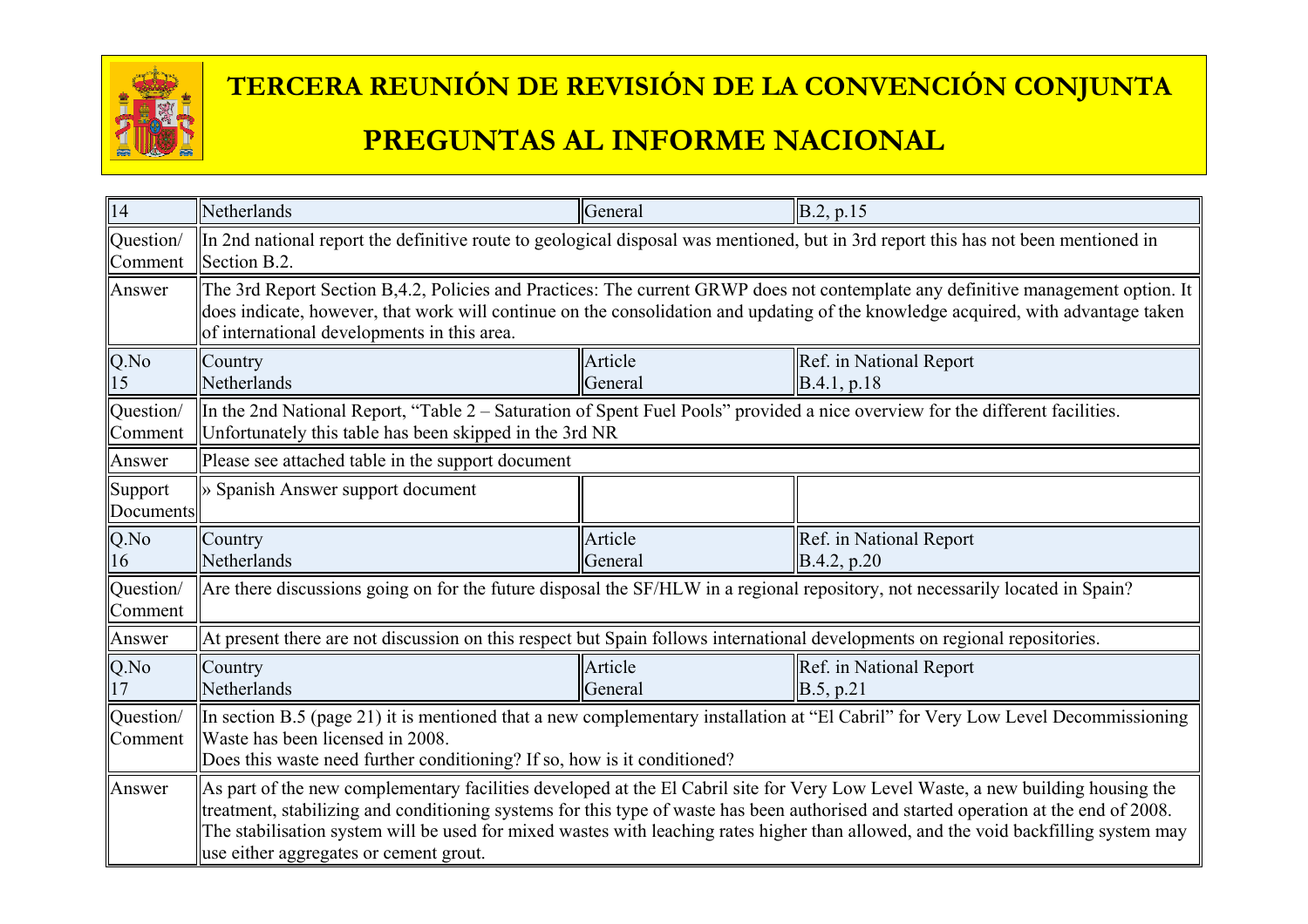# TERCERA REUNIÓN DE REVISIÓN DE LA CONVENCIÓN CONJUNTA

# PREGUNTAS AL INFORME NACIONAL

| 14 | Netherlands | General | B.2, p.15 |
|---|---|---|---|
| Question/ Comment | In 2nd national report the definitive route to geological disposal was mentioned, but in 3rd report this has not been mentioned in Section B.2. | | |
| Answer | The 3rd Report Section B,4.2, Policies and Practices: The current GRWP does not contemplate any definitive management option. It does indicate, however, that work will continue on the consolidation and updating of the knowledge acquired, with advantage taken of international developments in this area. | | |
| Q.No 15 | Country Netherlands | Article General | Ref. in National Report B.4.1, p.18 |
| Question/ Comment | In the 2nd National Report, "Table 2 – Saturation of Spent Fuel Pools" provided a nice overview for the different facilities. Unfortunately this table has been skipped in the 3rd NR | | |
| Answer | Please see attached table in the support document | | |
| Support Documents | » Spanish Answer support document | | |
| Q.No 16 | Country Netherlands | Article General | Ref. in National Report B.4.2, p.20 |
| Question/ Comment | Are there discussions going on for the future disposal the SF/HLW in a regional repository, not necessarily located in Spain? | | |
| Answer | At present there are not discussion on this respect but Spain follows international developments on regional repositories. | | |
| Q.No 17 | Country Netherlands | Article General | Ref. in National Report B.5, p.21 |
| Question/ Comment | In section B.5 (page 21) it is mentioned that a new complementary installation at "El Cabril" for Very Low Level Decommissioning Waste has been licensed in 2008.<br>Does this waste need further conditioning? If so, how is it conditioned? | | |
| Answer | As part of the new complementary facilities developed at the El Cabril site for Very Low Level Waste, a new building housing the treatment, stabilizing and conditioning systems for this type of waste has been authorised and started operation at the end of 2008. The stabilisation system will be used for mixed wastes with leaching rates higher than allowed, and the void backfilling system may use either aggregates or cement grout. | | |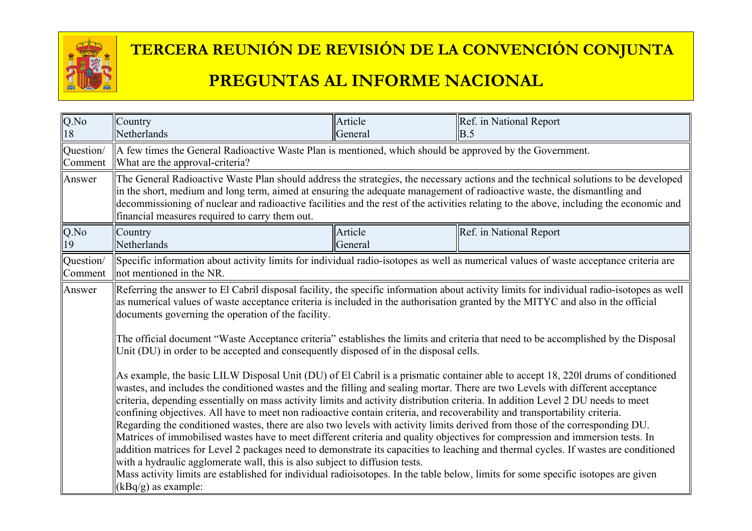# TERCERA REUNIÓN DE REVISIÓN DE LA CONVENCIÓN CONJUNTA

# PREGUNTAS AL INFORME NACIONAL

| Q.No 18 | Country Netherlands | Article General | Ref. in National Report B.5 |
|---|---|---|---|
| Question/ Comment | A few times the General Radioactive Waste Plan is mentioned, which should be approved by the Government. What are the approval-criteria? | | |
| Answer | The General Radioactive Waste Plan should address the strategies, the necessary actions and the technical solutions to be developed in the short, medium and long term, aimed at ensuring the adequate management of radioactive waste, the dismantling and decommissioning of nuclear and radioactive facilities and the rest of the activities relating to the above, including the economic and financial measures required to carry them out. | | |

| Q.No 19 | Country Netherlands | Article General | Ref. in National Report |
|---|---|---|---|
| Question/ Comment | Specific information about activity limits for individual radio-isotopes as well as numerical values of waste acceptance criteria are not mentioned in the NR. | | |
| Answer | Referring the answer to El Cabril disposal facility, the specific information about activity limits for individual radio-isotopes as well as numerical values of waste acceptance criteria is included in the authorisation granted by the MITYC and also in the official documents governing the operation of the facility.<br><br>The official document "Waste Acceptance criteria" establishes the limits and criteria that need to be accomplished by the Disposal Unit (DU) in order to be accepted and consequently disposed of in the disposal cells.<br><br>As example, the basic LILW Disposal Unit (DU) of El Cabril is a prismatic container able to accept 18, 220l drums of conditioned wastes, and includes the conditioned wastes and the filling and sealing mortar. There are two Levels with different acceptance criteria, depending essentially on mass activity limits and activity distribution criteria. In addition Level 2 DU needs to meet confining objectives. All have to meet non radioactive contain criteria, and recoverability and transportability criteria.<br>Regarding the conditioned wastes, there are also two levels with activity limits derived from those of the corresponding DU. Matrices of immobilised wastes have to meet different criteria and quality objectives for compression and immersion tests. In addition matrices for Level 2 packages need to demonstrate its capacities to leaching and thermal cycles. If wastes are conditioned with a hydraulic agglomerate wall, this is also subject to diffusion tests.<br>Mass activity limits are established for individual radioisotopes. In the table below, limits for some specific isotopes are given (kBq/g) as example: | | |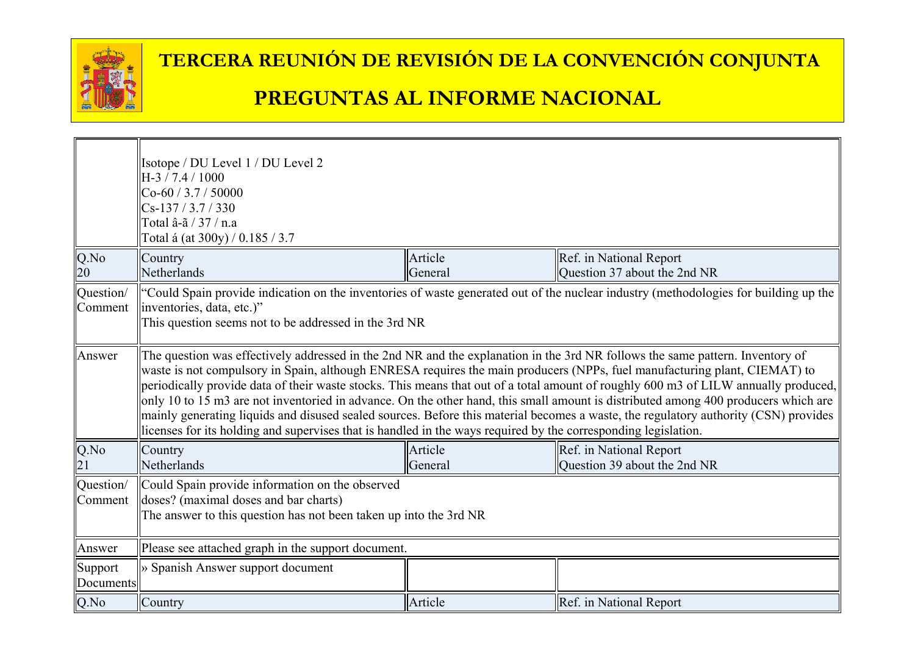# TERCERA REUNIÓN DE REVISIÓN DE LA CONVENCIÓN CONJUNTA

# PREGUNTAS AL INFORME NACIONAL

| | | | |
|---|---|---|---|
| | Isotope / DU Level 1 / DU Level 2<br>H-3 / 7.4 / 1000<br>Co-60 / 3.7 / 50000<br>Cs-137 / 3.7 / 330<br>Total â-ã / 37 / n.a<br>Total á (at 300y) / 0.185 / 3.7 | | |
| Q.No<br>20 | Country<br>Netherlands | Article<br>General | Ref. in National Report<br>Question 37 about the 2nd NR |
| Question/ Comment | "Could Spain provide indication on the inventories of waste generated out of the nuclear industry (methodologies for building up the inventories, data, etc.)"<br>This question seems not to be addressed in the 3rd NR | | |
| Answer | The question was effectively addressed in the 2nd NR and the explanation in the 3rd NR follows the same pattern. Inventory of waste is not compulsory in Spain, although ENRESA requires the main producers (NPPs, fuel manufacturing plant, CIEMAT) to periodically provide data of their waste stocks. This means that out of a total amount of roughly 600 m3 of LILW annually produced, only 10 to 15 m3 are not inventoried in advance. On the other hand, this small amount is distributed among 400 producers which are mainly generating liquids and disused sealed sources. Before this material becomes a waste, the regulatory authority (CSN) provides licenses for its holding and supervises that is handled in the ways required by the corresponding legislation. | | |
| Q.No<br>21 | Country<br>Netherlands | Article<br>General | Ref. in National Report<br>Question 39 about the 2nd NR |
| Question/ Comment | Could Spain provide information on the observed doses? (maximal doses and bar charts)<br>The answer to this question has not been taken up into the 3rd NR | | |
| Answer | Please see attached graph in the support document. | | |
| Support Documents | » Spanish Answer support document | | |
| Q.No | Country | Article | Ref. in National Report |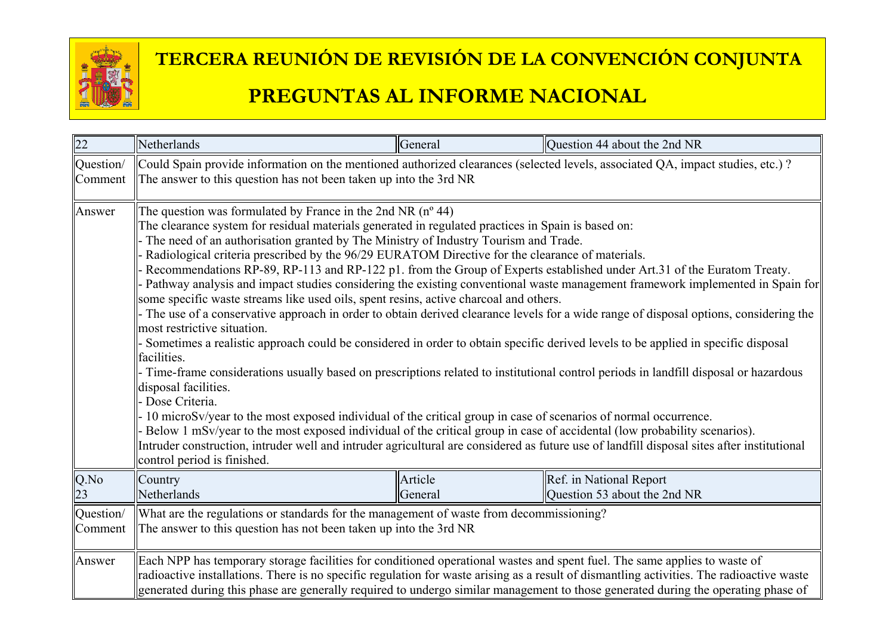| 22 | Netherlands | General | Question 44 about the 2nd NR |
|---|---|---|---|
| Question/ Comment | Could Spain provide information on the mentioned authorized clearances (selected levels, associated QA, impact studies, etc.) ? The answer to this question has not been taken up into the 3rd NR | | |
| Answer | The question was formulated by France in the 2nd NR (nº 44)<br>The clearance system for residual materials generated in regulated practices in Spain is based on:<br>- The need of an authorisation granted by The Ministry of Industry Tourism and Trade.<br>- Radiological criteria prescribed by the 96/29 EURATOM Directive for the clearance of materials.<br>- Recommendations RP-89, RP-113 and RP-122 p1. from the Group of Experts established under Art.31 of the Euratom Treaty.<br>- Pathway analysis and impact studies considering the existing conventional waste management framework implemented in Spain for some specific waste streams like used oils, spent resins, active charcoal and others.<br>- The use of a conservative approach in order to obtain derived clearance levels for a wide range of disposal options, considering the most restrictive situation.<br>- Sometimes a realistic approach could be considered in order to obtain specific derived levels to be applied in specific disposal facilities.<br>- Time-frame considerations usually based on prescriptions related to institutional control periods in landfill disposal or hazardous disposal facilities.<br>- Dose Criteria.<br>- 10 microSv/year to the most exposed individual of the critical group in case of scenarios of normal occurrence.<br>- Below 1 mSv/year to the most exposed individual of the critical group in case of accidental (low probability scenarios).<br>Intruder construction, intruder well and intruder agricultural are considered as future use of landfill disposal sites after institutional control period is finished. | | |
| Q.No<br>23 | Country<br>Netherlands | Article<br>General | Ref. in National Report<br>Question 53 about the 2nd NR |
| Question/ Comment | What are the regulations or standards for the management of waste from decommissioning?<br>The answer to this question has not been taken up into the 3rd NR | | |
| Answer | Each NPP has temporary storage facilities for conditioned operational wastes and spent fuel. The same applies to waste of radioactive installations. There is no specific regulation for waste arising as a result of dismantling activities. The radioactive waste generated during this phase are generally required to undergo similar management to those generated during the operating phase of | | |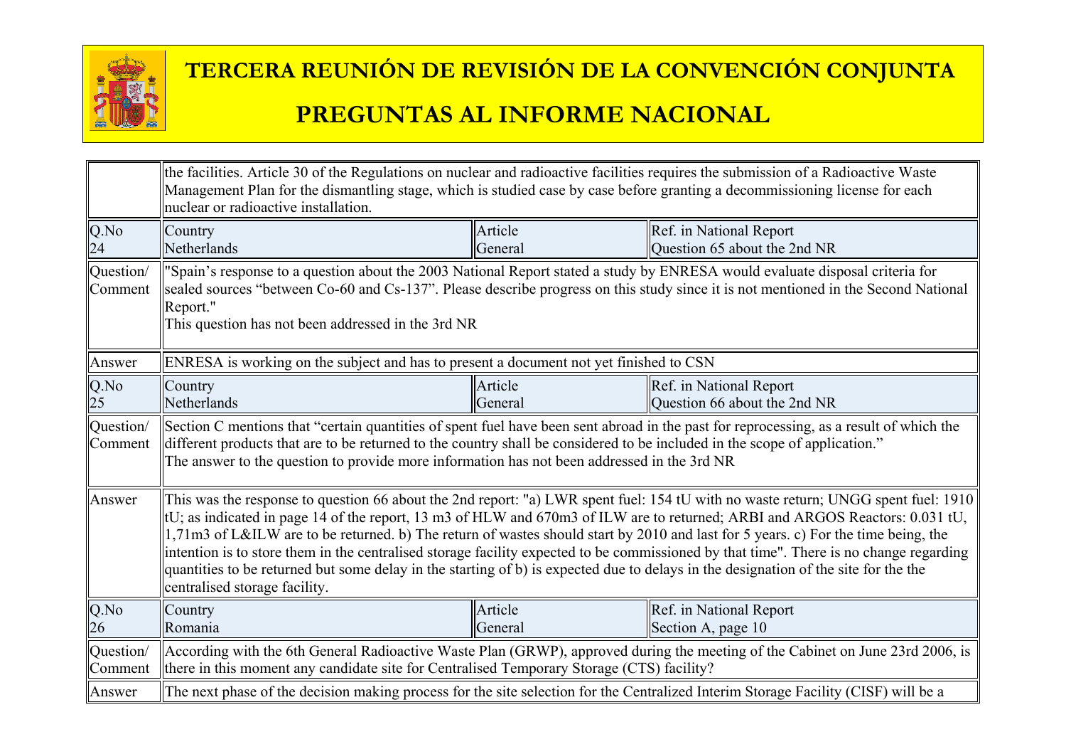| | | | |
|---|---|---|---|
| | the facilities. Article 30 of the Regulations on nuclear and radioactive facilities requires the submission of a Radioactive Waste Management Plan for the dismantling stage, which is studied case by case before granting a decommissioning license for each nuclear or radioactive installation. | | |
| Q.No 24 | Country Netherlands | Article General | Ref. in National Report Question 65 about the 2nd NR |
| Question/ Comment | "Spain's response to a question about the 2003 National Report stated a study by ENRESA would evaluate disposal criteria for sealed sources "between Co-60 and Cs-137". Please describe progress on this study since it is not mentioned in the Second National Report."<br>This question has not been addressed in the 3rd NR | | |
| Answer | ENRESA is working on the subject and has to present a document not yet finished to CSN | | |
| Q.No 25 | Country Netherlands | Article General | Ref. in National Report Question 66 about the 2nd NR |
| Question/ Comment | Section C mentions that "certain quantities of spent fuel have been sent abroad in the past for reprocessing, as a result of which the different products that are to be returned to the country shall be considered to be included in the scope of application."<br>The answer to the question to provide more information has not been addressed in the 3rd NR | | |
| Answer | This was the response to question 66 about the 2nd report: "a) LWR spent fuel: 154 tU with no waste return; UNGG spent fuel: 1910 tU; as indicated in page 14 of the report, 13 m3 of HLW and 670m3 of ILW are to returned; ARBI and ARGOS Reactors: 0.031 tU, 1,71m3 of L&ILW are to be returned. b) The return of wastes should start by 2010 and last for 5 years. c) For the time being, the intention is to store them in the centralised storage facility expected to be commissioned by that time". There is no change regarding quantities to be returned but some delay in the starting of b) is expected due to delays in the designation of the site for the the centralised storage facility. | | |
| Q.No 26 | Country Romania | Article General | Ref. in National Report Section A, page 10 |
| Question/ Comment | According with the 6th General Radioactive Waste Plan (GRWP), approved during the meeting of the Cabinet on June 23rd 2006, is there in this moment any candidate site for Centralised Temporary Storage (CTS) facility? | | |
| Answer | The next phase of the decision making process for the site selection for the Centralized Interim Storage Facility (CISF) will be a | | |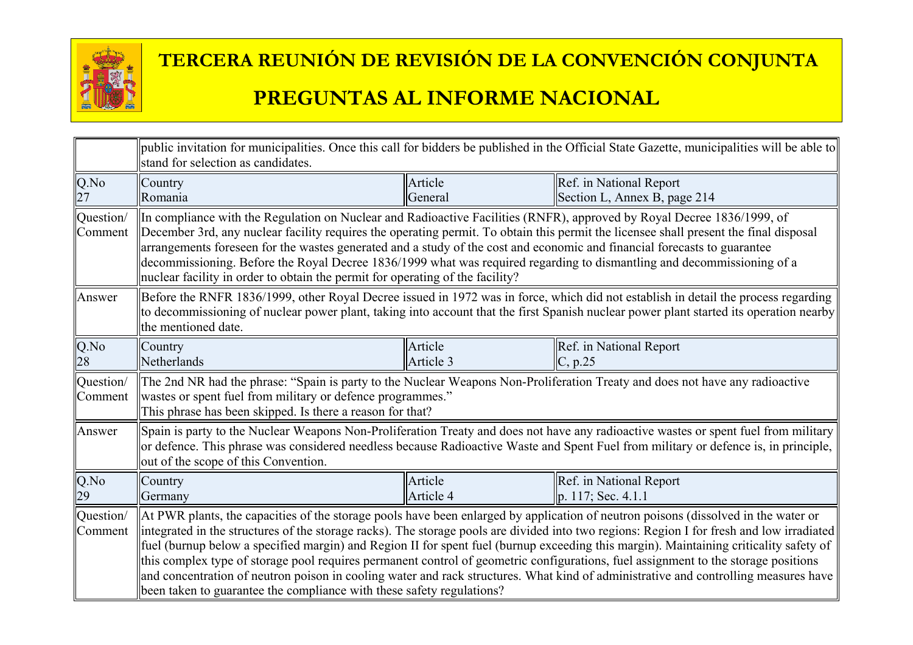| | | | |
|---|---|---|---|
| | public invitation for municipalities. Once this call for bidders be published in the Official State Gazette, municipalities will be able to stand for selection as candidates. | | |
| Q.No 27 | Country Romania | Article General | Ref. in National Report Section L, Annex B, page 214 |
| Question/ Comment | In compliance with the Regulation on Nuclear and Radioactive Facilities (RNFR), approved by Royal Decree 1836/1999, of December 3rd, any nuclear facility requires the operating permit. To obtain this permit the licensee shall present the final disposal arrangements foreseen for the wastes generated and a study of the cost and economic and financial forecasts to guarantee decommissioning. Before the Royal Decree 1836/1999 what was required regarding to dismantling and decommissioning of a nuclear facility in order to obtain the permit for operating of the facility? | | |
| Answer | Before the RNFR 1836/1999, other Royal Decree issued in 1972 was in force, which did not establish in detail the process regarding to decommissioning of nuclear power plant, taking into account that the first Spanish nuclear power plant started its operation nearby the mentioned date. | | |
| Q.No 28 | Country Netherlands | Article Article 3 | Ref. in National Report C, p.25 |
| Question/ Comment | The 2nd NR had the phrase: "Spain is party to the Nuclear Weapons Non-Proliferation Treaty and does not have any radioactive wastes or spent fuel from military or defence programmes." This phrase has been skipped. Is there a reason for that? | | |
| Answer | Spain is party to the Nuclear Weapons Non-Proliferation Treaty and does not have any radioactive wastes or spent fuel from military or defence. This phrase was considered needless because Radioactive Waste and Spent Fuel from military or defence is, in principle, out of the scope of this Convention. | | |
| Q.No 29 | Country Germany | Article Article 4 | Ref. in National Report p. 117; Sec. 4.1.1 |
| Question/ Comment | At PWR plants, the capacities of the storage pools have been enlarged by application of neutron poisons (dissolved in the water or integrated in the structures of the storage racks). The storage pools are divided into two regions: Region I for fresh and low irradiated fuel (burnup below a specified margin) and Region II for spent fuel (burnup exceeding this margin). Maintaining criticality safety of this complex type of storage pool requires permanent control of geometric configurations, fuel assignment to the storage positions and concentration of neutron poison in cooling water and rack structures. What kind of administrative and controlling measures have been taken to guarantee the compliance with these safety regulations? | | |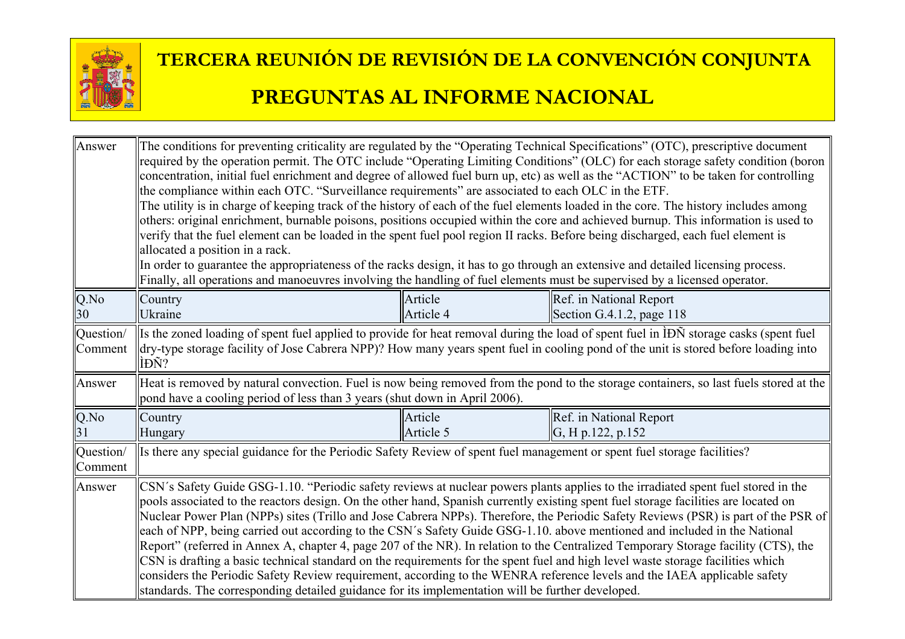# TERCERA REUNIÓN DE REVISIÓN DE LA CONVENCIÓN CONJUNTA

# PREGUNTAS AL INFORME NACIONAL

| | | | |
|---|---|---|---|
| Answer | The conditions for preventing criticality are regulated by the "Operating Technical Specifications" (OTC), prescriptive document required by the operation permit. The OTC include "Operating Limiting Conditions" (OLC) for each storage safety condition (boron concentration, initial fuel enrichment and degree of allowed fuel burn up, etc) as well as the "ACTION" to be taken for controlling the compliance within each OTC. "Surveillance requirements" are associated to each OLC in the ETF.<br>The utility is in charge of keeping track of the history of each of the fuel elements loaded in the core. The history includes among others: original enrichment, burnable poisons, positions occupied within the core and achieved burnup. This information is used to verify that the fuel element can be loaded in the spent fuel pool region II racks. Before being discharged, each fuel element is allocated a position in a rack.<br>In order to guarantee the appropriateness of the racks design, it has to go through an extensive and detailed licensing process. Finally, all operations and manoeuvres involving the handling of fuel elements must be supervised by a licensed operator. | | |
| Q.No 30 | Country Ukraine | Article Article 4 | Ref. in National Report Section G.4.1.2, page 118 |
| Question/ Comment | Is the zoned loading of spent fuel applied to provide for heat removal during the load of spent fuel in ÌĐÑ storage casks (spent fuel dry-type storage facility of Jose Cabrera NPP)? How many years spent fuel in cooling pond of the unit is stored before loading into ÌĐÑ? | | |
| Answer | Heat is removed by natural convection. Fuel is now being removed from the pond to the storage containers, so last fuels stored at the pond have a cooling period of less than 3 years (shut down in April 2006). | | |
| Q.No 31 | Country Hungary | Article Article 5 | Ref. in National Report G, H p.122, p.152 |
| Question/ Comment | Is there any special guidance for the Periodic Safety Review of spent fuel management or spent fuel storage facilities? | | |
| Answer | CSN´s Safety Guide GSG-1.10. "Periodic safety reviews at nuclear powers plants applies to the irradiated spent fuel stored in the pools associated to the reactors design. On the other hand, Spanish currently existing spent fuel storage facilities are located on Nuclear Power Plan (NPPs) sites (Trillo and Jose Cabrera NPPs). Therefore, the Periodic Safety Reviews (PSR) is part of the PSR of each of NPP, being carried out according to the CSN´s Safety Guide GSG-1.10. above mentioned and included in the National Report" (referred in Annex A, chapter 4, page 207 of the NR). In relation to the Centralized Temporary Storage facility (CTS), the CSN is drafting a basic technical standard on the requirements for the spent fuel and high level waste storage facilities which considers the Periodic Safety Review requirement, according to the WENRA reference levels and the IAEA applicable safety standards. The corresponding detailed guidance for its implementation will be further developed. | | |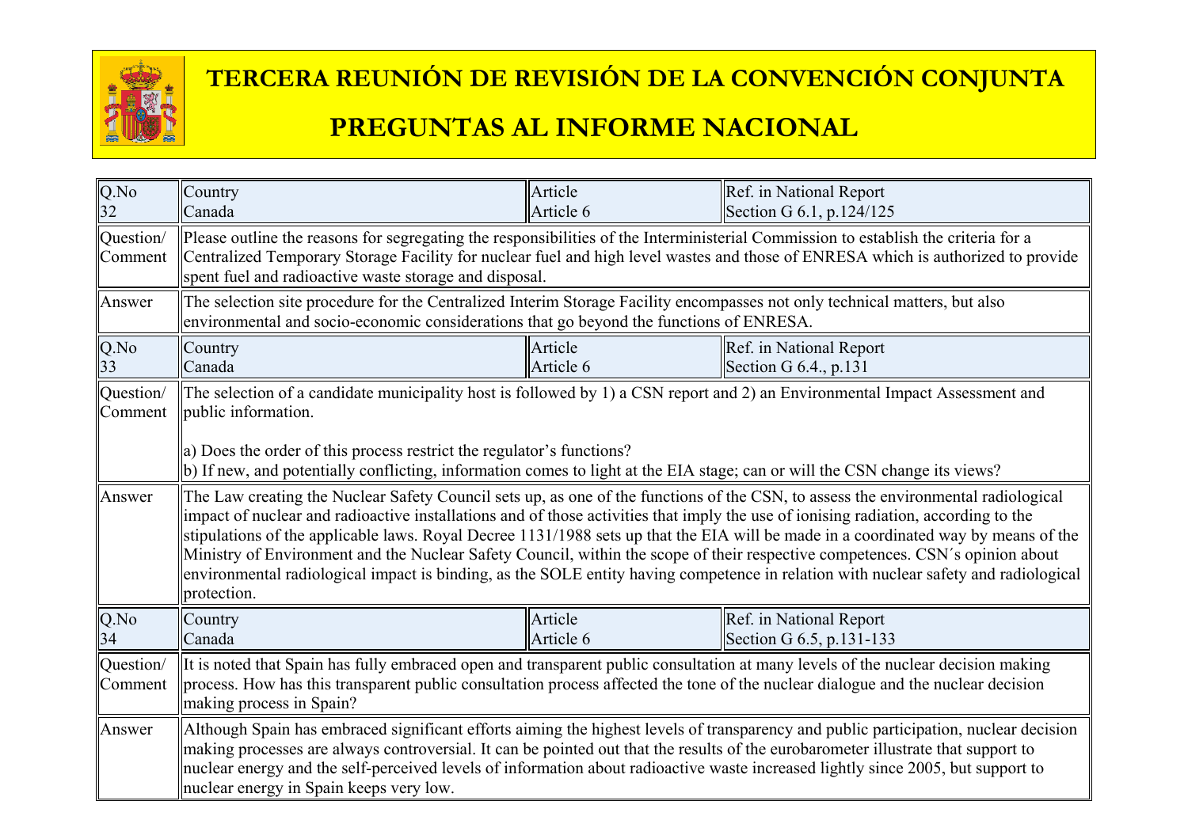# TERCERA REUNIÓN DE REVISIÓN DE LA CONVENCIÓN CONJUNTA

# PREGUNTAS AL INFORME NACIONAL

| Q.No<br>32 | Country<br>Canada | Article<br>Article 6 | Ref. in National Report<br>Section G 6.1, p.124/125 |
|---|---|---|---|
| Question/<br>Comment | Please outline the reasons for segregating the responsibilities of the Interministerial Commission to establish the criteria for a Centralized Temporary Storage Facility for nuclear fuel and high level wastes and those of ENRESA which is authorized to provide spent fuel and radioactive waste storage and disposal. | | |
| Answer | The selection site procedure for the Centralized Interim Storage Facility encompasses not only technical matters, but also environmental and socio-economic considerations that go beyond the functions of ENRESA. | | |
| Q.No<br>33 | Country<br>Canada | Article<br>Article 6 | Ref. in National Report<br>Section G 6.4., p.131 |
| Question/<br>Comment | The selection of a candidate municipality host is followed by 1) a CSN report and 2) an Environmental Impact Assessment and public information.<br><br>a) Does the order of this process restrict the regulator's functions?<br>b) If new, and potentially conflicting, information comes to light at the EIA stage; can or will the CSN change its views? | | |
| Answer | The Law creating the Nuclear Safety Council sets up, as one of the functions of the CSN, to assess the environmental radiological impact of nuclear and radioactive installations and of those activities that imply the use of ionising radiation, according to the stipulations of the applicable laws. Royal Decree 1131/1988 sets up that the EIA will be made in a coordinated way by means of the Ministry of Environment and the Nuclear Safety Council, within the scope of their respective competences. CSN´s opinion about environmental radiological impact is binding, as the SOLE entity having competence in relation with nuclear safety and radiological protection. | | |
| Q.No<br>34 | Country<br>Canada | Article<br>Article 6 | Ref. in National Report<br>Section G 6.5, p.131-133 |
| Question/<br>Comment | It is noted that Spain has fully embraced open and transparent public consultation at many levels of the nuclear decision making process. How has this transparent public consultation process affected the tone of the nuclear dialogue and the nuclear decision making process in Spain? | | |
| Answer | Although Spain has embraced significant efforts aiming the highest levels of transparency and public participation, nuclear decision making processes are always controversial. It can be pointed out that the results of the eurobarometer illustrate that support to nuclear energy and the self-perceived levels of information about radioactive waste increased lightly since 2005, but support to nuclear energy in Spain keeps very low. | | |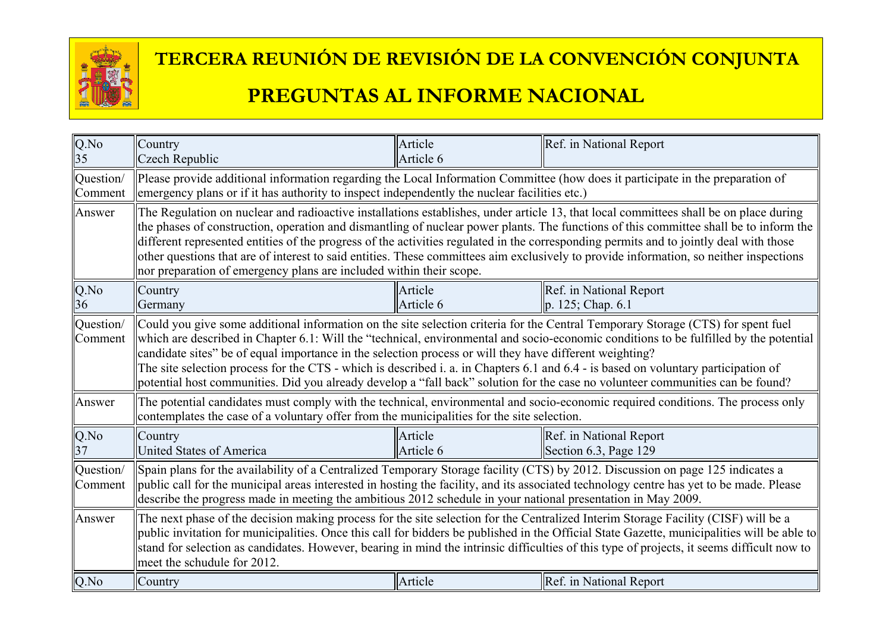# TERCERA REUNIÓN DE REVISIÓN DE LA CONVENCIÓN CONJUNTA

# PREGUNTAS AL INFORME NACIONAL

| Q.No 35 | Country Czech Republic | Article Article 6 | Ref. in National Report |
|---|---|---|---|
| Question/ Comment | Please provide additional information regarding the Local Information Committee (how does it participate in the preparation of emergency plans or if it has authority to inspect independently the nuclear facilities etc.) | | |
| Answer | The Regulation on nuclear and radioactive installations establishes, under article 13, that local committees shall be on place during the phases of construction, operation and dismantling of nuclear power plants. The functions of this committee shall be to inform the different represented entities of the progress of the activities regulated in the corresponding permits and to jointly deal with those other questions that are of interest to said entities. These committees aim exclusively to provide information, so neither inspections nor preparation of emergency plans are included within their scope. | | |
| Q.No 36 | Country Germany | Article Article 6 | Ref. in National Report p. 125; Chap. 6.1 |
| Question/ Comment | Could you give some additional information on the site selection criteria for the Central Temporary Storage (CTS) for spent fuel which are described in Chapter 6.1: Will the "technical, environmental and socio-economic conditions to be fulfilled by the potential candidate sites" be of equal importance in the selection process or will they have different weighting?<br>The site selection process for the CTS - which is described i. a. in Chapters 6.1 and 6.4 - is based on voluntary participation of potential host communities. Did you already develop a "fall back" solution for the case no volunteer communities can be found? | | |
| Answer | The potential candidates must comply with the technical, environmental and socio-economic required conditions. The process only contemplates the case of a voluntary offer from the municipalities for the site selection. | | |
| Q.No 37 | Country United States of America | Article Article 6 | Ref. in National Report Section 6.3, Page 129 |
| Question/ Comment | Spain plans for the availability of a Centralized Temporary Storage facility (CTS) by 2012. Discussion on page 125 indicates a public call for the municipal areas interested in hosting the facility, and its associated technology centre has yet to be made. Please describe the progress made in meeting the ambitious 2012 schedule in your national presentation in May 2009. | | |
| Answer | The next phase of the decision making process for the site selection for the Centralized Interim Storage Facility (CISF) will be a public invitation for municipalities. Once this call for bidders be published in the Official State Gazette, municipalities will be able to stand for selection as candidates. However, bearing in mind the intrinsic difficulties of this type of projects, it seems difficult now to meet the schudule for 2012. | | |
| Q.No | Country | Article | Ref. in National Report |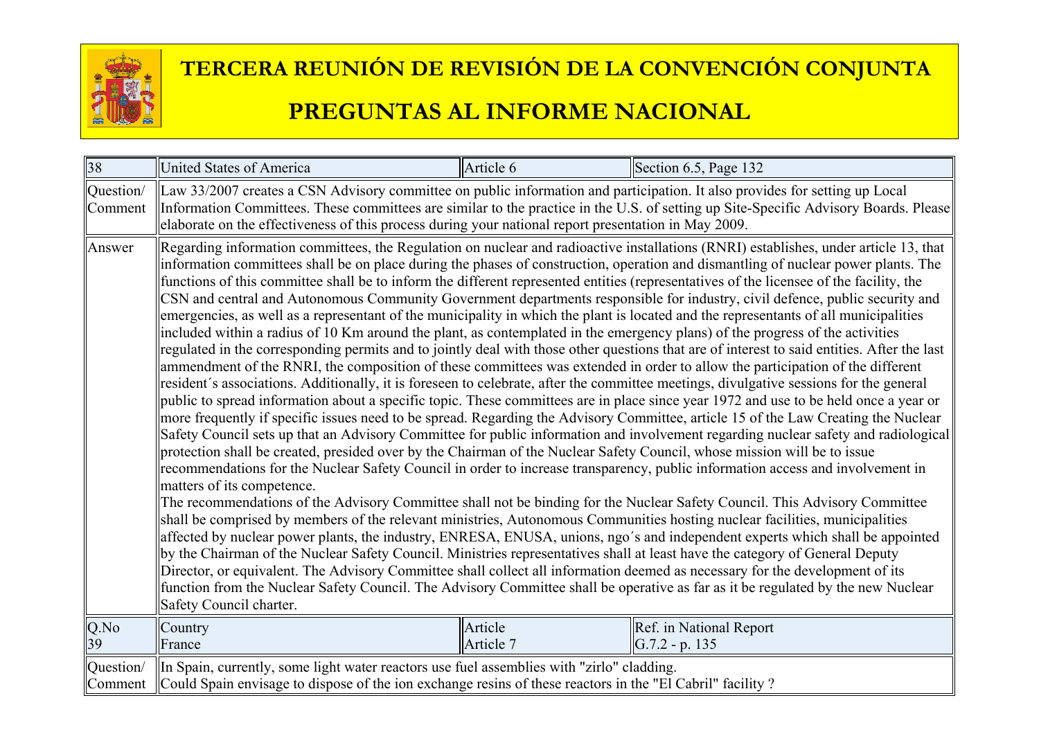# TERCERA REUNIÓN DE REVISIÓN DE LA CONVENCIÓN CONJUNTA

## PREGUNTAS AL INFORME NACIONAL

| 38 | United States of America | Article 6 | Section 6.5, Page 132 |
|---|---|---|---|
| Question/ Comment | Law 33/2007 creates a CSN Advisory committee on public information and participation. It also provides for setting up Local Information Committees. These committees are similar to the practice in the U.S. of setting up Site-Specific Advisory Boards. Please elaborate on the effectiveness of this process during your national report presentation in May 2009. | | |
| Answer | Regarding information committees, the Regulation on nuclear and radioactive installations (RNRI) establishes, under article 13, that information committees shall be on place during the phases of construction, operation and dismantling of nuclear power plants. The functions of this committee shall be to inform the different represented entities (representatives of the licensee of the facility, the CSN and central and Autonomous Community Government departments responsible for industry, civil defence, public security and emergencies, as well as a representant of the municipality in which the plant is located and the representants of all municipalities included within a radius of 10 Km around the plant, as contemplated in the emergency plans) of the progress of the activities regulated in the corresponding permits and to jointly deal with those other questions that are of interest to said entities. After the last ammendment of the RNRI, the composition of these committees was extended in order to allow the participation of the different resident´s associations. Additionally, it is foreseen to celebrate, after the committee meetings, divulgative sessions for the general public to spread information about a specific topic. These committees are in place since year 1972 and use to be held once a year or more frequently if specific issues need to be spread. Regarding the Advisory Committee, article 15 of the Law Creating the Nuclear Safety Council sets up that an Advisory Committee for public information and involvement regarding nuclear safety and radiological protection shall be created, presided over by the Chairman of the Nuclear Safety Council, whose mission will be to issue recommendations for the Nuclear Safety Council in order to increase transparency, public information access and involvement in matters of its competence.<br>The recommendations of the Advisory Committee shall not be binding for the Nuclear Safety Council. This Advisory Committee shall be comprised by members of the relevant ministries, Autonomous Communities hosting nuclear facilities, municipalities affected by nuclear power plants, the industry, ENRESA, ENUSA, unions, ngo´s and independent experts which shall be appointed by the Chairman of the Nuclear Safety Council. Ministries representatives shall at least have the category of General Deputy Director, or equivalent. The Advisory Committee shall collect all information deemed as necessary for the development of its function from the Nuclear Safety Council. The Advisory Committee shall be operative as far as it be regulated by the new Nuclear Safety Council charter. | | |
| Q.No<br>39 | Country<br>France | Article<br>Article 7 | Ref. in National Report<br>G.7.2 - p. 135 |
| Question/ Comment | In Spain, currently, some light water reactors use fuel assemblies with "zirlo" cladding.<br>Could Spain envisage to dispose of the ion exchange resins of these reactors in the "El Cabril" facility ? | | |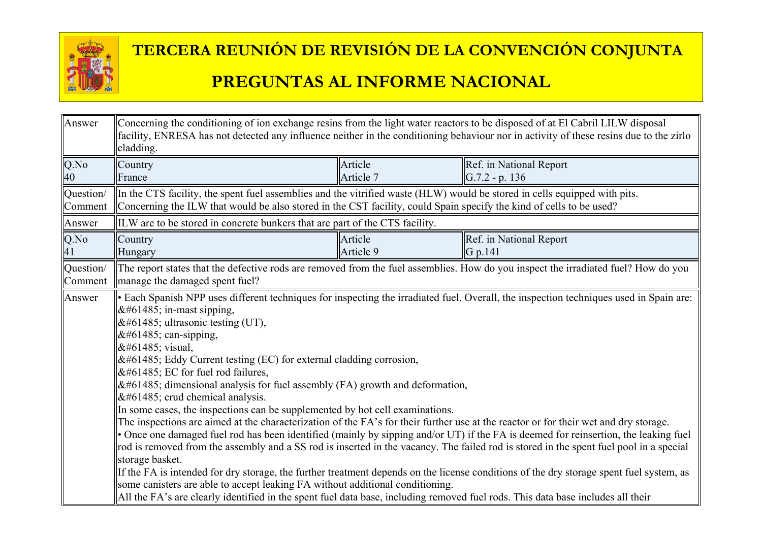| | | | |
|---|---|---|---|
| Answer | Concerning the conditioning of ion exchange resins from the light water reactors to be disposed of at El Cabril LILW disposal facility, ENRESA has not detected any influence neither in the conditioning behaviour nor in activity of these resins due to the zirlo cladding. | | |
| Q.No 40 | Country France | Article Article 7 | Ref. in National Report G.7.2 - p. 136 |
| Question/ Comment | In the CTS facility, the spent fuel assemblies and the vitrified waste (HLW) would be stored in cells equipped with pits. Concerning the ILW that would be also stored in the CST facility, could Spain specify the kind of cells to be used? | | |
| Answer | ILW are to be stored in concrete bunkers that are part of the CTS facility. | | |
| Q.No 41 | Country Hungary | Article Article 9 | Ref. in National Report G p.141 |
| Question/ Comment | The report states that the defective rods are removed from the fuel assemblies. How do you inspect the irradiated fuel? How do you manage the damaged spent fuel? | | |
| Answer | • Each Spanish NPP uses different techniques for inspecting the irradiated fuel. Overall, the inspection techniques used in Spain are:<br>&#61485; in-mast sipping,<br>&#61485; ultrasonic testing (UT),<br>&#61485; can-sipping,<br>&#61485; visual,<br>&#61485; Eddy Current testing (EC) for external cladding corrosion,<br>&#61485; EC for fuel rod failures,<br>&#61485; dimensional analysis for fuel assembly (FA) growth and deformation,<br>&#61485; crud chemical analysis.<br>In some cases, the inspections can be supplemented by hot cell examinations.<br>The inspections are aimed at the characterization of the FA's for their further use at the reactor or for their wet and dry storage.<br>• Once one damaged fuel rod has been identified (mainly by sipping and/or UT) if the FA is deemed for reinsertion, the leaking fuel rod is removed from the assembly and a SS rod is inserted in the vacancy. The failed rod is stored in the spent fuel pool in a special storage basket.<br>If the FA is intended for dry storage, the further treatment depends on the license conditions of the dry storage spent fuel system, as some canisters are able to accept leaking FA without additional conditioning.<br>All the FA's are clearly identified in the spent fuel data base, including removed fuel rods. This data base includes all their | | |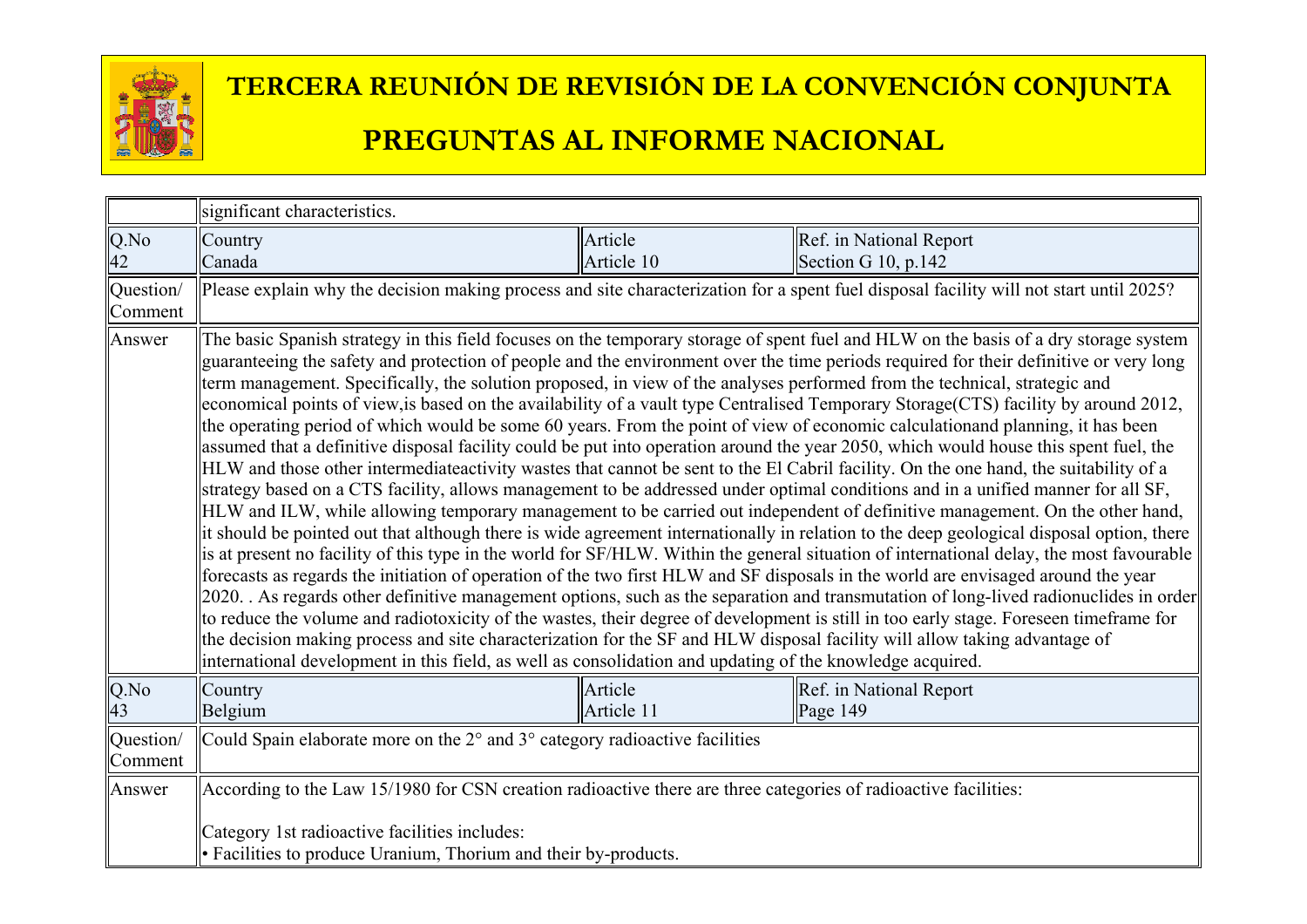| | significant characteristics. | | |
|---|---|---|---|
| Q.No 42 | Country Canada | Article Article 10 | Ref. in National Report Section G 10, p.142 |
| Question/ Comment | Please explain why the decision making process and site characterization for a spent fuel disposal facility will not start until 2025? | | |
| Answer | The basic Spanish strategy in this field focuses on the temporary storage of spent fuel and HLW on the basis of a dry storage system guaranteeing the safety and protection of people and the environment over the time periods required for their definitive or very long term management. Specifically, the solution proposed, in view of the analyses performed from the technical, strategic and economical points of view,is based on the availability of a vault type Centralised Temporary Storage(CTS) facility by around 2012, the operating period of which would be some 60 years. From the point of view of economic calculationand planning, it has been assumed that a definitive disposal facility could be put into operation around the year 2050, which would house this spent fuel, the HLW and those other intermediateactivity wastes that cannot be sent to the El Cabril facility. On the one hand, the suitability of a strategy based on a CTS facility, allows management to be addressed under optimal conditions and in a unified manner for all SF, HLW and ILW, while allowing temporary management to be carried out independent of definitive management. On the other hand, it should be pointed out that although there is wide agreement internationally in relation to the deep geological disposal option, there is at present no facility of this type in the world for SF/HLW. Within the general situation of international delay, the most favourable forecasts as regards the initiation of operation of the two first HLW and SF disposals in the world are envisaged around the year 2020. . As regards other definitive management options, such as the separation and transmutation of long-lived radionuclides in order to reduce the volume and radiotoxicity of the wastes, their degree of development is still in too early stage. Foreseen timeframe for the decision making process and site characterization for the SF and HLW disposal facility will allow taking advantage of international development in this field, as well as consolidation and updating of the knowledge acquired. | | |
| Q.No 43 | Country Belgium | Article Article 11 | Ref. in National Report Page 149 |
| Question/ Comment | Could Spain elaborate more on the 2° and 3° category radioactive facilities | | |
| Answer | According to the Law 15/1980 for CSN creation radioactive there are three categories of radioactive facilities:<br><br>Category 1st radioactive facilities includes:<br>• Facilities to produce Uranium, Thorium and their by-products. | | |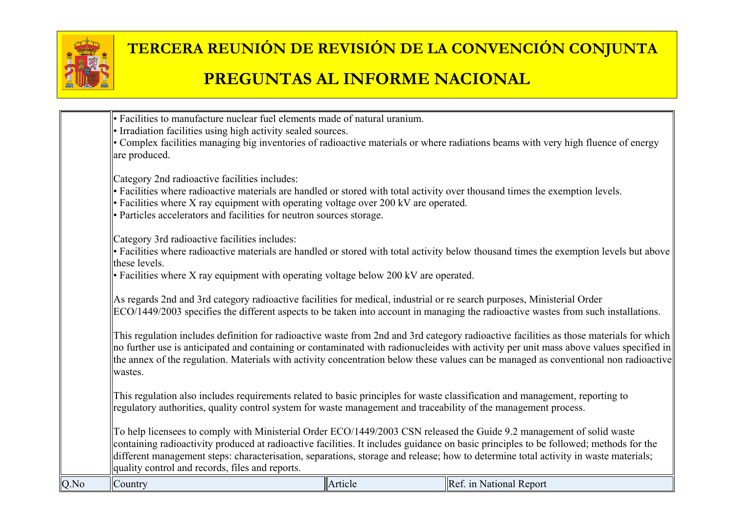| | | | |
|---|---|---|---|
| | • Facilities to manufacture nuclear fuel elements made of natural uranium.<br>• Irradiation facilities using high activity sealed sources.<br>• Complex facilities managing big inventories of radioactive materials or where radiations beams with very high fluence of energy are produced.<br><br>Category 2nd radioactive facilities includes:<br>• Facilities where radioactive materials are handled or stored with total activity over thousand times the exemption levels.<br>• Facilities where X ray equipment with operating voltage over 200 kV are operated.<br>• Particles accelerators and facilities for neutron sources storage.<br><br>Category 3rd radioactive facilities includes:<br>• Facilities where radioactive materials are handled or stored with total activity below thousand times the exemption levels but above these levels.<br>• Facilities where X ray equipment with operating voltage below 200 kV are operated.<br><br>As regards 2nd and 3rd category radioactive facilities for medical, industrial or re search purposes, Ministerial Order ECO/1449/2003 specifies the different aspects to be taken into account in managing the radioactive wastes from such installations.<br><br>This regulation includes definition for radioactive waste from 2nd and 3rd category radioactive facilities as those materials for which no further use is anticipated and containing or contaminated with radionucleides with activity per unit mass above values specified in the annex of the regulation. Materials with activity concentration below these values can be managed as conventional non radioactive wastes.<br><br>This regulation also includes requirements related to basic principles for waste classification and management, reporting to regulatory authorities, quality control system for waste management and traceability of the management process.<br><br>To help licensees to comply with Ministerial Order ECO/1449/2003 CSN released the Guide 9.2 management of solid waste containing radioactivity produced at radioactive facilities. It includes guidance on basic principles to be followed; methods for the different management steps: characterisation, separations, storage and release; how to determine total activity in waste materials; quality control and records, files and reports. | | |
| Q.No | Country | Article | Ref. in National Report |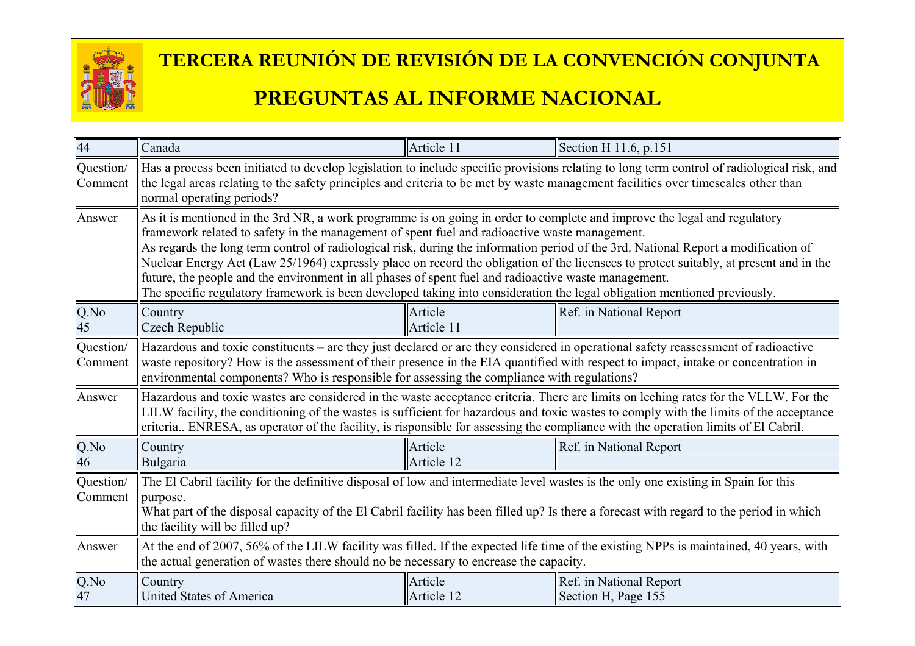| 44 | Canada | Article 11 | Section H 11.6, p.151 |
|---|---|---|---|
| Question/ Comment | Has a process been initiated to develop legislation to include specific provisions relating to long term control of radiological risk, and the legal areas relating to the safety principles and criteria to be met by waste management facilities over timescales other than normal operating periods? | | |
| Answer | As it is mentioned in the 3rd NR, a work programme is on going in order to complete and improve the legal and regulatory framework related to safety in the management of spent fuel and radioactive waste management.<br>As regards the long term control of radiological risk, during the information period of the 3rd. National Report a modification of Nuclear Energy Act (Law 25/1964) expressly place on record the obligation of the licensees to protect suitably, at present and in the future, the people and the environment in all phases of spent fuel and radioactive waste management.<br>The specific regulatory framework is been developed taking into consideration the legal obligation mentioned previously. | | |
| Q.No 45 | Country Czech Republic | Article Article 11 | Ref. in National Report |
| Question/ Comment | Hazardous and toxic constituents – are they just declared or are they considered in operational safety reassessment of radioactive waste repository? How is the assessment of their presence in the EIA quantified with respect to impact, intake or concentration in environmental components? Who is responsible for assessing the compliance with regulations? | | |
| Answer | Hazardous and toxic wastes are considered in the waste acceptance criteria. There are limits on leching rates for the VLLW. For the LILW facility, the conditioning of the wastes is sufficient for hazardous and toxic wastes to comply with the limits of the acceptance criteria.. ENRESA, as operator of the facility, is risponsible for assessing the compliance with the operation limits of El Cabril. | | |
| Q.No 46 | Country Bulgaria | Article Article 12 | Ref. in National Report |
| Question/ Comment | The El Cabril facility for the definitive disposal of low and intermediate level wastes is the only one existing in Spain for this purpose.<br>What part of the disposal capacity of the El Cabril facility has been filled up? Is there a forecast with regard to the period in which the facility will be filled up? | | |
| Answer | At the end of 2007, 56% of the LILW facility was filled. If the expected life time of the existing NPPs is maintained, 40 years, with the actual generation of wastes there should no be necessary to encrease the capacity. | | |
| Q.No 47 | Country United States of America | Article Article 12 | Ref. in National Report Section H, Page 155 |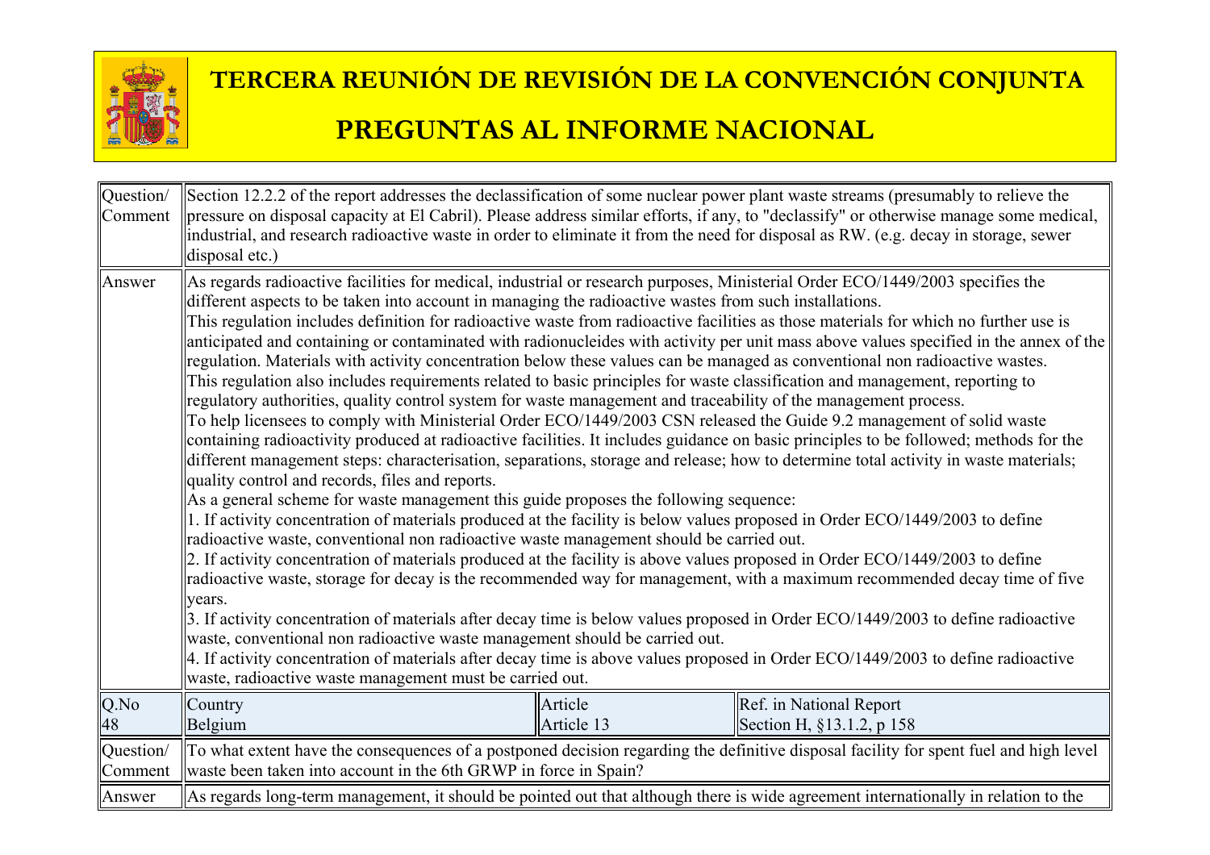# TERCERA REUNIÓN DE REVISIÓN DE LA CONVENCIÓN CONJUNTA

# PREGUNTAS AL INFORME NACIONAL

| | | | |
|---|---|---|---|
| Question/ Comment | Section 12.2.2 of the report addresses the declassification of some nuclear power plant waste streams (presumably to relieve the pressure on disposal capacity at El Cabril). Please address similar efforts, if any, to "declassify" or otherwise manage some medical, industrial, and research radioactive waste in order to eliminate it from the need for disposal as RW. (e.g. decay in storage, sewer disposal etc.) | | |
| Answer | As regards radioactive facilities for medical, industrial or research purposes, Ministerial Order ECO/1449/2003 specifies the different aspects to be taken into account in managing the radioactive wastes from such installations.<br>This regulation includes definition for radioactive waste from radioactive facilities as those materials for which no further use is anticipated and containing or contaminated with radionucleides with activity per unit mass above values specified in the annex of the regulation. Materials with activity concentration below these values can be managed as conventional non radioactive wastes.<br>This regulation also includes requirements related to basic principles for waste classification and management, reporting to regulatory authorities, quality control system for waste management and traceability of the management process.<br>To help licensees to comply with Ministerial Order ECO/1449/2003 CSN released the Guide 9.2 management of solid waste containing radioactivity produced at radioactive facilities. It includes guidance on basic principles to be followed; methods for the different management steps: characterisation, separations, storage and release; how to determine total activity in waste materials; quality control and records, files and reports.<br>As a general scheme for waste management this guide proposes the following sequence:<br>1. If activity concentration of materials produced at the facility is below values proposed in Order ECO/1449/2003 to define radioactive waste, conventional non radioactive waste management should be carried out.<br>2. If activity concentration of materials produced at the facility is above values proposed in Order ECO/1449/2003 to define radioactive waste, storage for decay is the recommended way for management, with a maximum recommended decay time of five years.<br>3. If activity concentration of materials after decay time is below values proposed in Order ECO/1449/2003 to define radioactive waste, conventional non radioactive waste management should be carried out.<br>4. If activity concentration of materials after decay time is above values proposed in Order ECO/1449/2003 to define radioactive waste, radioactive waste management must be carried out. | | |
| Q.No<br>48 | Country<br>Belgium | Article<br>Article 13 | Ref. in National Report<br>Section H, §13.1.2, p 158 |
| Question/ Comment | To what extent have the consequences of a postponed decision regarding the definitive disposal facility for spent fuel and high level waste been taken into account in the 6th GRWP in force in Spain? | | |
| Answer | As regards long-term management, it should be pointed out that although there is wide agreement internationally in relation to the | | |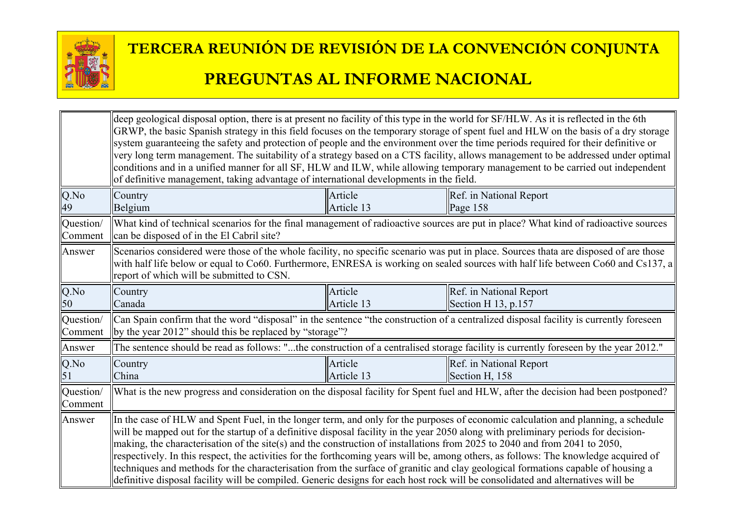| | | | |
|---|---|---|---|
| | deep geological disposal option, there is at present no facility of this type in the world for SF/HLW. As it is reflected in the 6th GRWP, the basic Spanish strategy in this field focuses on the temporary storage of spent fuel and HLW on the basis of a dry storage system guaranteeing the safety and protection of people and the environment over the time periods required for their definitive or very long term management. The suitability of a strategy based on a CTS facility, allows management to be addressed under optimal conditions and in a unified manner for all SF, HLW and ILW, while allowing temporary management to be carried out independent of definitive management, taking advantage of international developments in the field. | | |
| Q.No 49 | Country Belgium | Article Article 13 | Ref. in National Report Page 158 |
| Question/ Comment | What kind of technical scenarios for the final management of radioactive sources are put in place? What kind of radioactive sources can be disposed of in the El Cabril site? | | |
| Answer | Scenarios considered were those of the whole facility, no specific scenario was put in place. Sources thata are disposed of are those with half life below or equal to Co60. Furthermore, ENRESA is working on sealed sources with half life between Co60 and Cs137, a report of which will be submitted to CSN. | | |
| Q.No 50 | Country Canada | Article Article 13 | Ref. in National Report Section H 13, p.157 |
| Question/ Comment | Can Spain confirm that the word "disposal" in the sentence "the construction of a centralized disposal facility is currently foreseen by the year 2012" should this be replaced by "storage"? | | |
| Answer | The sentence should be read as follows: "...the construction of a centralised storage facility is currently foreseen by the year 2012." | | |
| Q.No 51 | Country China | Article Article 13 | Ref. in National Report Section H, 158 |
| Question/ Comment | What is the new progress and consideration on the disposal facility for Spent fuel and HLW, after the decision had been postponed? | | |
| Answer | In the case of HLW and Spent Fuel, in the longer term, and only for the purposes of economic calculation and planning, a schedule will be mapped out for the startup of a definitive disposal facility in the year 2050 along with preliminary periods for decision-making, the characterisation of the site(s) and the construction of installations from 2025 to 2040 and from 2041 to 2050, respectively. In this respect, the activities for the forthcoming years will be, among others, as follows: The knowledge acquired of techniques and methods for the characterisation from the surface of granitic and clay geological formations capable of housing a definitive disposal facility will be compiled. Generic designs for each host rock will be consolidated and alternatives will be | | |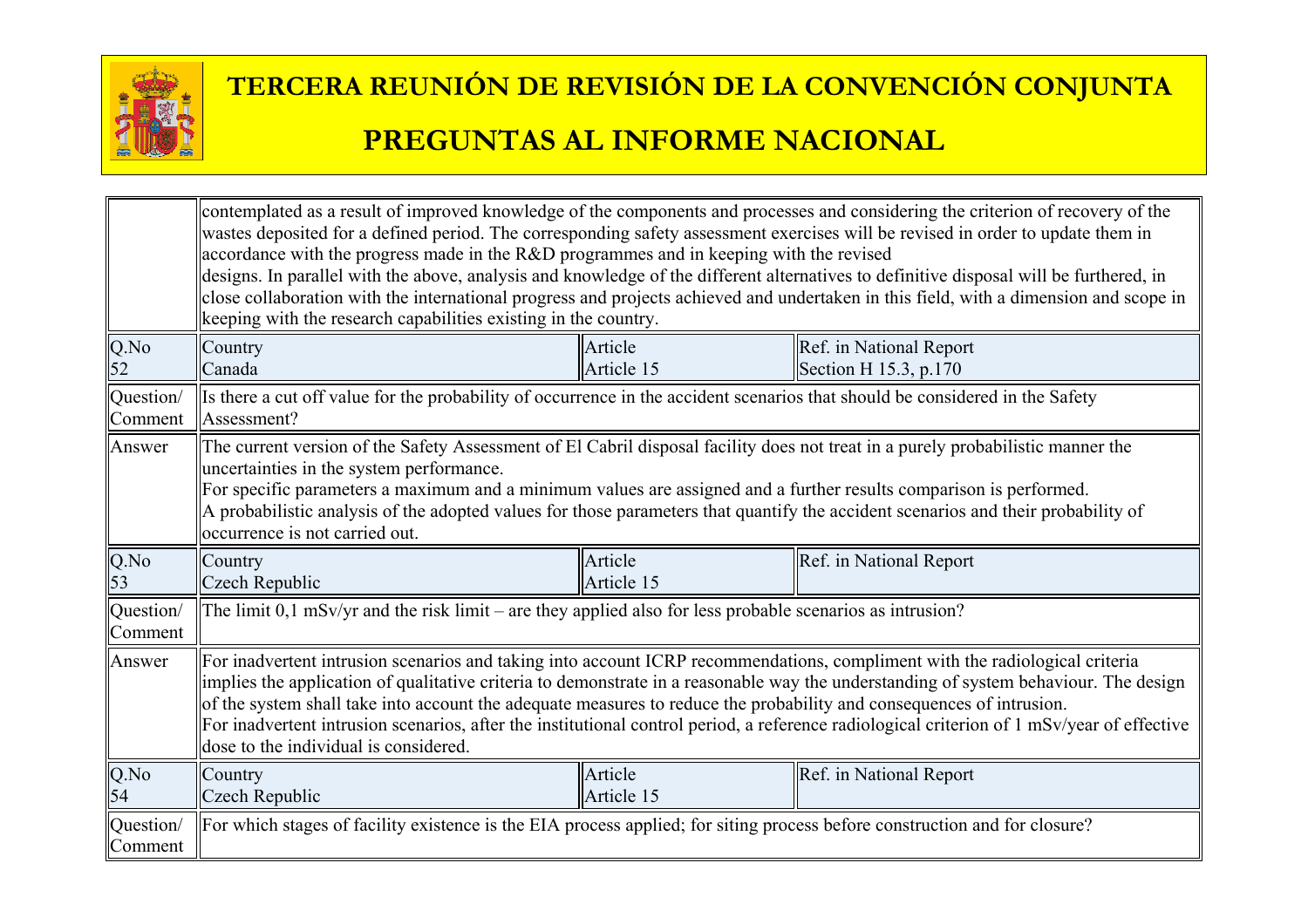| | | | |
|---|---|---|---|
| | contemplated as a result of improved knowledge of the components and processes and considering the criterion of recovery of the wastes deposited for a defined period. The corresponding safety assessment exercises will be revised in order to update them in accordance with the progress made in the R&D programmes and in keeping with the revised designs. In parallel with the above, analysis and knowledge of the different alternatives to definitive disposal will be furthered, in close collaboration with the international progress and projects achieved and undertaken in this field, with a dimension and scope in keeping with the research capabilities existing in the country. | | |
| Q.No 52 | Country Canada | Article Article 15 | Ref. in National Report Section H 15.3, p.170 |
| Question/ Comment | Is there a cut off value for the probability of occurrence in the accident scenarios that should be considered in the Safety Assessment? | | |
| Answer | The current version of the Safety Assessment of El Cabril disposal facility does not treat in a purely probabilistic manner the uncertainties in the system performance.<br>For specific parameters a maximum and a minimum values are assigned and a further results comparison is performed.<br>A probabilistic analysis of the adopted values for those parameters that quantify the accident scenarios and their probability of occurrence is not carried out. | | |
| Q.No 53 | Country Czech Republic | Article Article 15 | Ref. in National Report |
| Question/ Comment | The limit 0,1 mSv/yr and the risk limit – are they applied also for less probable scenarios as intrusion? | | |
| Answer | For inadvertent intrusion scenarios and taking into account ICRP recommendations, compliment with the radiological criteria implies the application of qualitative criteria to demonstrate in a reasonable way the understanding of system behaviour. The design of the system shall take into account the adequate measures to reduce the probability and consequences of intrusion.<br>For inadvertent intrusion scenarios, after the institutional control period, a reference radiological criterion of 1 mSv/year of effective dose to the individual is considered. | | |
| Q.No 54 | Country Czech Republic | Article Article 15 | Ref. in National Report |
| Question/ Comment | For which stages of facility existence is the EIA process applied; for siting process before construction and for closure? | | |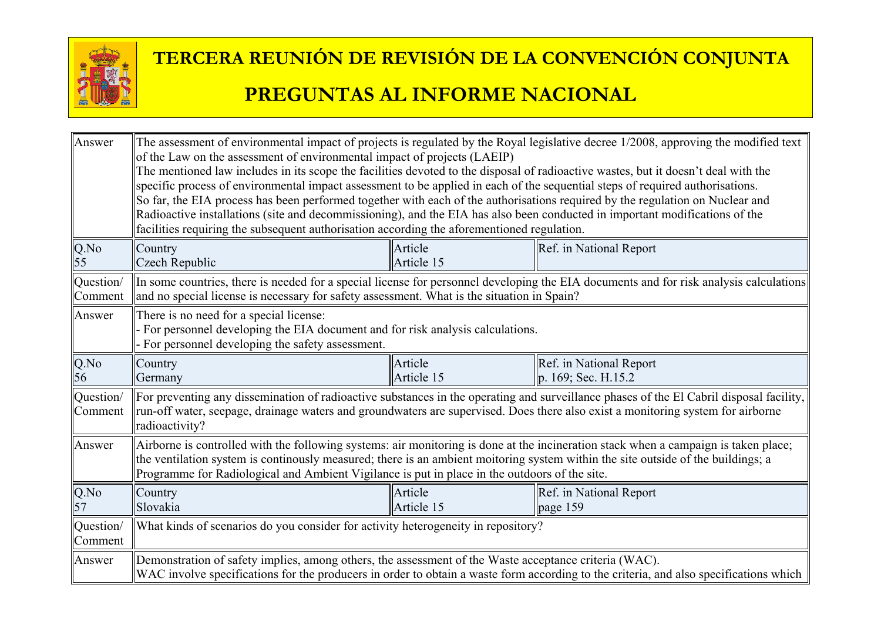| | | | |
|---|---|---|---|
| Answer | The assessment of environmental impact of projects is regulated by the Royal legislative decree 1/2008, approving the modified text of the Law on the assessment of environmental impact of projects (LAEIP)<br>The mentioned law includes in its scope the facilities devoted to the disposal of radioactive wastes, but it doesn't deal with the specific process of environmental impact assessment to be applied in each of the sequential steps of required authorisations.<br>So far, the EIA process has been performed together with each of the authorisations required by the regulation on Nuclear and Radioactive installations (site and decommissioning), and the EIA has also been conducted in important modifications of the facilities requiring the subsequent authorisation according the aforementioned regulation. | | |
| Q.No 55 | Country Czech Republic | Article Article 15 | Ref. in National Report |
| Question/ Comment | In some countries, there is needed for a special license for personnel developing the EIA documents and for risk analysis calculations and no special license is necessary for safety assessment. What is the situation in Spain? | | |
| Answer | There is no need for a special license:<br>- For personnel developing the EIA document and for risk analysis calculations.<br>- For personnel developing the safety assessment. | | |
| Q.No 56 | Country Germany | Article Article 15 | Ref. in National Report p. 169; Sec. H.15.2 |
| Question/ Comment | For preventing any dissemination of radioactive substances in the operating and surveillance phases of the El Cabril disposal facility, run-off water, seepage, drainage waters and groundwaters are supervised. Does there also exist a monitoring system for airborne radioactivity? | | |
| Answer | Airborne is controlled with the following systems: air monitoring is done at the incineration stack when a campaign is taken place; the ventilation system is continously measured; there is an ambient moitoring system within the site outside of the buildings; a Programme for Radiological and Ambient Vigilance is put in place in the outdoors of the site. | | |
| Q.No 57 | Country Slovakia | Article Article 15 | Ref. in National Report page 159 |
| Question/ Comment | What kinds of scenarios do you consider for activity heterogeneity in repository? | | |
| Answer | Demonstration of safety implies, among others, the assessment of the Waste acceptance criteria (WAC).<br>WAC involve specifications for the producers in order to obtain a waste form according to the criteria, and also specifications which | | |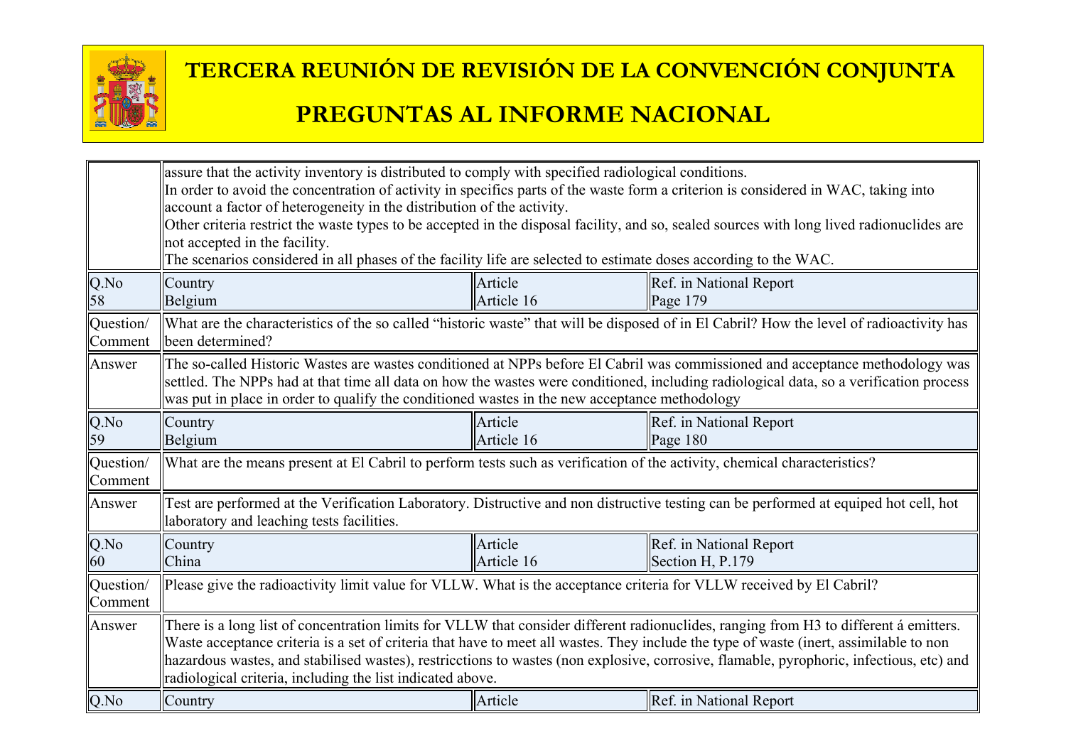| | | | |
|---|---|---|---|
| | assure that the activity inventory is distributed to comply with specified radiological conditions.<br>In order to avoid the concentration of activity in specifics parts of the waste form a criterion is considered in WAC, taking into account a factor of heterogeneity in the distribution of the activity.<br>Other criteria restrict the waste types to be accepted in the disposal facility, and so, sealed sources with long lived radionuclides are not accepted in the facility.<br>The scenarios considered in all phases of the facility life are selected to estimate doses according to the WAC. | | |
| Q.No<br>58 | Country<br>Belgium | Article<br>Article 16 | Ref. in National Report<br>Page 179 |
| Question/ Comment | What are the characteristics of the so called "historic waste" that will be disposed of in El Cabril? How the level of radioactivity has been determined? | | |
| Answer | The so-called Historic Wastes are wastes conditioned at NPPs before El Cabril was commissioned and acceptance methodology was settled. The NPPs had at that time all data on how the wastes were conditioned, including radiological data, so a verification process was put in place in order to qualify the conditioned wastes in the new acceptance methodology | | |
| Q.No<br>59 | Country<br>Belgium | Article<br>Article 16 | Ref. in National Report<br>Page 180 |
| Question/ Comment | What are the means present at El Cabril to perform tests such as verification of the activity, chemical characteristics? | | |
| Answer | Test are performed at the Verification Laboratory. Distructive and non distructive testing can be performed at equiped hot cell, hot laboratory and leaching tests facilities. | | |
| Q.No<br>60 | Country<br>China | Article<br>Article 16 | Ref. in National Report<br>Section H, P.179 |
| Question/ Comment | Please give the radioactivity limit value for VLLW. What is the acceptance criteria for VLLW received by El Cabril? | | |
| Answer | There is a long list of concentration limits for VLLW that consider different radionuclides, ranging from H3 to different á emitters. Waste acceptance criteria is a set of criteria that have to meet all wastes. They include the type of waste (inert, assimilable to non hazardous wastes, and stabilised wastes), restricctions to wastes (non explosive, corrosive, flamable, pyrophoric, infectious, etc) and radiological criteria, including the list indicated above. | | |
| Q.No | Country | Article | Ref. in National Report |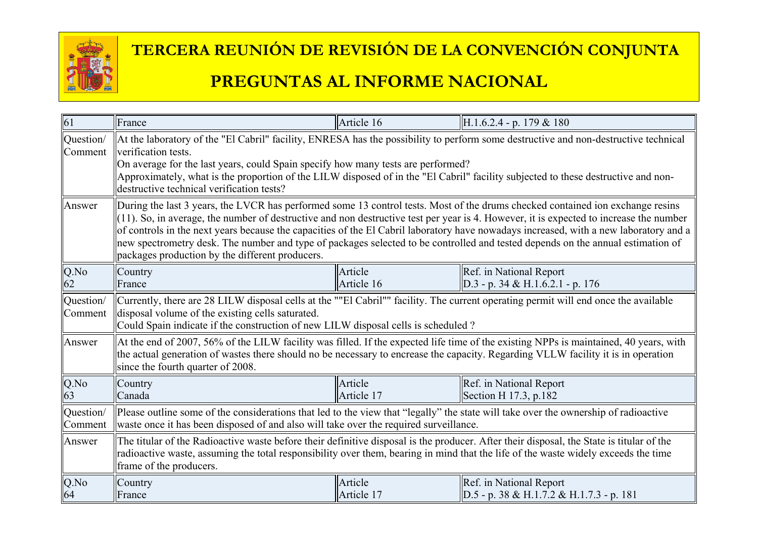# TERCERA REUNIÓN DE REVISIÓN DE LA CONVENCIÓN CONJUNTA

# PREGUNTAS AL INFORME NACIONAL

| 61 | France | Article 16 | H.1.6.2.4 - p. 179 & 180 |
|---|---|---|---|
| Question/ Comment | At the laboratory of the "El Cabril" facility, ENRESA has the possibility to perform some destructive and non-destructive technical verification tests. On average for the last years, could Spain specify how many tests are performed? Approximately, what is the proportion of the LILW disposed of in the "El Cabril" facility subjected to these destructive and non-destructive technical verification tests? | | |
| Answer | During the last 3 years, the LVCR has performed some 13 control tests. Most of the drums checked contained ion exchange resins (11). So, in average, the number of destructive and non destructive test per year is 4. However, it is expected to increase the number of controls in the next years because the capacities of the El Cabril laboratory have nowadays increased, with a new laboratory and a new spectrometry desk. The number and type of packages selected to be controlled and tested depends on the annual estimation of packages production by the different producers. | | |
| Q.No 62 | Country France | Article Article 16 | Ref. in National Report D.3 - p. 34 & H.1.6.2.1 - p. 176 |
| Question/ Comment | Currently, there are 28 LILW disposal cells at the ""El Cabril"" facility. The current operating permit will end once the available disposal volume of the existing cells saturated. Could Spain indicate if the construction of new LILW disposal cells is scheduled ? | | |
| Answer | At the end of 2007, 56% of the LILW facility was filled. If the expected life time of the existing NPPs is maintained, 40 years, with the actual generation of wastes there should no be necessary to encrease the capacity. Regarding VLLW facility it is in operation since the fourth quarter of 2008. | | |
| Q.No 63 | Country Canada | Article Article 17 | Ref. in National Report Section H 17.3, p.182 |
| Question/ Comment | Please outline some of the considerations that led to the view that “legally” the state will take over the ownership of radioactive waste once it has been disposed of and also will take over the required surveillance. | | |
| Answer | The titular of the Radioactive waste before their definitive disposal is the producer. After their disposal, the State is titular of the radioactive waste, assuming the total responsibility over them, bearing in mind that the life of the waste widely exceeds the time frame of the producers. | | |
| Q.No 64 | Country France | Article Article 17 | Ref. in National Report D.5 - p. 38 & H.1.7.2 & H.1.7.3 - p. 181 |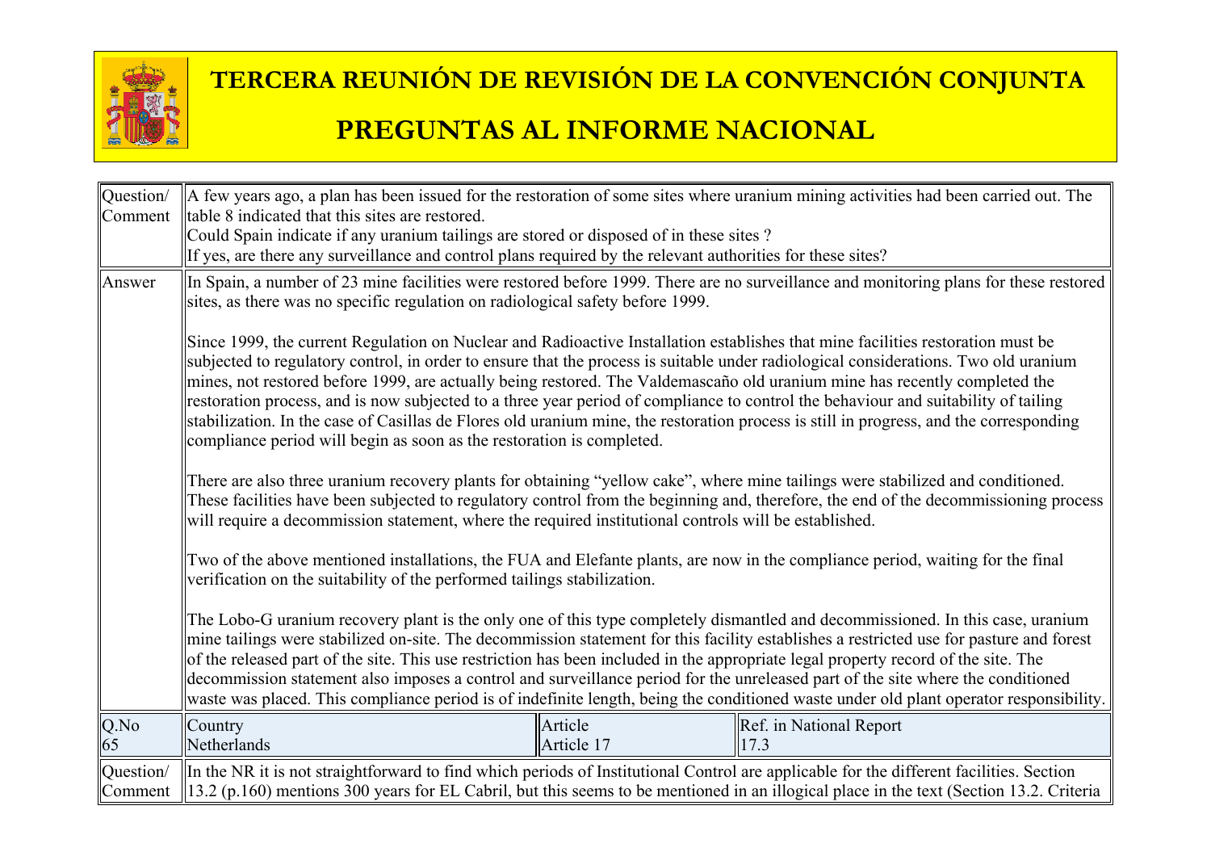# TERCERA REUNIÓN DE REVISIÓN DE LA CONVENCIÓN CONJUNTA

# PREGUNTAS AL INFORME NACIONAL

| | |
|---|---|
| Question/ Comment | A few years ago, a plan has been issued for the restoration of some sites where uranium mining activities had been carried out. The table 8 indicated that this sites are restored.<br>Could Spain indicate if any uranium tailings are stored or disposed of in these sites ?<br>If yes, are there any surveillance and control plans required by the relevant authorities for these sites? |
| Answer | In Spain, a number of 23 mine facilities were restored before 1999. There are no surveillance and monitoring plans for these restored sites, as there was no specific regulation on radiological safety before 1999.<br><br>Since 1999, the current Regulation on Nuclear and Radioactive Installation establishes that mine facilities restoration must be subjected to regulatory control, in order to ensure that the process is suitable under radiological considerations. Two old uranium mines, not restored before 1999, are actually being restored. The Valdemascaño old uranium mine has recently completed the restoration process, and is now subjected to a three year period of compliance to control the behaviour and suitability of tailing stabilization. In the case of Casillas de Flores old uranium mine, the restoration process is still in progress, and the corresponding compliance period will begin as soon as the restoration is completed.<br><br>There are also three uranium recovery plants for obtaining "yellow cake", where mine tailings were stabilized and conditioned. These facilities have been subjected to regulatory control from the beginning and, therefore, the end of the decommissioning process will require a decommission statement, where the required institutional controls will be established.<br><br>Two of the above mentioned installations, the FUA and Elefante plants, are now in the compliance period, waiting for the final verification on the suitability of the performed tailings stabilization.<br><br>The Lobo-G uranium recovery plant is the only one of this type completely dismantled and decommissioned. In this case, uranium mine tailings were stabilized on-site. The decommission statement for this facility establishes a restricted use for pasture and forest of the released part of the site. This use restriction has been included in the appropriate legal property record of the site. The decommission statement also imposes a control and surveillance period for the unreleased part of the site where the conditioned waste was placed. This compliance period is of indefinite length, being the conditioned waste under old plant operator responsibility. |

| Q.No | Country | Article | Ref. in National Report |
|---|---|---|---|
| 65 | Netherlands | Article 17 | 17.3 |

| | |
|---|---|
| Question/ Comment | In the NR it is not straightforward to find which periods of Institutional Control are applicable for the different facilities. Section 13.2 (p.160) mentions 300 years for EL Cabril, but this seems to be mentioned in an illogical place in the text (Section 13.2. Criteria |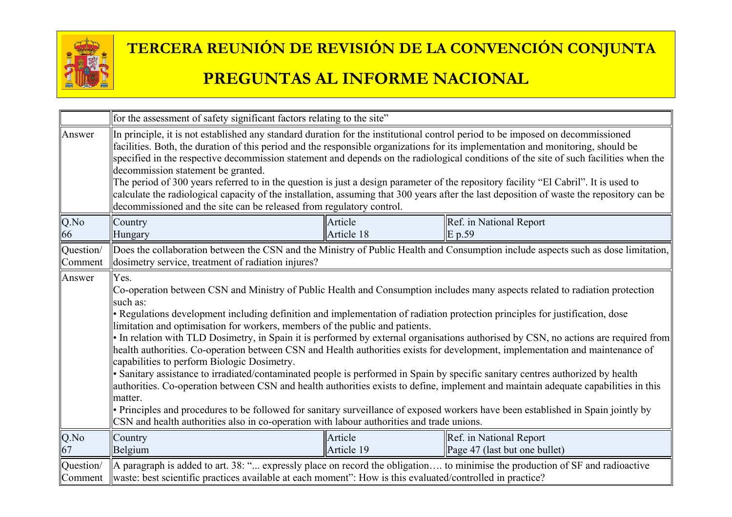| | | | |
|---|---|---|---|
| | for the assessment of safety significant factors relating to the site" | | |
| Answer | In principle, it is not established any standard duration for the institutional control period to be imposed on decommissioned facilities. Both, the duration of this period and the responsible organizations for its implementation and monitoring, should be specified in the respective decommission statement and depends on the radiological conditions of the site of such facilities when the decommission statement be granted.<br>The period of 300 years referred to in the question is just a design parameter of the repository facility "El Cabril". It is used to calculate the radiological capacity of the installation, assuming that 300 years after the last deposition of waste the repository can be decommissioned and the site can be released from regulatory control. | | |
| Q.No<br>66 | Country<br>Hungary | Article<br>Article 18 | Ref. in National Report<br>E p.59 |
| Question/<br>Comment | Does the collaboration between the CSN and the Ministry of Public Health and Consumption include aspects such as dose limitation, dosimetry service, treatment of radiation injures? | | |
| Answer | Yes.<br>Co-operation between CSN and Ministry of Public Health and Consumption includes many aspects related to radiation protection such as:<br>• Regulations development including definition and implementation of radiation protection principles for justification, dose limitation and optimisation for workers, members of the public and patients.<br>• In relation with TLD Dosimetry, in Spain it is performed by external organisations authorised by CSN, no actions are required from health authorities. Co-operation between CSN and Health authorities exists for development, implementation and maintenance of capabilities to perform Biologic Dosimetry.<br>• Sanitary assistance to irradiated/contaminated people is performed in Spain by specific sanitary centres authorized by health authorities. Co-operation between CSN and health authorities exists to define, implement and maintain adequate capabilities in this matter.<br>• Principles and procedures to be followed for sanitary surveillance of exposed workers have been established in Spain jointly by CSN and health authorities also in co-operation with labour authorities and trade unions. | | |
| Q.No<br>67 | Country<br>Belgium | Article<br>Article 19 | Ref. in National Report<br>Page 47 (last but one bullet) |
| Question/<br>Comment | A paragraph is added to art. 38: "... expressly place on record the obligation…. to minimise the production of SF and radioactive waste: best scientific practices available at each moment": How is this evaluated/controlled in practice? | | |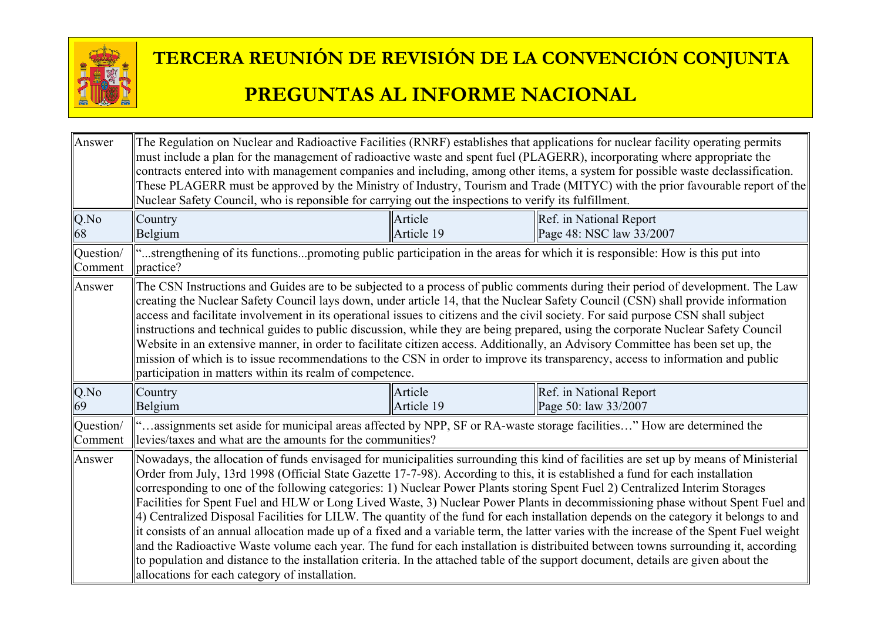| | | | |
|---|---|---|---|
| Answer | The Regulation on Nuclear and Radioactive Facilities (RNRF) establishes that applications for nuclear facility operating permits must include a plan for the management of radioactive waste and spent fuel (PLAGERR), incorporating where appropriate the contracts entered into with management companies and including, among other items, a system for possible waste declassification. These PLAGERR must be approved by the Ministry of Industry, Tourism and Trade (MITYC) with the prior favourable report of the Nuclear Safety Council, who is reponsible for carrying out the inspections to verify its fulfillment. | | |
| Q.No 68 | Country Belgium | Article Article 19 | Ref. in National Report Page 48: NSC law 33/2007 |
| Question/ Comment | "...strengthening of its functions...promoting public participation in the areas for which it is responsible: How is this put into practice? | | |
| Answer | The CSN Instructions and Guides are to be subjected to a process of public comments during their period of development. The Law creating the Nuclear Safety Council lays down, under article 14, that the Nuclear Safety Council (CSN) shall provide information access and facilitate involvement in its operational issues to citizens and the civil society. For said purpose CSN shall subject instructions and technical guides to public discussion, while they are being prepared, using the corporate Nuclear Safety Council Website in an extensive manner, in order to facilitate citizen access. Additionally, an Advisory Committee has been set up, the mission of which is to issue recommendations to the CSN in order to improve its transparency, access to information and public participation in matters within its realm of competence. | | |
| Q.No 69 | Country Belgium | Article Article 19 | Ref. in National Report Page 50: law 33/2007 |
| Question/ Comment | "…assignments set aside for municipal areas affected by NPP, SF or RA-waste storage facilities…" How are determined the levies/taxes and what are the amounts for the communities? | | |
| Answer | Nowadays, the allocation of funds envisaged for municipalities surrounding this kind of facilities are set up by means of Ministerial Order from July, 13rd 1998 (Official State Gazette 17-7-98). According to this, it is established a fund for each installation corresponding to one of the following categories: 1) Nuclear Power Plants storing Spent Fuel 2) Centralized Interim Storages Facilities for Spent Fuel and HLW or Long Lived Waste, 3) Nuclear Power Plants in decommissioning phase without Spent Fuel and 4) Centralized Disposal Facilities for LILW. The quantity of the fund for each installation depends on the category it belongs to and it consists of an annual allocation made up of a fixed and a variable term, the latter varies with the increase of the Spent Fuel weight and the Radioactive Waste volume each year. The fund for each installation is distribuited between towns surrounding it, according to population and distance to the installation criteria. In the attached table of the support document, details are given about the allocations for each category of installation. | | |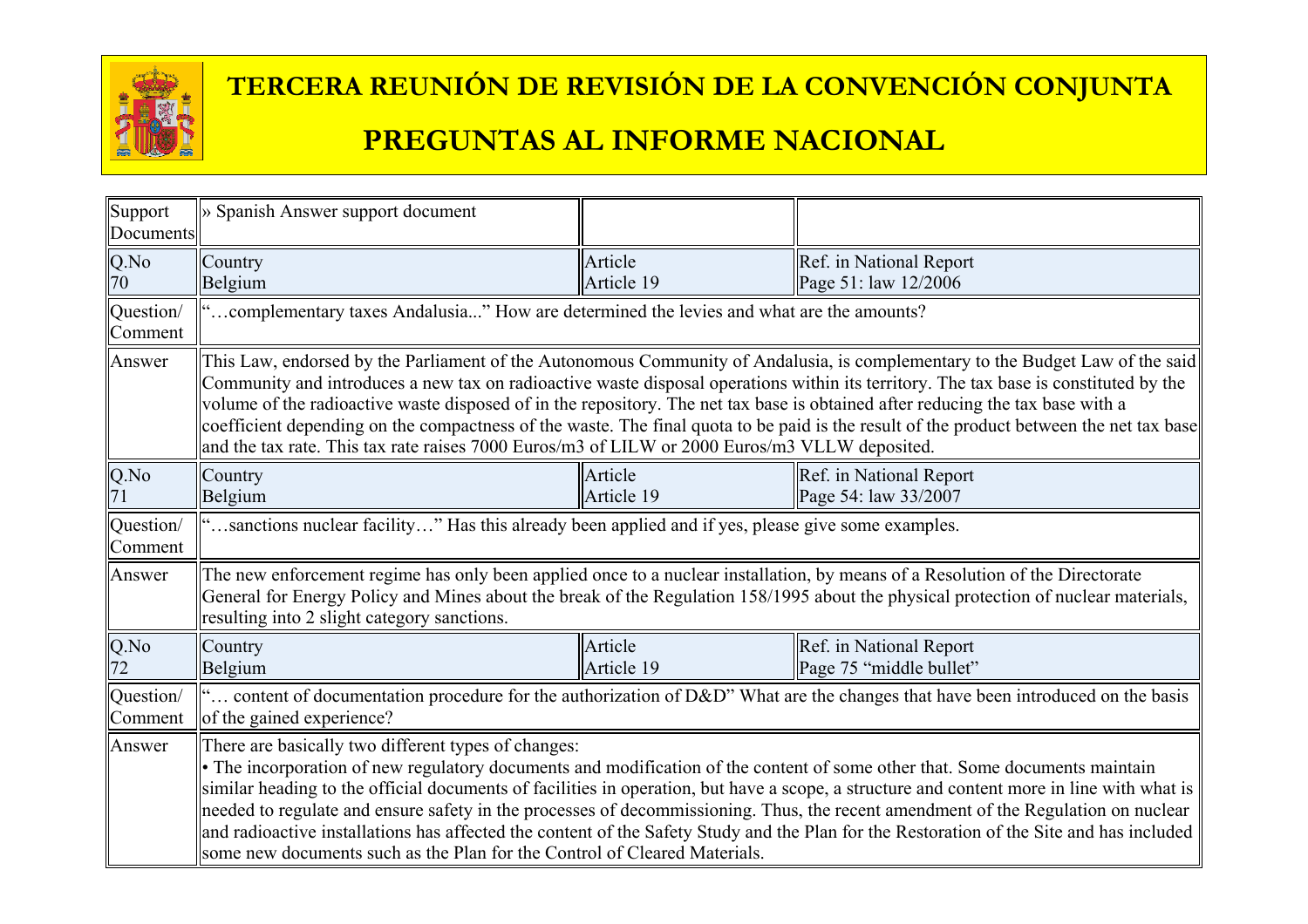# TERCERA REUNIÓN DE REVISIÓN DE LA CONVENCIÓN CONJUNTA

# PREGUNTAS AL INFORME NACIONAL

| Support Documents | » Spanish Answer support document | | |
|---|---|---|---|
| Q.No 70 | Country Belgium | Article Article 19 | Ref. in National Report Page 51: law 12/2006 |
| Question/ Comment | "…complementary taxes Andalusia..." How are determined the levies and what are the amounts? | | |
| Answer | This Law, endorsed by the Parliament of the Autonomous Community of Andalusia, is complementary to the Budget Law of the said Community and introduces a new tax on radioactive waste disposal operations within its territory. The tax base is constituted by the volume of the radioactive waste disposed of in the repository. The net tax base is obtained after reducing the tax base with a coefficient depending on the compactness of the waste. The final quota to be paid is the result of the product between the net tax base and the tax rate. This tax rate raises 7000 Euros/m3 of LILW or 2000 Euros/m3 VLLW deposited. | | |
| Q.No 71 | Country Belgium | Article Article 19 | Ref. in National Report Page 54: law 33/2007 |
| Question/ Comment | "…sanctions nuclear facility…" Has this already been applied and if yes, please give some examples. | | |
| Answer | The new enforcement regime has only been applied once to a nuclear installation, by means of a Resolution of the Directorate General for Energy Policy and Mines about the break of the Regulation 158/1995 about the physical protection of nuclear materials, resulting into 2 slight category sanctions. | | |
| Q.No 72 | Country Belgium | Article Article 19 | Ref. in National Report Page 75 "middle bullet" |
| Question/ Comment | "… content of documentation procedure for the authorization of D&D" What are the changes that have been introduced on the basis of the gained experience? | | |
| Answer | There are basically two different types of changes:<br>• The incorporation of new regulatory documents and modification of the content of some other that. Some documents maintain similar heading to the official documents of facilities in operation, but have a scope, a structure and content more in line with what is needed to regulate and ensure safety in the processes of decommissioning. Thus, the recent amendment of the Regulation on nuclear and radioactive installations has affected the content of the Safety Study and the Plan for the Restoration of the Site and has included some new documents such as the Plan for the Control of Cleared Materials. | | |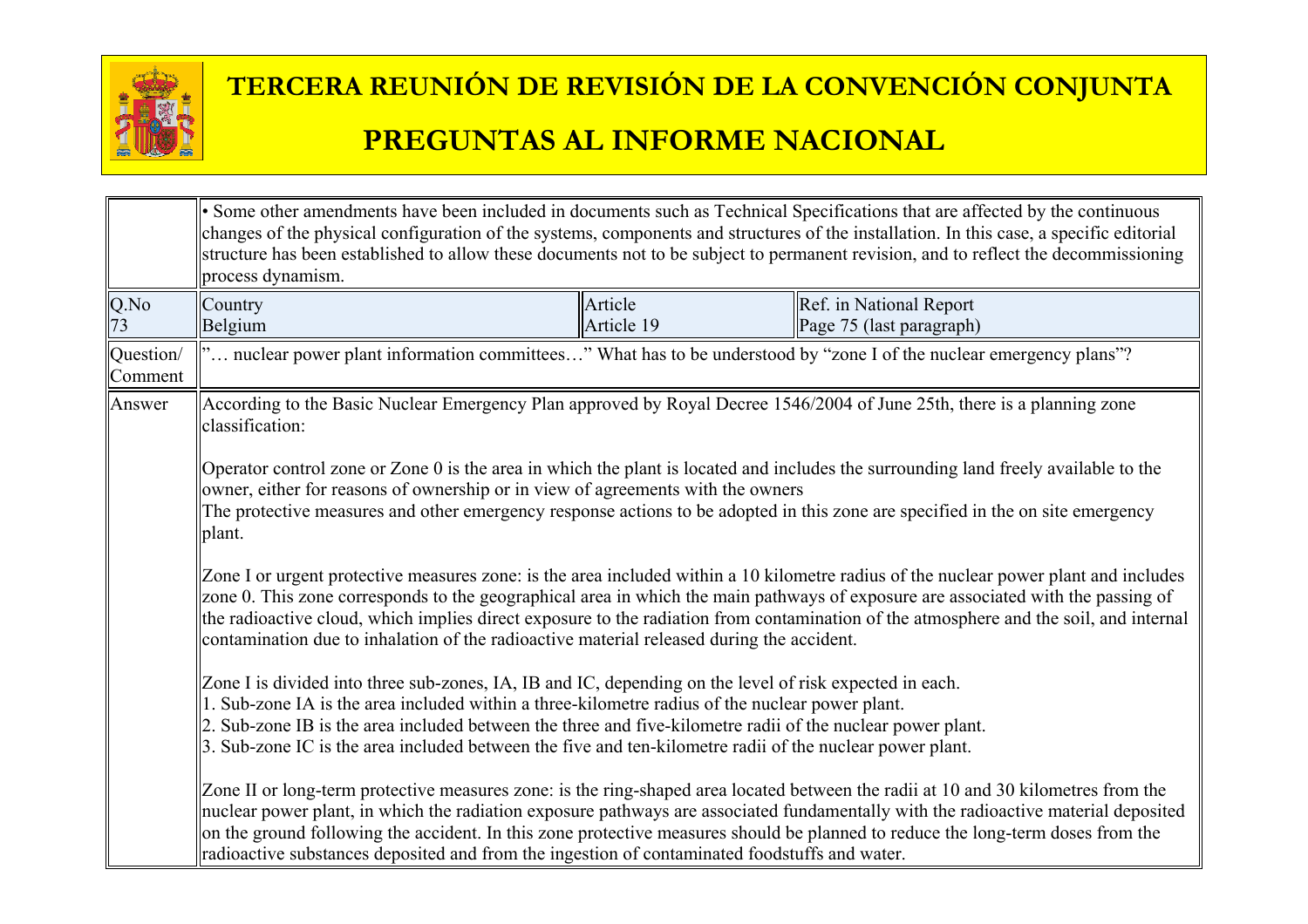| | • Some other amendments have been included in documents such as Technical Specifications that are affected by the continuous changes of the physical configuration of the systems, components and structures of the installation. In this case, a specific editorial structure has been established to allow these documents not to be subject to permanent revision, and to reflect the decommissioning process dynamism. | | |
|---|---|---|---|
| Q.No 73 | Country Belgium | Article Article 19 | Ref. in National Report Page 75 (last paragraph) |
| Question/ Comment | "… nuclear power plant information committees…" What has to be understood by "zone I of the nuclear emergency plans"? | | |
| Answer | According to the Basic Nuclear Emergency Plan approved by Royal Decree 1546/2004 of June 25th, there is a planning zone classification:<br><br>Operator control zone or Zone 0 is the area in which the plant is located and includes the surrounding land freely available to the owner, either for reasons of ownership or in view of agreements with the owners<br>The protective measures and other emergency response actions to be adopted in this zone are specified in the on site emergency plant.<br><br>Zone I or urgent protective measures zone: is the area included within a 10 kilometre radius of the nuclear power plant and includes zone 0. This zone corresponds to the geographical area in which the main pathways of exposure are associated with the passing of the radioactive cloud, which implies direct exposure to the radiation from contamination of the atmosphere and the soil, and internal contamination due to inhalation of the radioactive material released during the accident.<br><br>Zone I is divided into three sub-zones, IA, IB and IC, depending on the level of risk expected in each.<br>1. Sub-zone IA is the area included within a three-kilometre radius of the nuclear power plant.<br>2. Sub-zone IB is the area included between the three and five-kilometre radii of the nuclear power plant.<br>3. Sub-zone IC is the area included between the five and ten-kilometre radii of the nuclear power plant.<br><br>Zone II or long-term protective measures zone: is the ring-shaped area located between the radii at 10 and 30 kilometres from the nuclear power plant, in which the radiation exposure pathways are associated fundamentally with the radioactive material deposited on the ground following the accident. In this zone protective measures should be planned to reduce the long-term doses from the radioactive substances deposited and from the ingestion of contaminated foodstuffs and water. | | |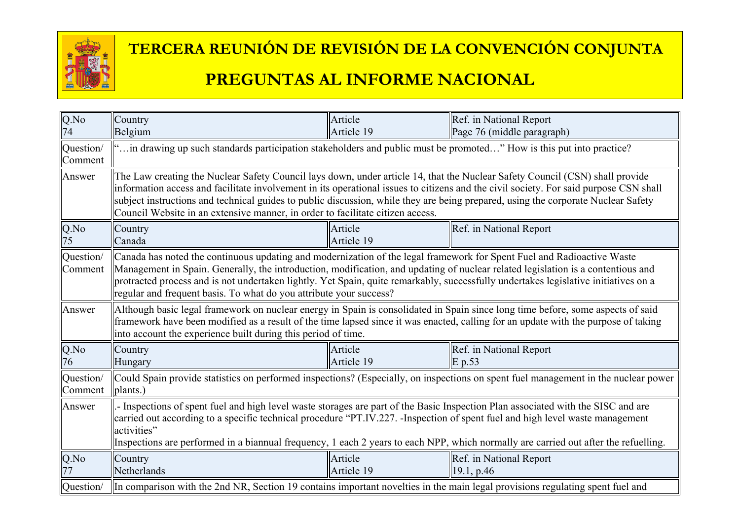# TERCERA REUNIÓN DE REVISIÓN DE LA CONVENCIÓN CONJUNTA

# PREGUNTAS AL INFORME NACIONAL

| Q.No 74 | Country Belgium | Article Article 19 | Ref. in National Report Page 76 (middle paragraph) |
|---|---|---|---|
| Question/ Comment | "…in drawing up such standards participation stakeholders and public must be promoted…" How is this put into practice? | | |
| Answer | The Law creating the Nuclear Safety Council lays down, under article 14, that the Nuclear Safety Council (CSN) shall provide information access and facilitate involvement in its operational issues to citizens and the civil society. For said purpose CSN shall subject instructions and technical guides to public discussion, while they are being prepared, using the corporate Nuclear Safety Council Website in an extensive manner, in order to facilitate citizen access. | | |
| Q.No 75 | Country Canada | Article Article 19 | Ref. in National Report |
| Question/ Comment | Canada has noted the continuous updating and modernization of the legal framework for Spent Fuel and Radioactive Waste Management in Spain. Generally, the introduction, modification, and updating of nuclear related legislation is a contentious and protracted process and is not undertaken lightly. Yet Spain, quite remarkably, successfully undertakes legislative initiatives on a regular and frequent basis. To what do you attribute your success? | | |
| Answer | Although basic legal framework on nuclear energy in Spain is consolidated in Spain since long time before, some aspects of said framework have been modified as a result of the time lapsed since it was enacted, calling for an update with the purpose of taking into account the experience built during this period of time. | | |
| Q.No 76 | Country Hungary | Article Article 19 | Ref. in National Report E p.53 |
| Question/ Comment | Could Spain provide statistics on performed inspections? (Especially, on inspections on spent fuel management in the nuclear power plants.) | | |
| Answer | .- Inspections of spent fuel and high level waste storages are part of the Basic Inspection Plan associated with the SISC and are carried out according to a specific technical procedure "PT.IV.227. -Inspection of spent fuel and high level waste management activities"<br>Inspections are performed in a biannual frequency, 1 each 2 years to each NPP, which normally are carried out after the refuelling. | | |
| Q.No 77 | Country Netherlands | Article Article 19 | Ref. in National Report 19.1, p.46 |
| Question/ | In comparison with the 2nd NR, Section 19 contains important novelties in the main legal provisions regulating spent fuel and | | |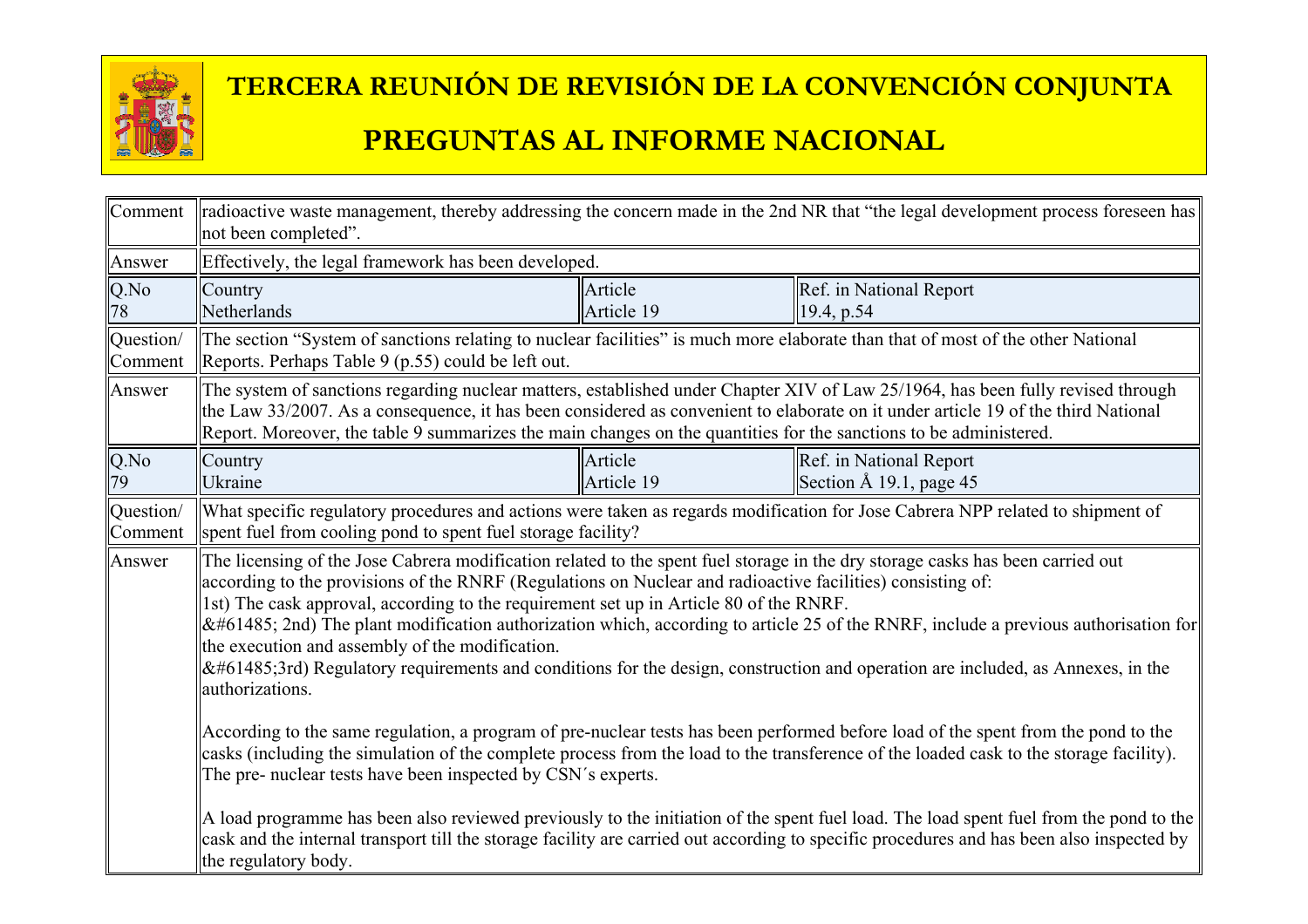# TERCERA REUNIÓN DE REVISIÓN DE LA CONVENCIÓN CONJUNTA

# PREGUNTAS AL INFORME NACIONAL

| | | | |
|---|---|---|---|
| Comment | radioactive waste management, thereby addressing the concern made in the 2nd NR that "the legal development process foreseen has not been completed". | | |
| Answer | Effectively, the legal framework has been developed. | | |
| Q.No 78 | Country Netherlands | Article Article 19 | Ref. in National Report 19.4, p.54 |
| Question/ Comment | The section "System of sanctions relating to nuclear facilities" is much more elaborate than that of most of the other National Reports. Perhaps Table 9 (p.55) could be left out. | | |
| Answer | The system of sanctions regarding nuclear matters, established under Chapter XIV of Law 25/1964, has been fully revised through the Law 33/2007. As a consequence, it has been considered as convenient to elaborate on it under article 19 of the third National Report. Moreover, the table 9 summarizes the main changes on the quantities for the sanctions to be administered. | | |
| Q.No 79 | Country Ukraine | Article Article 19 | Ref. in National Report Section Å 19.1, page 45 |
| Question/ Comment | What specific regulatory procedures and actions were taken as regards modification for Jose Cabrera NPP related to shipment of spent fuel from cooling pond to spent fuel storage facility? | | |
| Answer | The licensing of the Jose Cabrera modification related to the spent fuel storage in the dry storage casks has been carried out according to the provisions of the RNRF (Regulations on Nuclear and radioactive facilities) consisting of:<br>1st) The cask approval, according to the requirement set up in Article 80 of the RNRF.<br>&#61485; 2nd) The plant modification authorization which, according to article 25 of the RNRF, include a previous authorisation for the execution and assembly of the modification.<br>&#61485;3rd) Regulatory requirements and conditions for the design, construction and operation are included, as Annexes, in the authorizations.<br><br>According to the same regulation, a program of pre-nuclear tests has been performed before load of the spent from the pond to the casks (including the simulation of the complete process from the load to the transference of the loaded cask to the storage facility). The pre- nuclear tests have been inspected by CSN´s experts.<br><br>A load programme has been also reviewed previously to the initiation of the spent fuel load. The load spent fuel from the pond to the cask and the internal transport till the storage facility are carried out according to specific procedures and has been also inspected by the regulatory body. | | |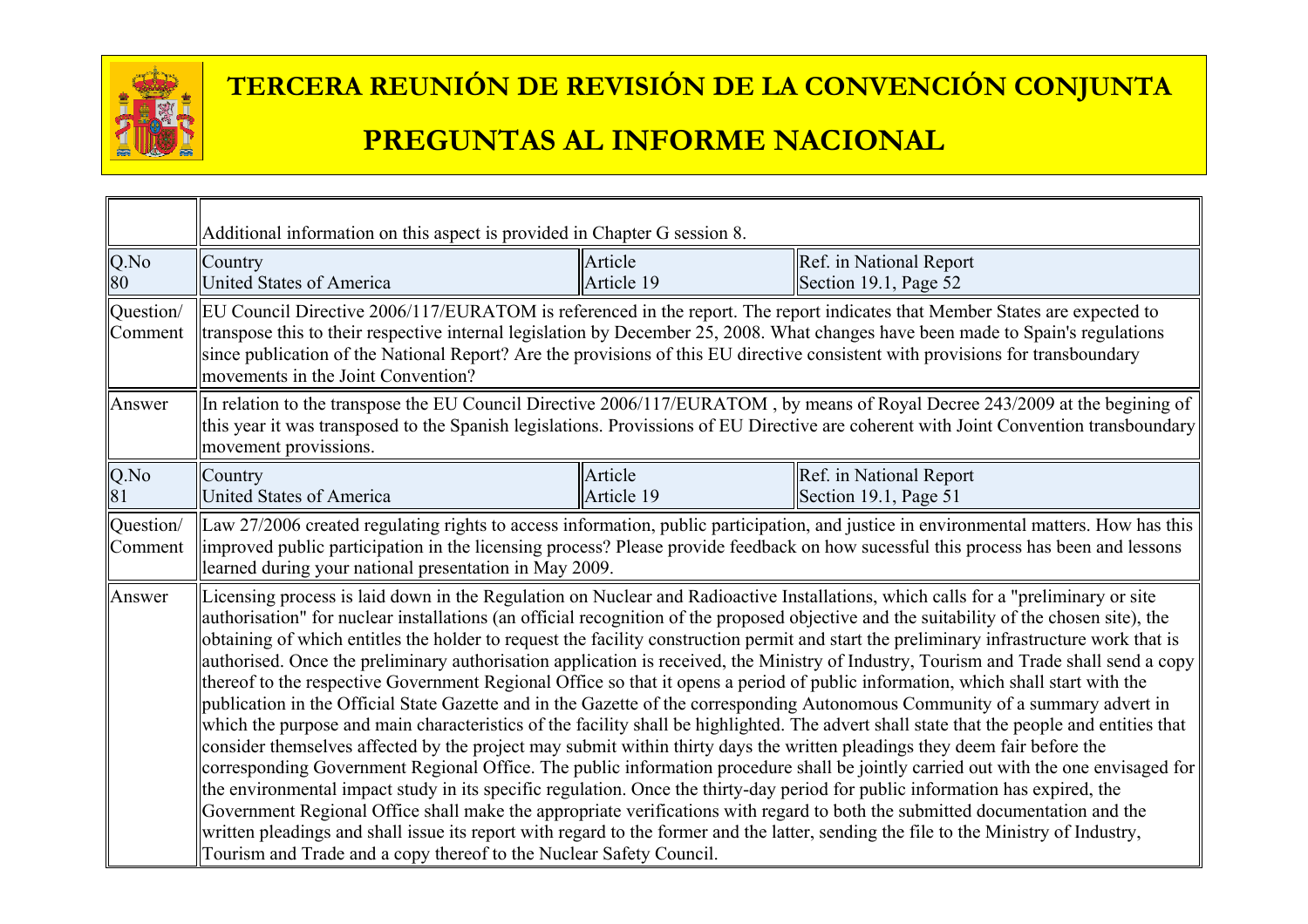# TERCERA REUNIÓN DE REVISIÓN DE LA CONVENCIÓN CONJUNTA

# PREGUNTAS AL INFORME NACIONAL

| | | | |
|---|---|---|---|
| | Additional information on this aspect is provided in Chapter G session 8. | | |
| Q.No 80 | Country United States of America | Article Article 19 | Ref. in National Report Section 19.1, Page 52 |
| Question/ Comment | EU Council Directive 2006/117/EURATOM is referenced in the report. The report indicates that Member States are expected to transpose this to their respective internal legislation by December 25, 2008. What changes have been made to Spain's regulations since publication of the National Report? Are the provisions of this EU directive consistent with provisions for transboundary movements in the Joint Convention? | | |
| Answer | In relation to the transpose the EU Council Directive 2006/117/EURATOM , by means of Royal Decree 243/2009 at the begining of this year it was transposed to the Spanish legislations. Provissions of EU Directive are coherent with Joint Convention transboundary movement provissions. | | |
| Q.No 81 | Country United States of America | Article Article 19 | Ref. in National Report Section 19.1, Page 51 |
| Question/ Comment | Law 27/2006 created regulating rights to access information, public participation, and justice in environmental matters. How has this improved public participation in the licensing process? Please provide feedback on how sucessful this process has been and lessons learned during your national presentation in May 2009. | | |
| Answer | Licensing process is laid down in the Regulation on Nuclear and Radioactive Installations, which calls for a "preliminary or site authorisation" for nuclear installations (an official recognition of the proposed objective and the suitability of the chosen site), the obtaining of which entitles the holder to request the facility construction permit and start the preliminary infrastructure work that is authorised. Once the preliminary authorisation application is received, the Ministry of Industry, Tourism and Trade shall send a copy thereof to the respective Government Regional Office so that it opens a period of public information, which shall start with the publication in the Official State Gazette and in the Gazette of the corresponding Autonomous Community of a summary advert in which the purpose and main characteristics of the facility shall be highlighted. The advert shall state that the people and entities that consider themselves affected by the project may submit within thirty days the written pleadings they deem fair before the corresponding Government Regional Office. The public information procedure shall be jointly carried out with the one envisaged for the environmental impact study in its specific regulation. Once the thirty-day period for public information has expired, the Government Regional Office shall make the appropriate verifications with regard to both the submitted documentation and the written pleadings and shall issue its report with regard to the former and the latter, sending the file to the Ministry of Industry, Tourism and Trade and a copy thereof to the Nuclear Safety Council. | | |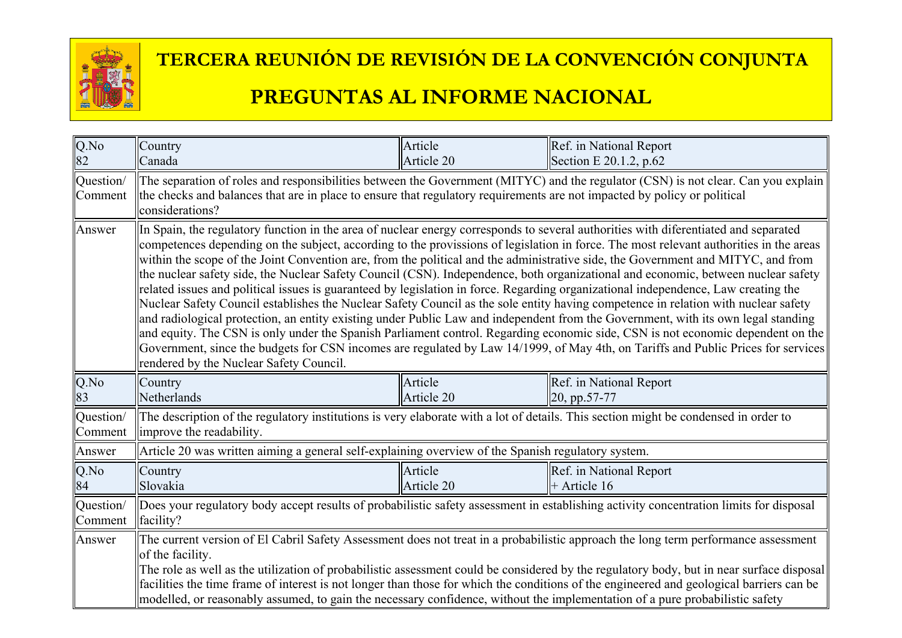# TERCERA REUNIÓN DE REVISIÓN DE LA CONVENCIÓN CONJUNTA

# PREGUNTAS AL INFORME NACIONAL

| Q.No 82 | Country Canada | Article Article 20 | Ref. in National Report Section E 20.1.2, p.62 |
|---|---|---|---|
| Question/ Comment | The separation of roles and responsibilities between the Government (MITYC) and the regulator (CSN) is not clear. Can you explain the checks and balances that are in place to ensure that regulatory requirements are not impacted by policy or political considerations? | | |
| Answer | In Spain, the regulatory function in the area of nuclear energy corresponds to several authorities with diferentiated and separated competences depending on the subject, according to the provissions of legislation in force. The most relevant authorities in the areas within the scope of the Joint Convention are, from the political and the administrative side, the Government and MITYC, and from the nuclear safety side, the Nuclear Safety Council (CSN). Independence, both organizational and economic, between nuclear safety related issues and political issues is guaranteed by legislation in force. Regarding organizational independence, Law creating the Nuclear Safety Council establishes the Nuclear Safety Council as the sole entity having competence in relation with nuclear safety and radiological protection, an entity existing under Public Law and independent from the Government, with its own legal standing and equity. The CSN is only under the Spanish Parliament control. Regarding economic side, CSN is not economic dependent on the Government, since the budgets for CSN incomes are regulated by Law 14/1999, of May 4th, on Tariffs and Public Prices for services rendered by the Nuclear Safety Council. | | |
| Q.No 83 | Country Netherlands | Article Article 20 | Ref. in National Report 20, pp.57-77 |
| Question/ Comment | The description of the regulatory institutions is very elaborate with a lot of details. This section might be condensed in order to improve the readability. | | |
| Answer | Article 20 was written aiming a general self-explaining overview of the Spanish regulatory system. | | |
| Q.No 84 | Country Slovakia | Article Article 20 | Ref. in National Report + Article 16 |
| Question/ Comment | Does your regulatory body accept results of probabilistic safety assessment in establishing activity concentration limits for disposal facility? | | |
| Answer | The current version of El Cabril Safety Assessment does not treat in a probabilistic approach the long term performance assessment of the facility.<br>The role as well as the utilization of probabilistic assessment could be considered by the regulatory body, but in near surface disposal facilities the time frame of interest is not longer than those for which the conditions of the engineered and geological barriers can be modelled, or reasonably assumed, to gain the necessary confidence, without the implementation of a pure probabilistic safety | | |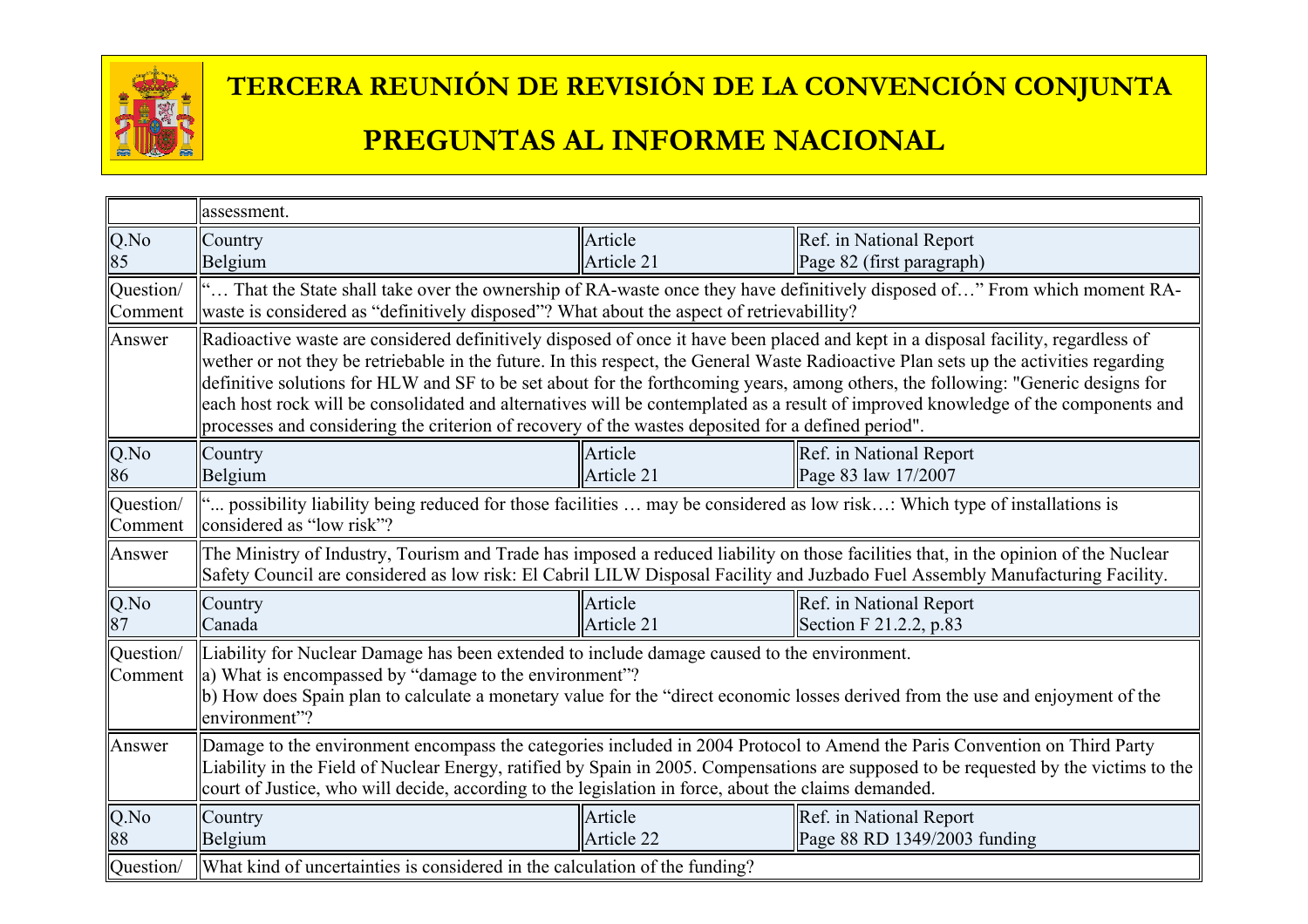| | assessment. | | |
|---|---|---|---|
| Q.No 85 | Country Belgium | Article Article 21 | Ref. in National Report Page 82 (first paragraph) |
| Question/ Comment | "… That the State shall take over the ownership of RA-waste once they have definitively disposed of…" From which moment RA-waste is considered as "definitively disposed"? What about the aspect of retrievabillity? | | |
| Answer | Radioactive waste are considered definitively disposed of once it have been placed and kept in a disposal facility, regardless of wether or not they be retriebable in the future. In this respect, the General Waste Radioactive Plan sets up the activities regarding definitive solutions for HLW and SF to be set about for the forthcoming years, among others, the following: "Generic designs for each host rock will be consolidated and alternatives will be contemplated as a result of improved knowledge of the components and processes and considering the criterion of recovery of the wastes deposited for a defined period". | | |
| Q.No 86 | Country Belgium | Article Article 21 | Ref. in National Report Page 83 law 17/2007 |
| Question/ Comment | "... possibility liability being reduced for those facilities … may be considered as low risk…: Which type of installations is considered as "low risk"? | | |
| Answer | The Ministry of Industry, Tourism and Trade has imposed a reduced liability on those facilities that, in the opinion of the Nuclear Safety Council are considered as low risk: El Cabril LILW Disposal Facility and Juzbado Fuel Assembly Manufacturing Facility. | | |
| Q.No 87 | Country Canada | Article Article 21 | Ref. in National Report Section F 21.2.2, p.83 |
| Question/ Comment | Liability for Nuclear Damage has been extended to include damage caused to the environment.<br>a) What is encompassed by "damage to the environment"?<br>b) How does Spain plan to calculate a monetary value for the "direct economic losses derived from the use and enjoyment of the environment"? | | |
| Answer | Damage to the environment encompass the categories included in 2004 Protocol to Amend the Paris Convention on Third Party Liability in the Field of Nuclear Energy, ratified by Spain in 2005. Compensations are supposed to be requested by the victims to the court of Justice, who will decide, according to the legislation in force, about the claims demanded. | | |
| Q.No 88 | Country Belgium | Article Article 22 | Ref. in National Report Page 88 RD 1349/2003 funding |
| Question/ | What kind of uncertainties is considered in the calculation of the funding? | | |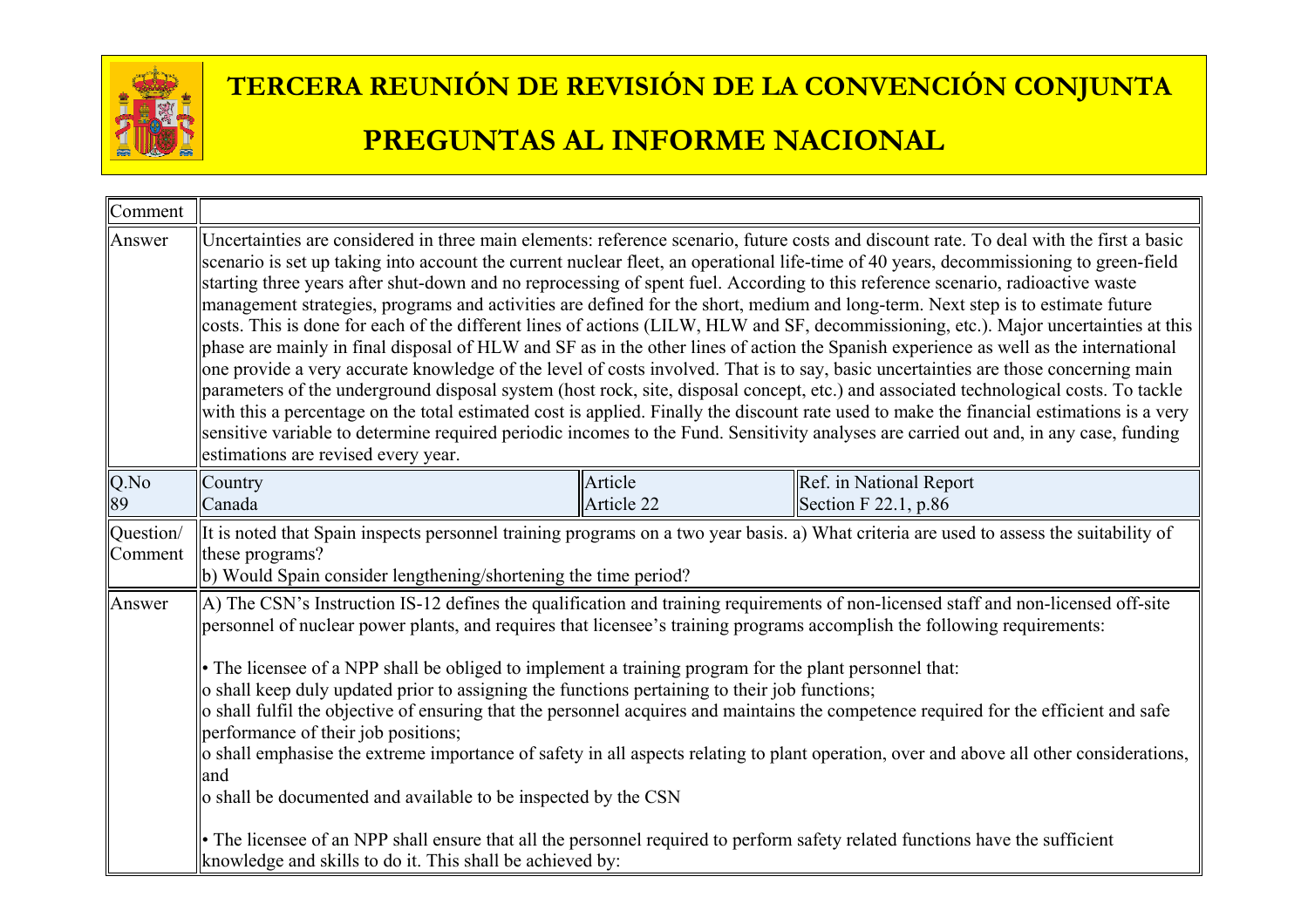# TERCERA REUNIÓN DE REVISIÓN DE LA CONVENCIÓN CONJUNTA

# PREGUNTAS AL INFORME NACIONAL

| Comment | | | |
|---|---|---|---|
| Answer | Uncertainties are considered in three main elements: reference scenario, future costs and discount rate. To deal with the first a basic scenario is set up taking into account the current nuclear fleet, an operational life-time of 40 years, decommissioning to green-field starting three years after shut-down and no reprocessing of spent fuel. According to this reference scenario, radioactive waste management strategies, programs and activities are defined for the short, medium and long-term. Next step is to estimate future costs. This is done for each of the different lines of actions (LILW, HLW and SF, decommissioning, etc.). Major uncertainties at this phase are mainly in final disposal of HLW and SF as in the other lines of action the Spanish experience as well as the international one provide a very accurate knowledge of the level of costs involved. That is to say, basic uncertainties are those concerning main parameters of the underground disposal system (host rock, site, disposal concept, etc.) and associated technological costs. To tackle with this a percentage on the total estimated cost is applied. Finally the discount rate used to make the financial estimations is a very sensitive variable to determine required periodic incomes to the Fund. Sensitivity analyses are carried out and, in any case, funding estimations are revised every year. | | |
| Q.No 89 | Country Canada | Article Article 22 | Ref. in National Report Section F 22.1, p.86 |
| Question/ Comment | It is noted that Spain inspects personnel training programs on a two year basis. a) What criteria are used to assess the suitability of these programs?<br>b) Would Spain consider lengthening/shortening the time period? | | |
| Answer | A) The CSN's Instruction IS-12 defines the qualification and training requirements of non-licensed staff and non-licensed off-site personnel of nuclear power plants, and requires that licensee's training programs accomplish the following requirements:<br><br>• The licensee of a NPP shall be obliged to implement a training program for the plant personnel that:<br>o shall keep duly updated prior to assigning the functions pertaining to their job functions;<br>o shall fulfil the objective of ensuring that the personnel acquires and maintains the competence required for the efficient and safe performance of their job positions;<br>o shall emphasise the extreme importance of safety in all aspects relating to plant operation, over and above all other considerations, and<br>o shall be documented and available to be inspected by the CSN<br><br>• The licensee of an NPP shall ensure that all the personnel required to perform safety related functions have the sufficient knowledge and skills to do it. This shall be achieved by: | | |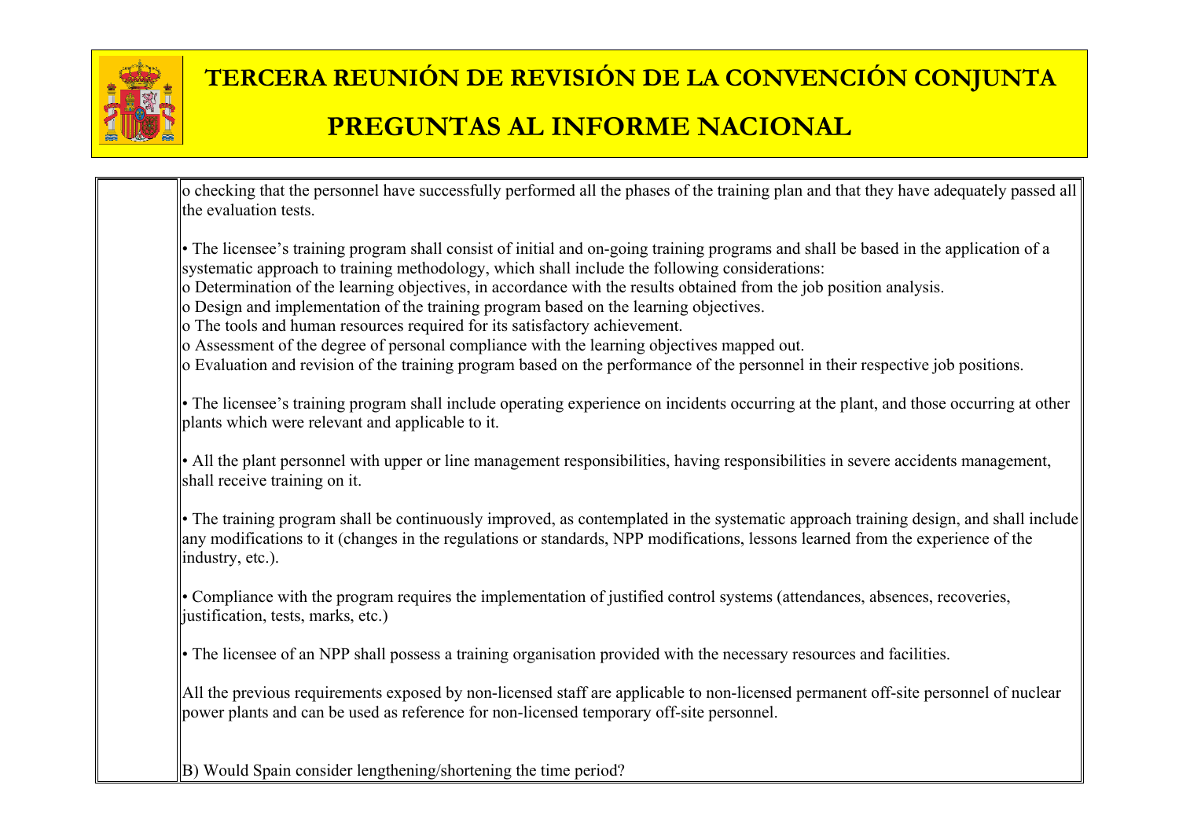o checking that the personnel have successfully performed all the phases of the training plan and that they have adequately passed all the evaluation tests.

• The licensee's training program shall consist of initial and on-going training programs and shall be based in the application of a systematic approach to training methodology, which shall include the following considerations:
o Determination of the learning objectives, in accordance with the results obtained from the job position analysis.
o Design and implementation of the training program based on the learning objectives.
o The tools and human resources required for its satisfactory achievement.
o Assessment of the degree of personal compliance with the learning objectives mapped out.
o Evaluation and revision of the training program based on the performance of the personnel in their respective job positions.

• The licensee's training program shall include operating experience on incidents occurring at the plant, and those occurring at other plants which were relevant and applicable to it.

• All the plant personnel with upper or line management responsibilities, having responsibilities in severe accidents management, shall receive training on it.

• The training program shall be continuously improved, as contemplated in the systematic approach training design, and shall include any modifications to it (changes in the regulations or standards, NPP modifications, lessons learned from the experience of the industry, etc.).

• Compliance with the program requires the implementation of justified control systems (attendances, absences, recoveries, justification, tests, marks, etc.)

• The licensee of an NPP shall possess a training organisation provided with the necessary resources and facilities.

All the previous requirements exposed by non-licensed staff are applicable to non-licensed permanent off-site personnel of nuclear power plants and can be used as reference for non-licensed temporary off-site personnel.

B) Would Spain consider lengthening/shortening the time period?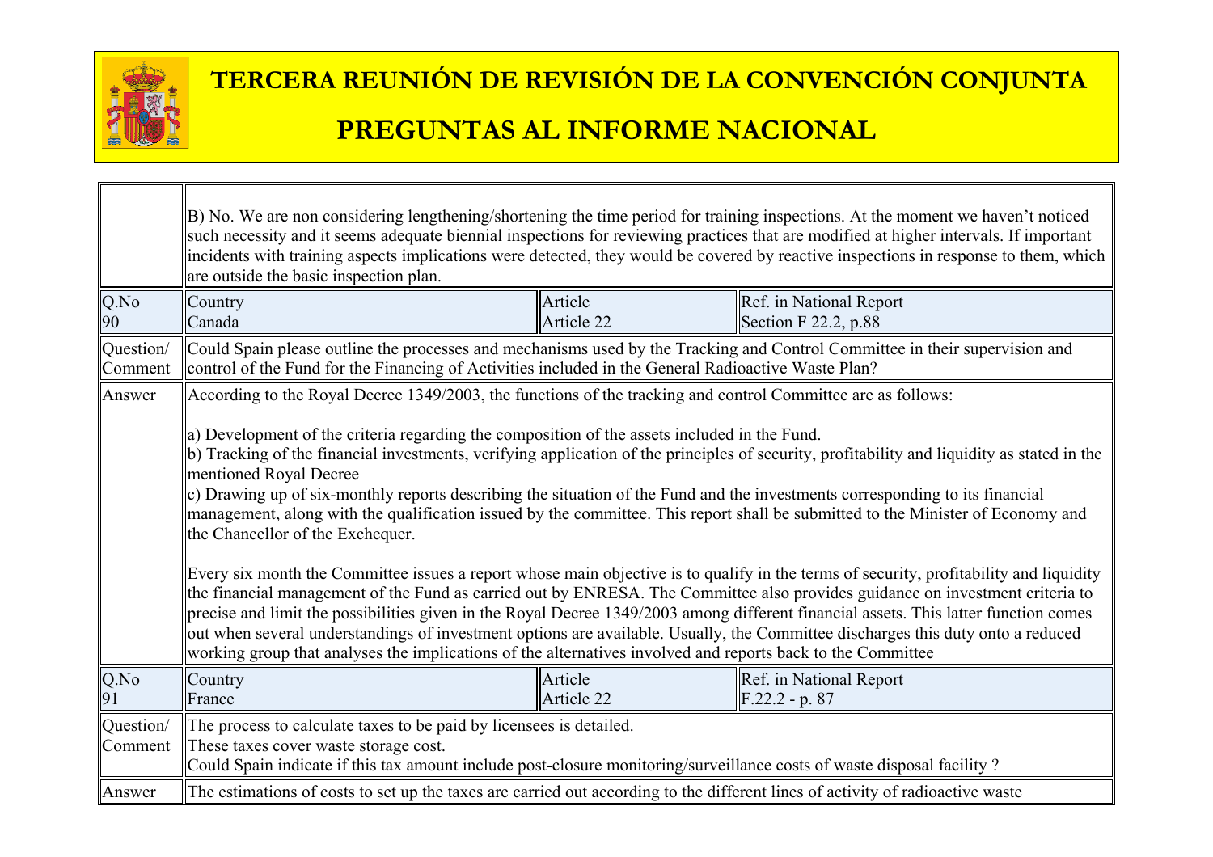| | | | |
|---|---|---|---|
| | B) No. We are non considering lengthening/shortening the time period for training inspections. At the moment we haven't noticed such necessity and it seems adequate biennial inspections for reviewing practices that are modified at higher intervals. If important incidents with training aspects implications were detected, they would be covered by reactive inspections in response to them, which are outside the basic inspection plan. | | |
| Q.No<br>90 | Country<br>Canada | Article<br>Article 22 | Ref. in National Report<br>Section F 22.2, p.88 |
| Question/ Comment | Could Spain please outline the processes and mechanisms used by the Tracking and Control Committee in their supervision and control of the Fund for the Financing of Activities included in the General Radioactive Waste Plan? | | |
| Answer | According to the Royal Decree 1349/2003, the functions of the tracking and control Committee are as follows:<br><br>a) Development of the criteria regarding the composition of the assets included in the Fund.<br>b) Tracking of the financial investments, verifying application of the principles of security, profitability and liquidity as stated in the mentioned Royal Decree<br>c) Drawing up of six-monthly reports describing the situation of the Fund and the investments corresponding to its financial management, along with the qualification issued by the committee. This report shall be submitted to the Minister of Economy and the Chancellor of the Exchequer.<br><br>Every six month the Committee issues a report whose main objective is to qualify in the terms of security, profitability and liquidity the financial management of the Fund as carried out by ENRESA. The Committee also provides guidance on investment criteria to precise and limit the possibilities given in the Royal Decree 1349/2003 among different financial assets. This latter function comes out when several understandings of investment options are available. Usually, the Committee discharges this duty onto a reduced working group that analyses the implications of the alternatives involved and reports back to the Committee | | |
| Q.No<br>91 | Country<br>France | Article<br>Article 22 | Ref. in National Report<br>F.22.2 - p. 87 |
| Question/ Comment | The process to calculate taxes to be paid by licensees is detailed.<br>These taxes cover waste storage cost.<br>Could Spain indicate if this tax amount include post-closure monitoring/surveillance costs of waste disposal facility ? | | |
| Answer | The estimations of costs to set up the taxes are carried out according to the different lines of activity of radioactive waste | | |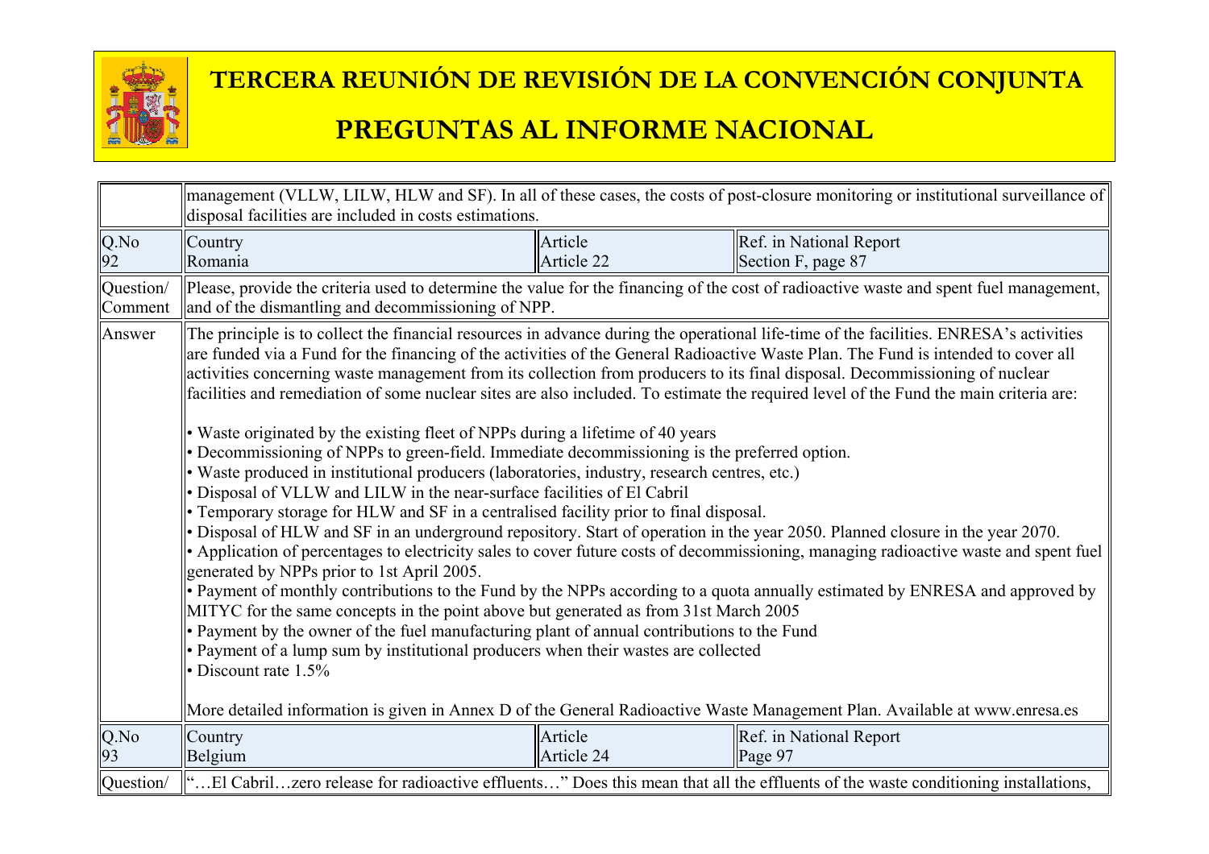| | | | |
|---|---|---|---|
| | management (VLLW, LILW, HLW and SF). In all of these cases, the costs of post-closure monitoring or institutional surveillance of disposal facilities are included in costs estimations. | | |
| Q.No 92 | Country Romania | Article Article 22 | Ref. in National Report Section F, page 87 |
| Question/ Comment | Please, provide the criteria used to determine the value for the financing of the cost of radioactive waste and spent fuel management, and of the dismantling and decommissioning of NPP. | | |
| Answer | The principle is to collect the financial resources in advance during the operational life-time of the facilities. ENRESA's activities are funded via a Fund for the financing of the activities of the General Radioactive Waste Plan. The Fund is intended to cover all activities concerning waste management from its collection from producers to its final disposal. Decommissioning of nuclear facilities and remediation of some nuclear sites are also included. To estimate the required level of the Fund the main criteria are:<br><br>• Waste originated by the existing fleet of NPPs during a lifetime of 40 years<br>• Decommissioning of NPPs to green-field. Immediate decommissioning is the preferred option.<br>• Waste produced in institutional producers (laboratories, industry, research centres, etc.)<br>• Disposal of VLLW and LILW in the near-surface facilities of El Cabril<br>• Temporary storage for HLW and SF in a centralised facility prior to final disposal.<br>• Disposal of HLW and SF in an underground repository. Start of operation in the year 2050. Planned closure in the year 2070.<br>• Application of percentages to electricity sales to cover future costs of decommissioning, managing radioactive waste and spent fuel generated by NPPs prior to 1st April 2005.<br>• Payment of monthly contributions to the Fund by the NPPs according to a quota annually estimated by ENRESA and approved by MITYC for the same concepts in the point above but generated as from 31st March 2005<br>• Payment by the owner of the fuel manufacturing plant of annual contributions to the Fund<br>• Payment of a lump sum by institutional producers when their wastes are collected<br>• Discount rate 1.5%<br><br>More detailed information is given in Annex D of the General Radioactive Waste Management Plan. Available at www.enresa.es | | |
| Q.No 93 | Country Belgium | Article Article 24 | Ref. in National Report Page 97 |
| Question/ | "…El Cabril…zero release for radioactive effluents…" Does this mean that all the effluents of the waste conditioning installations, | | |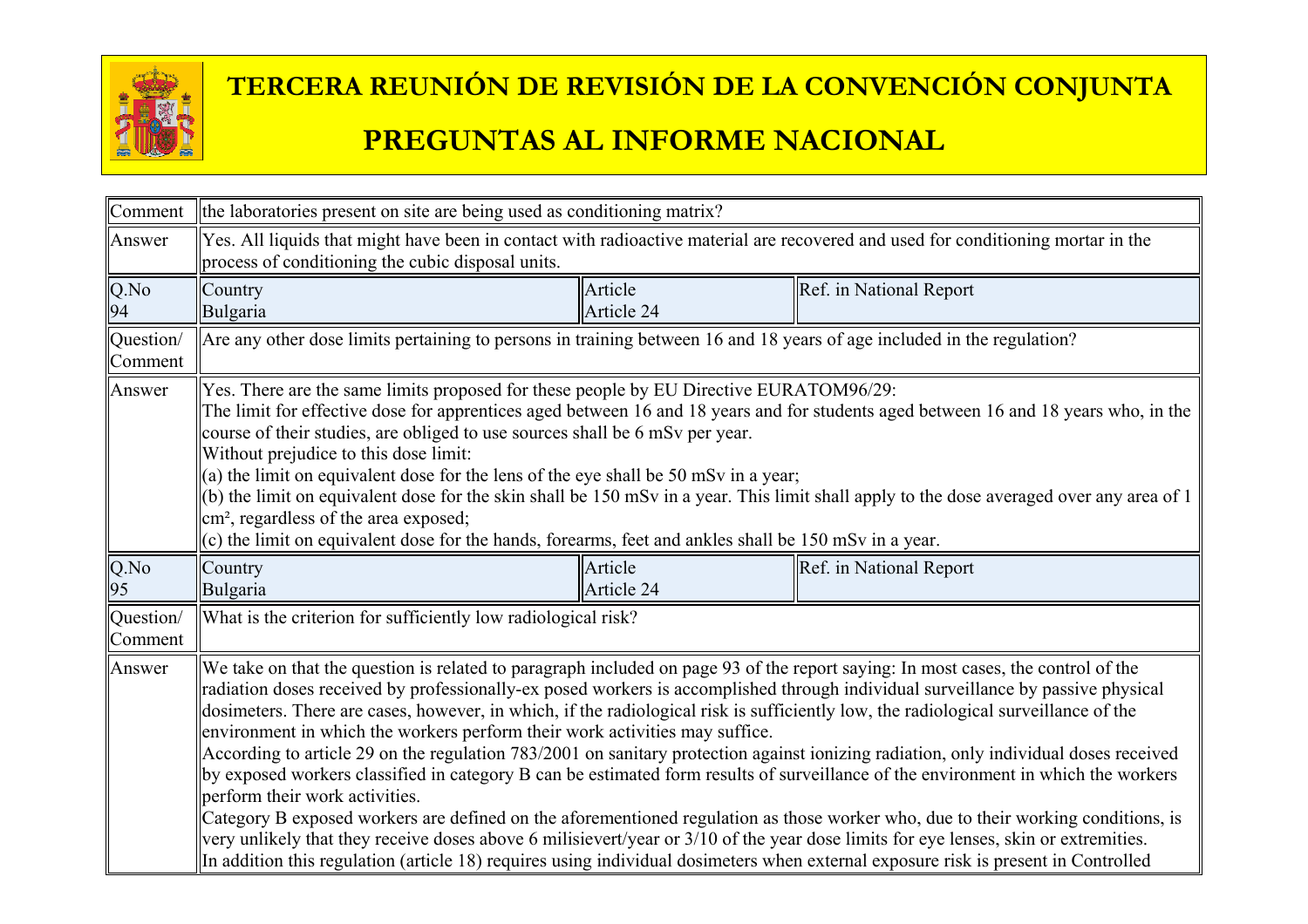# TERCERA REUNIÓN DE REVISIÓN DE LA CONVENCIÓN CONJUNTA

# PREGUNTAS AL INFORME NACIONAL

| | | | |
|---|---|---|---|
| Comment | the laboratories present on site are being used as conditioning matrix? | | |
| Answer | Yes. All liquids that might have been in contact with radioactive material are recovered and used for conditioning mortar in the process of conditioning the cubic disposal units. | | |
| Q.No 94 | Country Bulgaria | Article Article 24 | Ref. in National Report |
| Question/ Comment | Are any other dose limits pertaining to persons in training between 16 and 18 years of age included in the regulation? | | |
| Answer | Yes. There are the same limits proposed for these people by EU Directive EURATOM96/29:<br>The limit for effective dose for apprentices aged between 16 and 18 years and for students aged between 16 and 18 years who, in the course of their studies, are obliged to use sources shall be 6 mSv per year.<br>Without prejudice to this dose limit:<br>(a) the limit on equivalent dose for the lens of the eye shall be 50 mSv in a year;<br>(b) the limit on equivalent dose for the skin shall be 150 mSv in a year. This limit shall apply to the dose averaged over any area of 1 cm², regardless of the area exposed;<br>(c) the limit on equivalent dose for the hands, forearms, feet and ankles shall be 150 mSv in a year. | | |
| Q.No 95 | Country Bulgaria | Article Article 24 | Ref. in National Report |
| Question/ Comment | What is the criterion for sufficiently low radiological risk? | | |
| Answer | We take on that the question is related to paragraph included on page 93 of the report saying: In most cases, the control of the radiation doses received by professionally-ex posed workers is accomplished through individual surveillance by passive physical dosimeters. There are cases, however, in which, if the radiological risk is sufficiently low, the radiological surveillance of the environment in which the workers perform their work activities may suffice.<br>According to article 29 on the regulation 783/2001 on sanitary protection against ionizing radiation, only individual doses received by exposed workers classified in category B can be estimated form results of surveillance of the environment in which the workers perform their work activities.<br>Category B exposed workers are defined on the aforementioned regulation as those worker who, due to their working conditions, is very unlikely that they receive doses above 6 milisievert/year or 3/10 of the year dose limits for eye lenses, skin or extremities.<br>In addition this regulation (article 18) requires using individual dosimeters when external exposure risk is present in Controlled | | |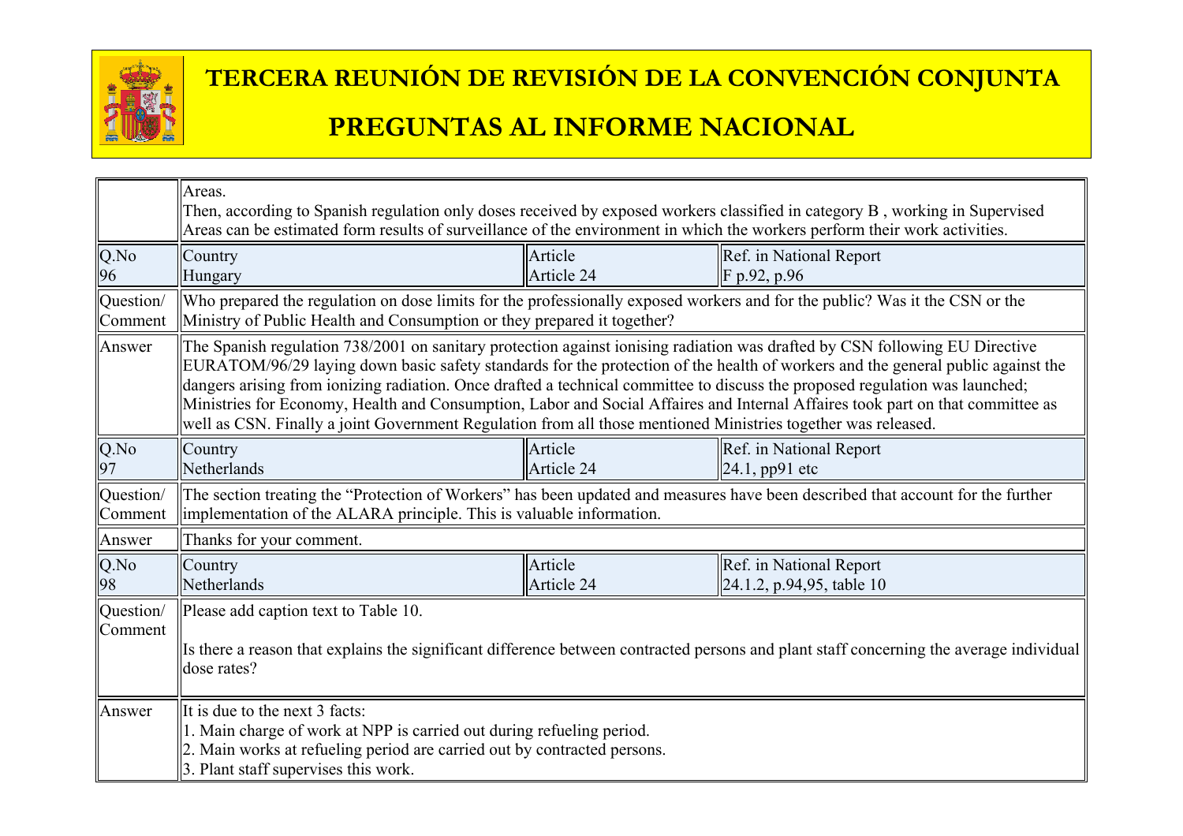| | | | |
|---|---|---|---|
| | Areas.<br>Then, according to Spanish regulation only doses received by exposed workers classified in category B , working in Supervised Areas can be estimated form results of surveillance of the environment in which the workers perform their work activities. | | |
| Q.No<br>96 | Country<br>Hungary | Article<br>Article 24 | Ref. in National Report<br>F p.92, p.96 |
| Question/<br>Comment | Who prepared the regulation on dose limits for the professionally exposed workers and for the public? Was it the CSN or the Ministry of Public Health and Consumption or they prepared it together? | | |
| Answer | The Spanish regulation 738/2001 on sanitary protection against ionising radiation was drafted by CSN following EU Directive EURATOM/96/29 laying down basic safety standards for the protection of the health of workers and the general public against the dangers arising from ionizing radiation. Once drafted a technical committee to discuss the proposed regulation was launched; Ministries for Economy, Health and Consumption, Labor and Social Affaires and Internal Affaires took part on that committee as well as CSN. Finally a joint Government Regulation from all those mentioned Ministries together was released. | | |
| Q.No<br>97 | Country<br>Netherlands | Article<br>Article 24 | Ref. in National Report<br>24.1, pp91 etc |
| Question/<br>Comment | The section treating the "Protection of Workers" has been updated and measures have been described that account for the further implementation of the ALARA principle. This is valuable information. | | |
| Answer | Thanks for your comment. | | |
| Q.No<br>98 | Country<br>Netherlands | Article<br>Article 24 | Ref. in National Report<br>24.1.2, p.94,95, table 10 |
| Question/<br>Comment | Please add caption text to Table 10.<br><br>Is there a reason that explains the significant difference between contracted persons and plant staff concerning the average individual dose rates? | | |
| Answer | It is due to the next 3 facts:<br>1. Main charge of work at NPP is carried out during refueling period.<br>2. Main works at refueling period are carried out by contracted persons.<br>3. Plant staff supervises this work. | | |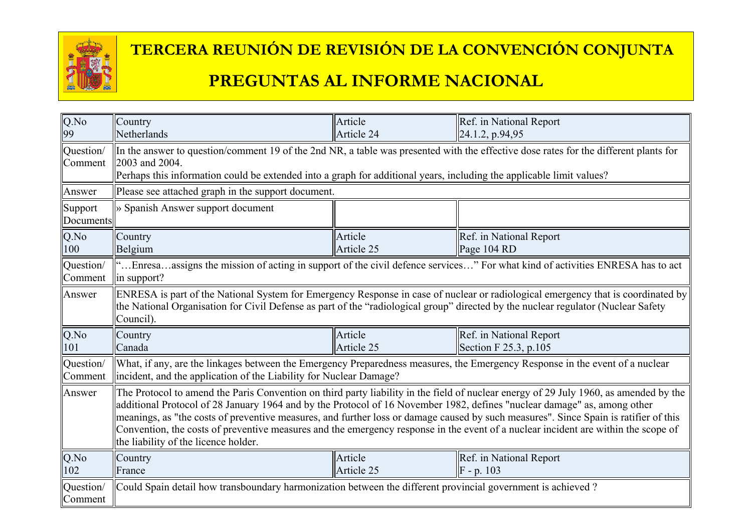# TERCERA REUNIÓN DE REVISIÓN DE LA CONVENCIÓN CONJUNTA

# PREGUNTAS AL INFORME NACIONAL

| Q.No<br>99 | Country<br>Netherlands | Article<br>Article 24 | Ref. in National Report<br>24.1.2, p.94,95 |
|---|---|---|---|
| Question/ Comment | In the answer to question/comment 19 of the 2nd NR, a table was presented with the effective dose rates for the different plants for 2003 and 2004.<br>Perhaps this information could be extended into a graph for additional years, including the applicable limit values? | | |
| Answer | Please see attached graph in the support document. | | |
| Support Documents | » Spanish Answer support document | | |
| Q.No<br>100 | Country<br>Belgium | Article<br>Article 25 | Ref. in National Report<br>Page 104 RD |
| Question/ Comment | "…Enresa…assigns the mission of acting in support of the civil defence services…" For what kind of activities ENRESA has to act in support? | | |
| Answer | ENRESA is part of the National System for Emergency Response in case of nuclear or radiological emergency that is coordinated by the National Organisation for Civil Defense as part of the "radiological group" directed by the nuclear regulator (Nuclear Safety Council). | | |
| Q.No<br>101 | Country<br>Canada | Article<br>Article 25 | Ref. in National Report<br>Section F 25.3, p.105 |
| Question/ Comment | What, if any, are the linkages between the Emergency Preparedness measures, the Emergency Response in the event of a nuclear incident, and the application of the Liability for Nuclear Damage? | | |
| Answer | The Protocol to amend the Paris Convention on third party liability in the field of nuclear energy of 29 July 1960, as amended by the additional Protocol of 28 January 1964 and by the Protocol of 16 November 1982, defines "nuclear damage" as, among other meanings, as "the costs of preventive measures, and further loss or damage caused by such measures". Since Spain is ratifier of this Convention, the costs of preventive measures and the emergency response in the event of a nuclear incident are within the scope of the liability of the licence holder. | | |
| Q.No<br>102 | Country<br>France | Article<br>Article 25 | Ref. in National Report<br>F - p. 103 |
| Question/ Comment | Could Spain detail how transboundary harmonization between the different provincial government is achieved ? | | |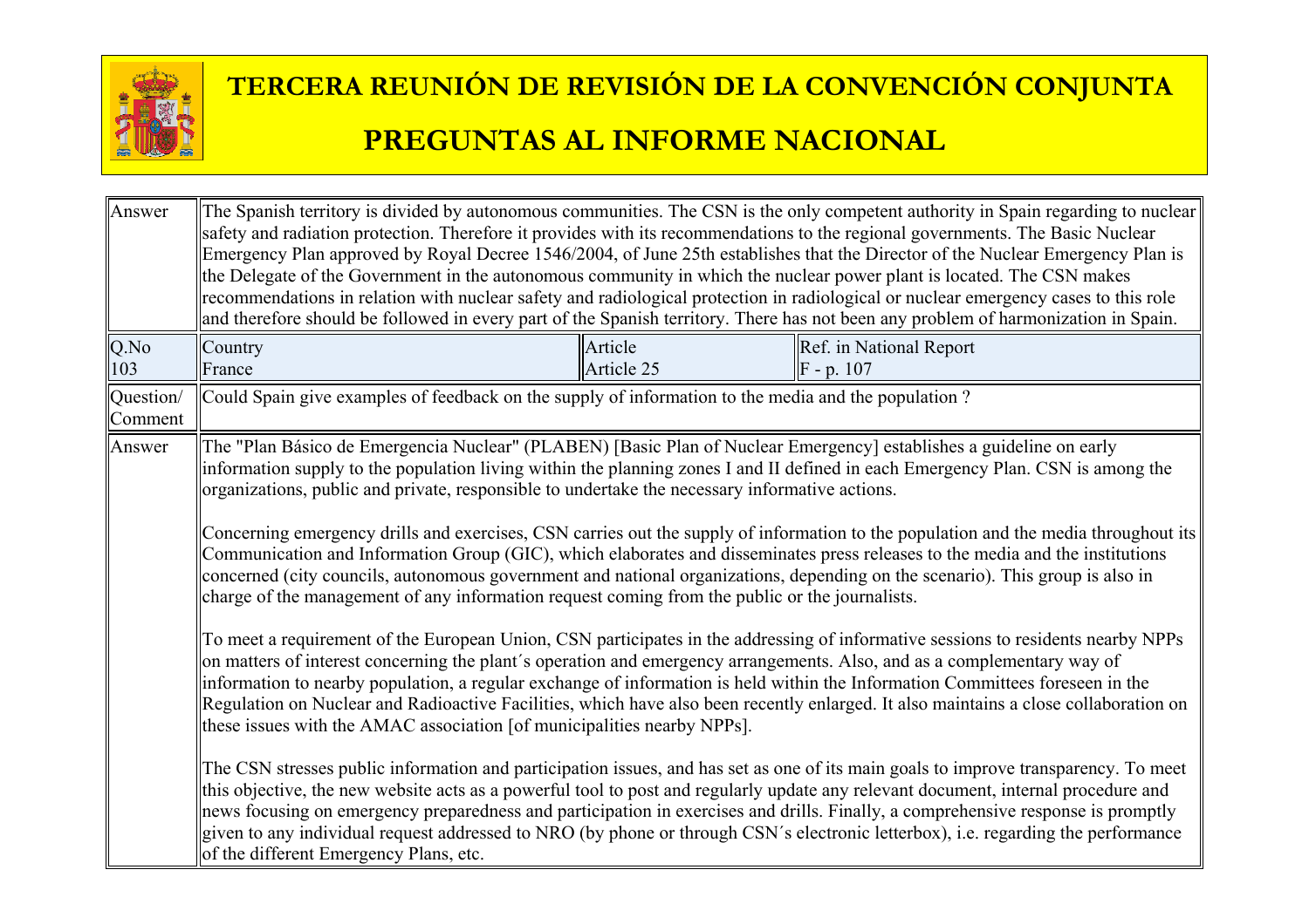| | | | |
|---|---|---|---|
| Answer | The Spanish territory is divided by autonomous communities. The CSN is the only competent authority in Spain regarding to nuclear safety and radiation protection. Therefore it provides with its recommendations to the regional governments. The Basic Nuclear Emergency Plan approved by Royal Decree 1546/2004, of June 25th establishes that the Director of the Nuclear Emergency Plan is the Delegate of the Government in the autonomous community in which the nuclear power plant is located. The CSN makes recommendations in relation with nuclear safety and radiological protection in radiological or nuclear emergency cases to this role and therefore should be followed in every part of the Spanish territory. There has not been any problem of harmonization in Spain. | | |
| Q.No<br>103 | Country<br>France | Article<br>Article 25 | Ref. in National Report<br>F - p. 107 |
| Question/ Comment | Could Spain give examples of feedback on the supply of information to the media and the population ? | | |
| Answer | The "Plan Básico de Emergencia Nuclear" (PLABEN) [Basic Plan of Nuclear Emergency] establishes a guideline on early information supply to the population living within the planning zones I and II defined in each Emergency Plan. CSN is among the organizations, public and private, responsible to undertake the necessary informative actions.<br><br>Concerning emergency drills and exercises, CSN carries out the supply of information to the population and the media throughout its Communication and Information Group (GIC), which elaborates and disseminates press releases to the media and the institutions concerned (city councils, autonomous government and national organizations, depending on the scenario). This group is also in charge of the management of any information request coming from the public or the journalists.<br><br>To meet a requirement of the European Union, CSN participates in the addressing of informative sessions to residents nearby NPPs on matters of interest concerning the plant´s operation and emergency arrangements. Also, and as a complementary way of information to nearby population, a regular exchange of information is held within the Information Committees foreseen in the Regulation on Nuclear and Radioactive Facilities, which have also been recently enlarged. It also maintains a close collaboration on these issues with the AMAC association [of municipalities nearby NPPs].<br><br>The CSN stresses public information and participation issues, and has set as one of its main goals to improve transparency. To meet this objective, the new website acts as a powerful tool to post and regularly update any relevant document, internal procedure and news focusing on emergency preparedness and participation in exercises and drills. Finally, a comprehensive response is promptly given to any individual request addressed to NRO (by phone or through CSN´s electronic letterbox), i.e. regarding the performance of the different Emergency Plans, etc. | | |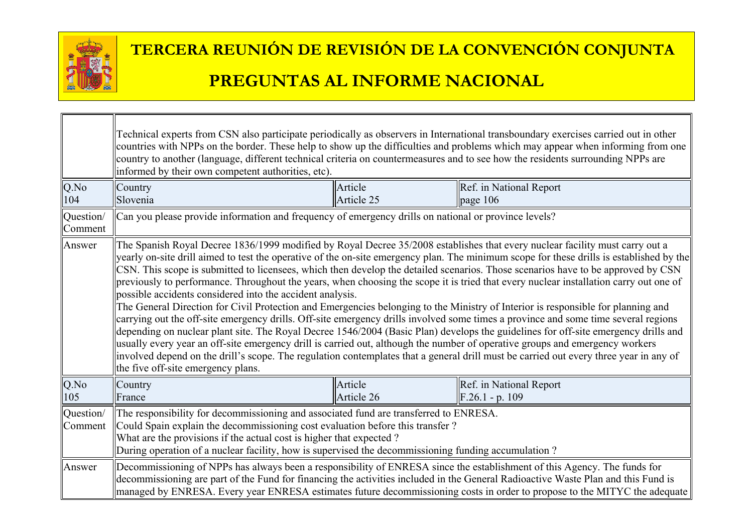| | | | |
|---|---|---|---|
| | Technical experts from CSN also participate periodically as observers in International transboundary exercises carried out in other countries with NPPs on the border. These help to show up the difficulties and problems which may appear when informing from one country to another (language, different technical criteria on countermeasures and to see how the residents surrounding NPPs are informed by their own competent authorities, etc). | | |
| Q.No 104 | Country Slovenia | Article Article 25 | Ref. in National Report page 106 |
| Question/ Comment | Can you please provide information and frequency of emergency drills on national or province levels? | | |
| Answer | The Spanish Royal Decree 1836/1999 modified by Royal Decree 35/2008 establishes that every nuclear facility must carry out a yearly on-site drill aimed to test the operative of the on-site emergency plan. The minimum scope for these drills is established by the CSN. This scope is submitted to licensees, which then develop the detailed scenarios. Those scenarios have to be approved by CSN previously to performance. Throughout the years, when choosing the scope it is tried that every nuclear installation carry out one of possible accidents considered into the accident analysis.<br>The General Direction for Civil Protection and Emergencies belonging to the Ministry of Interior is responsible for planning and carrying out the off-site emergency drills. Off-site emergency drills involved some times a province and some time several regions depending on nuclear plant site. The Royal Decree 1546/2004 (Basic Plan) develops the guidelines for off-site emergency drills and usually every year an off-site emergency drill is carried out, although the number of operative groups and emergency workers involved depend on the drill's scope. The regulation contemplates that a general drill must be carried out every three year in any of the five off-site emergency plans. | | |
| Q.No 105 | Country France | Article Article 26 | Ref. in National Report F.26.1 - p. 109 |
| Question/ Comment | The responsibility for decommissioning and associated fund are transferred to ENRESA.<br>Could Spain explain the decommissioning cost evaluation before this transfer ?<br>What are the provisions if the actual cost is higher that expected ?<br>During operation of a nuclear facility, how is supervised the decommissioning funding accumulation ? | | |
| Answer | Decommissioning of NPPs has always been a responsibility of ENRESA since the establishment of this Agency. The funds for decommissioning are part of the Fund for financing the activities included in the General Radioactive Waste Plan and this Fund is managed by ENRESA. Every year ENRESA estimates future decommissioning costs in order to propose to the MITYC the adequate | | |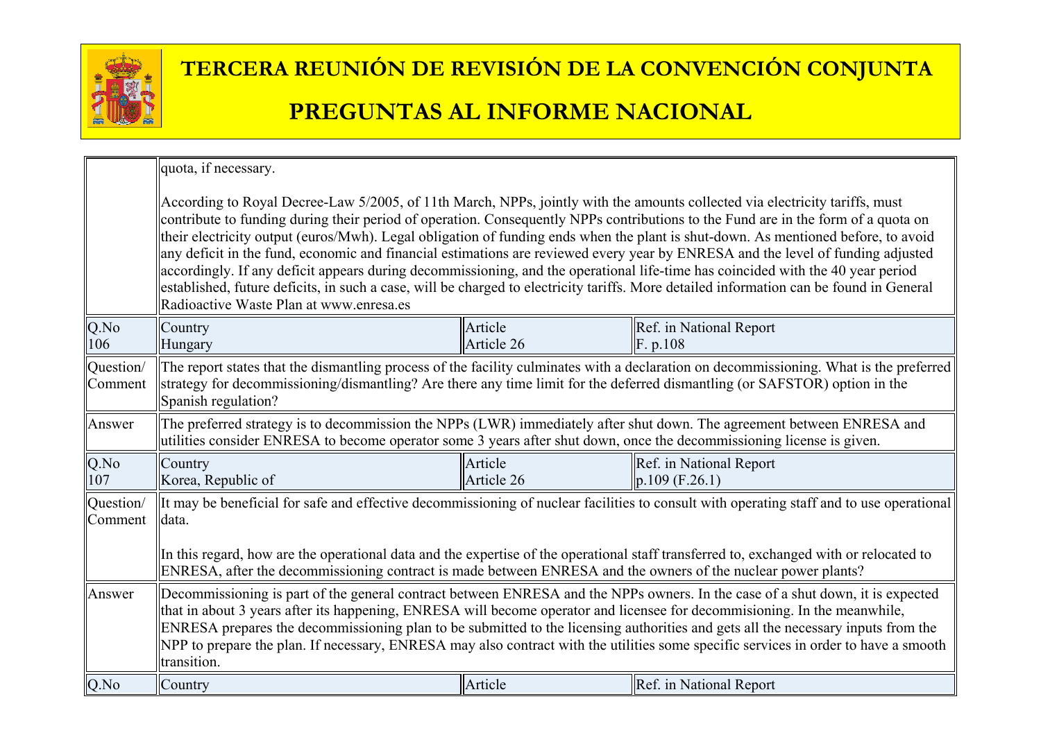| | | | |
|---|---|---|---|
| | quota, if necessary.<br><br>According to Royal Decree-Law 5/2005, of 11th March, NPPs, jointly with the amounts collected via electricity tariffs, must contribute to funding during their period of operation. Consequently NPPs contributions to the Fund are in the form of a quota on their electricity output (euros/Mwh). Legal obligation of funding ends when the plant is shut-down. As mentioned before, to avoid any deficit in the fund, economic and financial estimations are reviewed every year by ENRESA and the level of funding adjusted accordingly. If any deficit appears during decommissioning, and the operational life-time has coincided with the 40 year period established, future deficits, in such a case, will be charged to electricity tariffs. More detailed information can be found in General Radioactive Waste Plan at www.enresa.es | | |
| Q.No<br>106 | Country<br>Hungary | Article<br>Article 26 | Ref. in National Report<br>F. p.108 |
| Question/<br>Comment | The report states that the dismantling process of the facility culminates with a declaration on decommissioning. What is the preferred strategy for decommissioning/dismantling? Are there any time limit for the deferred dismantling (or SAFSTOR) option in the Spanish regulation? | | |
| Answer | The preferred strategy is to decommission the NPPs (LWR) immediately after shut down. The agreement between ENRESA and utilities consider ENRESA to become operator some 3 years after shut down, once the decommissioning license is given. | | |
| Q.No<br>107 | Country<br>Korea, Republic of | Article<br>Article 26 | Ref. in National Report<br>p.109 (F.26.1) |
| Question/<br>Comment | It may be beneficial for safe and effective decommissioning of nuclear facilities to consult with operating staff and to use operational data.<br><br>In this regard, how are the operational data and the expertise of the operational staff transferred to, exchanged with or relocated to ENRESA, after the decommissioning contract is made between ENRESA and the owners of the nuclear power plants? | | |
| Answer | Decommissioning is part of the general contract between ENRESA and the NPPs owners. In the case of a shut down, it is expected that in about 3 years after its happening, ENRESA will become operator and licensee for decommisioning. In the meanwhile, ENRESA prepares the decommissioning plan to be submitted to the licensing authorities and gets all the necessary inputs from the NPP to prepare the plan. If necessary, ENRESA may also contract with the utilities some specific services in order to have a smooth transition. | | |
| Q.No | Country | Article | Ref. in National Report |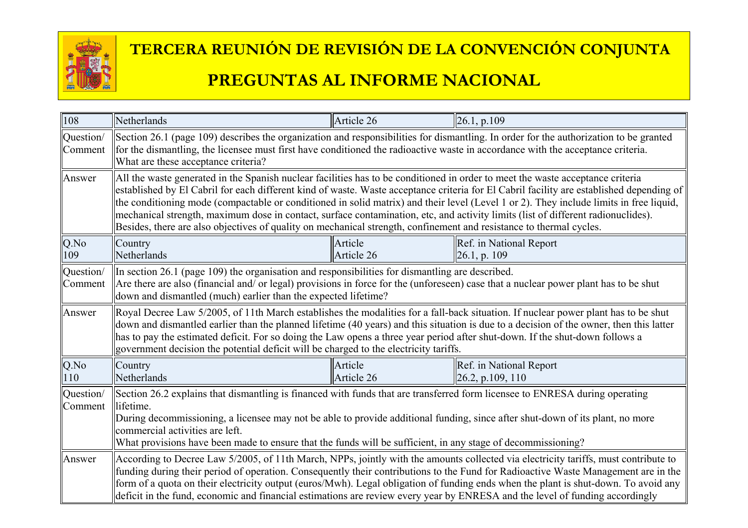# TERCERA REUNIÓN DE REVISIÓN DE LA CONVENCIÓN CONJUNTA

# PREGUNTAS AL INFORME NACIONAL

| 108 | Netherlands | Article 26 | 26.1, p.109 |
|---|---|---|---|
| Question/ Comment | Section 26.1 (page 109) describes the organization and responsibilities for dismantling. In order for the authorization to be granted for the dismantling, the licensee must first have conditioned the radioactive waste in accordance with the acceptance criteria.<br>What are these acceptance criteria? | | |
| Answer | All the waste generated in the Spanish nuclear facilities has to be conditioned in order to meet the waste acceptance criteria established by El Cabril for each different kind of waste. Waste acceptance criteria for El Cabril facility are established depending of the conditioning mode (compactable or conditioned in solid matrix) and their level (Level 1 or 2). They include limits in free liquid, mechanical strength, maximum dose in contact, surface contamination, etc, and activity limits (list of different radionuclides). Besides, there are also objectives of quality on mechanical strength, confinement and resistance to thermal cycles. | | |
| Q.No<br>109 | Country<br>Netherlands | Article<br>Article 26 | Ref. in National Report<br>26.1, p. 109 |
| Question/ Comment | In section 26.1 (page 109) the organisation and responsibilities for dismantling are described.<br>Are there are also (financial and/ or legal) provisions in force for the (unforeseen) case that a nuclear power plant has to be shut down and dismantled (much) earlier than the expected lifetime? | | |
| Answer | Royal Decree Law 5/2005, of 11th March establishes the modalities for a fall-back situation. If nuclear power plant has to be shut down and dismantled earlier than the planned lifetime (40 years) and this situation is due to a decision of the owner, then this latter has to pay the estimated deficit. For so doing the Law opens a three year period after shut-down. If the shut-down follows a government decision the potential deficit will be charged to the electricity tariffs. | | |
| Q.No<br>110 | Country<br>Netherlands | Article<br>Article 26 | Ref. in National Report<br>26.2, p.109, 110 |
| Question/ Comment | Section 26.2 explains that dismantling is financed with funds that are transferred form licensee to ENRESA during operating lifetime.<br>During decommissioning, a licensee may not be able to provide additional funding, since after shut-down of its plant, no more commercial activities are left.<br>What provisions have been made to ensure that the funds will be sufficient, in any stage of decommissioning? | | |
| Answer | According to Decree Law 5/2005, of 11th March, NPPs, jointly with the amounts collected via electricity tariffs, must contribute to funding during their period of operation. Consequently their contributions to the Fund for Radioactive Waste Management are in the form of a quota on their electricity output (euros/Mwh). Legal obligation of funding ends when the plant is shut-down. To avoid any deficit in the fund, economic and financial estimations are review every year by ENRESA and the level of funding accordingly | | |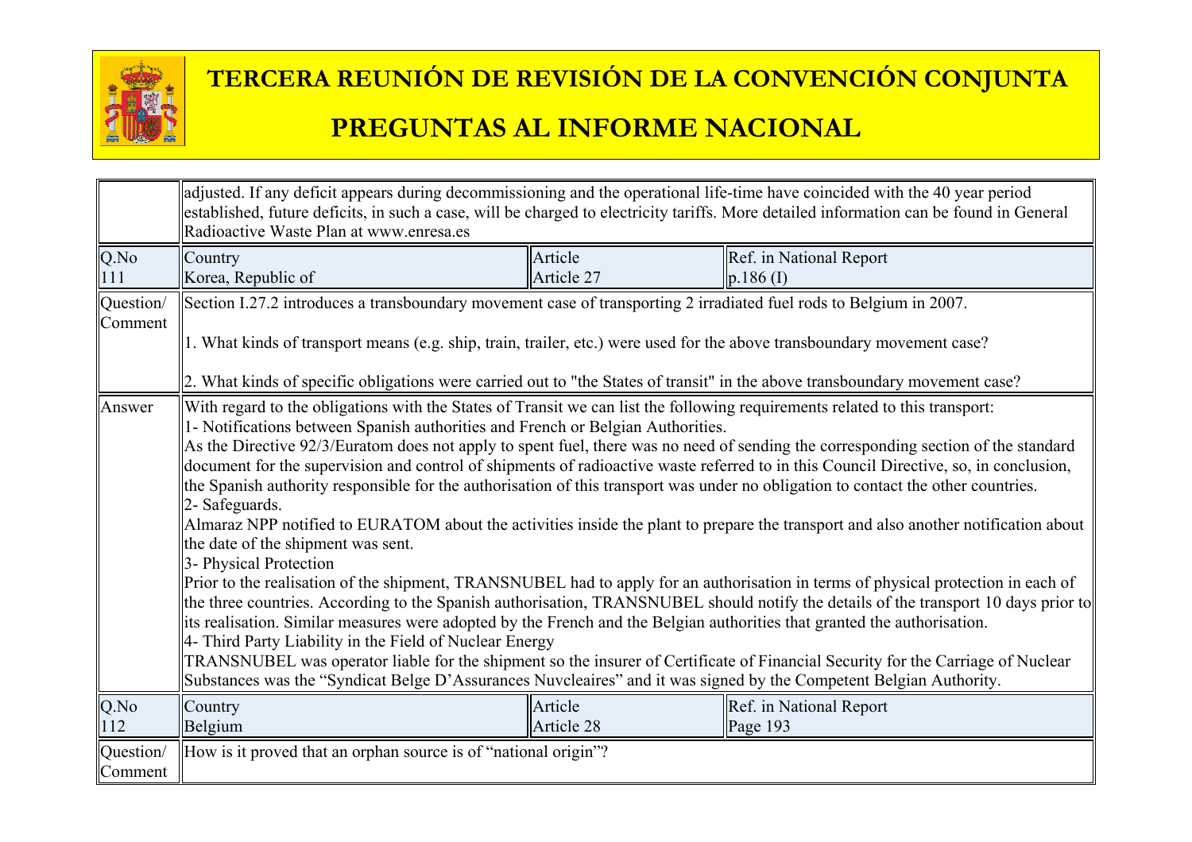| | | | |
|---|---|---|---|
| | adjusted. If any deficit appears during decommissioning and the operational life-time have coincided with the 40 year period established, future deficits, in such a case, will be charged to electricity tariffs. More detailed information can be found in General Radioactive Waste Plan at www.enresa.es | | |
| Q.No 111 | Country Korea, Republic of | Article Article 27 | Ref. in National Report p.186 (I) |
| Question/ Comment | Section I.27.2 introduces a transboundary movement case of transporting 2 irradiated fuel rods to Belgium in 2007.<br><br>1. What kinds of transport means (e.g. ship, train, trailer, etc.) were used for the above transboundary movement case?<br><br>2. What kinds of specific obligations were carried out to "the States of transit" in the above transboundary movement case? | | |
| Answer | With regard to the obligations with the States of Transit we can list the following requirements related to this transport:<br>1- Notifications between Spanish authorities and French or Belgian Authorities.<br>As the Directive 92/3/Euratom does not apply to spent fuel, there was no need of sending the corresponding section of the standard document for the supervision and control of shipments of radioactive waste referred to in this Council Directive, so, in conclusion, the Spanish authority responsible for the authorisation of this transport was under no obligation to contact the other countries.<br>2- Safeguards.<br>Almaraz NPP notified to EURATOM about the activities inside the plant to prepare the transport and also another notification about the date of the shipment was sent.<br>3- Physical Protection<br>Prior to the realisation of the shipment, TRANSNUBEL had to apply for an authorisation in terms of physical protection in each of the three countries. According to the Spanish authorisation, TRANSNUBEL should notify the details of the transport 10 days prior to its realisation. Similar measures were adopted by the French and the Belgian authorities that granted the authorisation.<br>4- Third Party Liability in the Field of Nuclear Energy<br>TRANSNUBEL was operator liable for the shipment so the insurer of Certificate of Financial Security for the Carriage of Nuclear Substances was the "Syndicat Belge D'Assurances Nuvcleaires" and it was signed by the Competent Belgian Authority. | | |
| Q.No 112 | Country Belgium | Article Article 28 | Ref. in National Report Page 193 |
| Question/ Comment | How is it proved that an orphan source is of "national origin"? | | |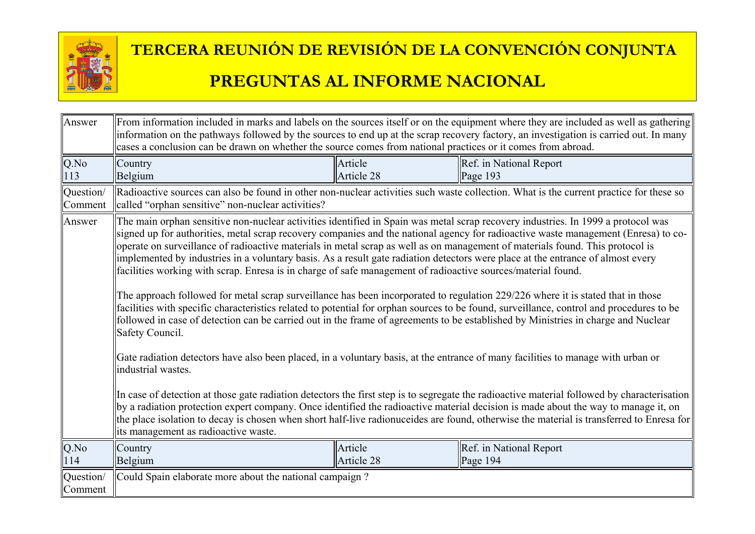| Answer | From information included in marks and labels on the sources itself or on the equipment where they are included as well as gathering information on the pathways followed by the sources to end up at the scrap recovery factory, an investigation is carried out. In many cases a conclusion can be drawn on whether the source comes from national practices or it comes from abroad. | | |
|---|---|---|---|
| Q.No 113 | Country Belgium | Article Article 28 | Ref. in National Report Page 193 |
| Question/ Comment | Radioactive sources can also be found in other non-nuclear activities such waste collection. What is the current practice for these so called "orphan sensitive" non-nuclear activities? | | |
| Answer | The main orphan sensitive non-nuclear activities identified in Spain was metal scrap recovery industries. In 1999 a protocol was signed up for authorities, metal scrap recovery companies and the national agency for radioactive waste management (Enresa) to co-operate on surveillance of radioactive materials in metal scrap as well as on management of materials found. This protocol is implemented by industries in a voluntary basis. As a result gate radiation detectors were place at the entrance of almost every facilities working with scrap. Enresa is in charge of safe management of radioactive sources/material found.<br><br>The approach followed for metal scrap surveillance has been incorporated to regulation 229/226 where it is stated that in those facilities with specific characteristics related to potential for orphan sources to be found, surveillance, control and procedures to be followed in case of detection can be carried out in the frame of agreements to be established by Ministries in charge and Nuclear Safety Council.<br><br>Gate radiation detectors have also been placed, in a voluntary basis, at the entrance of many facilities to manage with urban or industrial wastes.<br><br>In case of detection at those gate radiation detectors the first step is to segregate the radioactive material followed by characterisation by a radiation protection expert company. Once identified the radioactive material decision is made about the way to manage it, on the place isolation to decay is chosen when short half-live radionuceides are found, otherwise the material is transferred to Enresa for its management as radioactive waste. | | |
| Q.No 114 | Country Belgium | Article Article 28 | Ref. in National Report Page 194 |
| Question/ Comment | Could Spain elaborate more about the national campaign ? | | |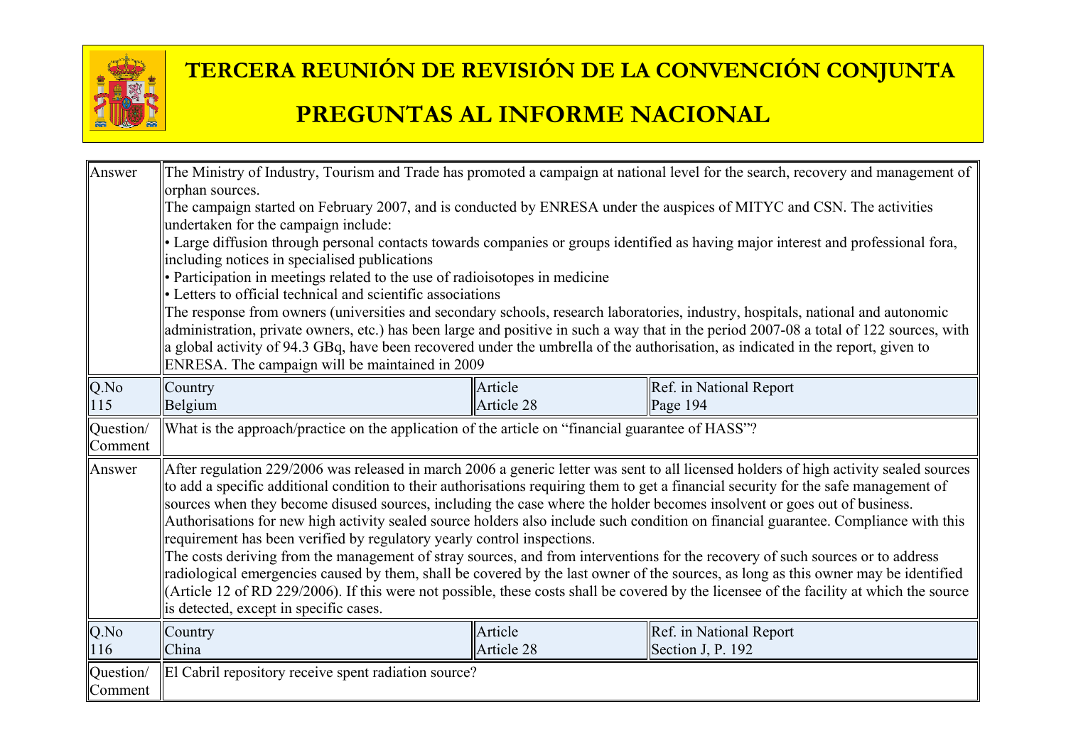| | | | |
|---|---|---|---|
| Answer | The Ministry of Industry, Tourism and Trade has promoted a campaign at national level for the search, recovery and management of orphan sources.<br>The campaign started on February 2007, and is conducted by ENRESA under the auspices of MITYC and CSN. The activities undertaken for the campaign include:<br>• Large diffusion through personal contacts towards companies or groups identified as having major interest and professional fora, including notices in specialised publications<br>• Participation in meetings related to the use of radioisotopes in medicine<br>• Letters to official technical and scientific associations<br>The response from owners (universities and secondary schools, research laboratories, industry, hospitals, national and autonomic administration, private owners, etc.) has been large and positive in such a way that in the period 2007-08 a total of 122 sources, with a global activity of 94.3 GBq, have been recovered under the umbrella of the authorisation, as indicated in the report, given to ENRESA. The campaign will be maintained in 2009 | | |
| Q.No<br>115 | Country<br>Belgium | Article<br>Article 28 | Ref. in National Report<br>Page 194 |
| Question/ Comment | What is the approach/practice on the application of the article on “financial guarantee of HASS”? | | |
| Answer | After regulation 229/2006 was released in march 2006 a generic letter was sent to all licensed holders of high activity sealed sources to add a specific additional condition to their authorisations requiring them to get a financial security for the safe management of sources when they become disused sources, including the case where the holder becomes insolvent or goes out of business. Authorisations for new high activity sealed source holders also include such condition on financial guarantee. Compliance with this requirement has been verified by regulatory yearly control inspections.<br>The costs deriving from the management of stray sources, and from interventions for the recovery of such sources or to address radiological emergencies caused by them, shall be covered by the last owner of the sources, as long as this owner may be identified (Article 12 of RD 229/2006). If this were not possible, these costs shall be covered by the licensee of the facility at which the source is detected, except in specific cases. | | |
| Q.No<br>116 | Country<br>China | Article<br>Article 28 | Ref. in National Report<br>Section J, P. 192 |
| Question/ Comment | El Cabril repository receive spent radiation source? | | |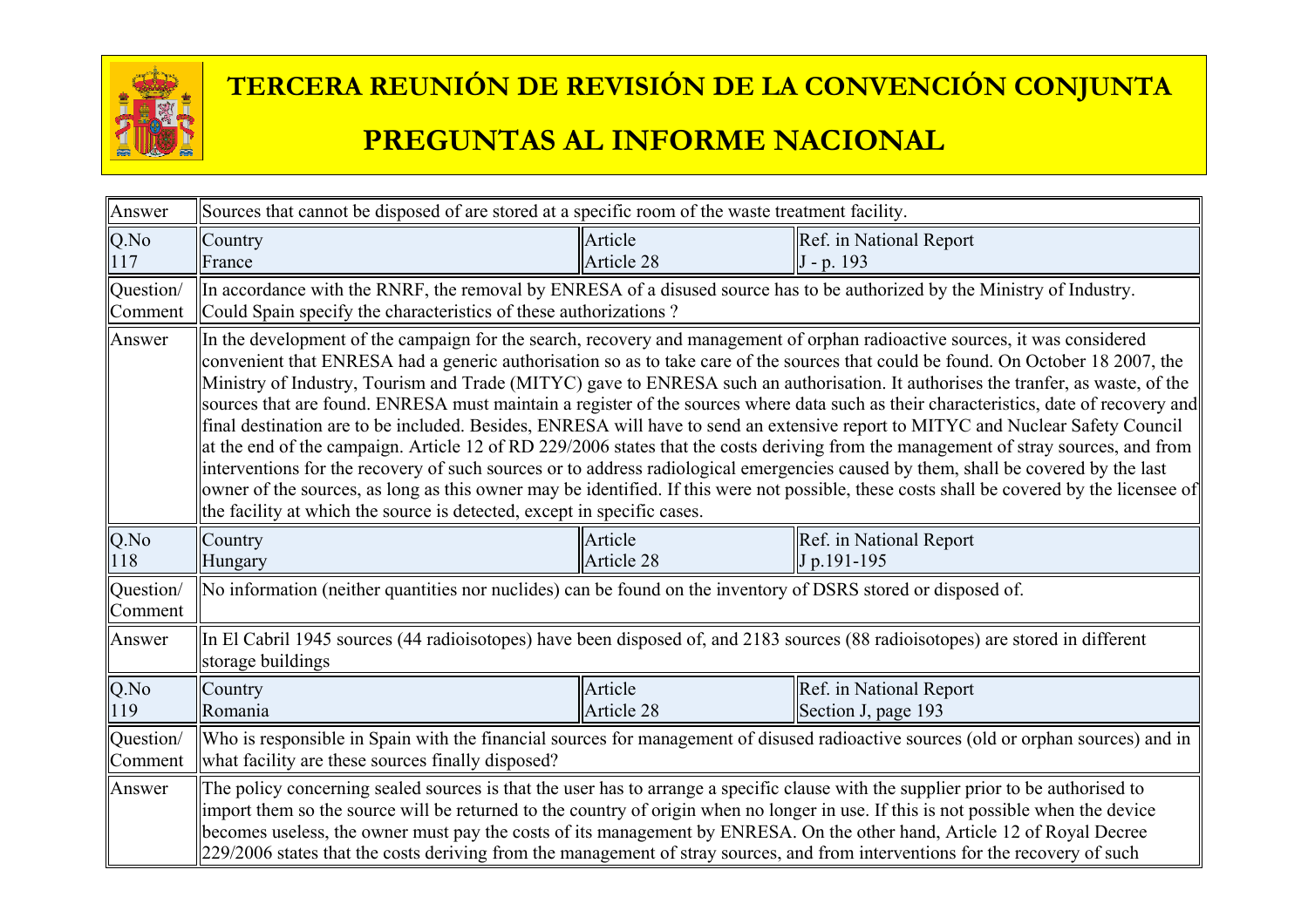# TERCERA REUNIÓN DE REVISIÓN DE LA CONVENCIÓN CONJUNTA

# PREGUNTAS AL INFORME NACIONAL

| | | | |
|---|---|---|---|
| Answer | Sources that cannot be disposed of are stored at a specific room of the waste treatment facility. | | |
| Q.No 117 | Country France | Article Article 28 | Ref. in National Report J - p. 193 |
| Question/ Comment | In accordance with the RNRF, the removal by ENRESA of a disused source has to be authorized by the Ministry of Industry. Could Spain specify the characteristics of these authorizations ? | | |
| Answer | In the development of the campaign for the search, recovery and management of orphan radioactive sources, it was considered convenient that ENRESA had a generic authorisation so as to take care of the sources that could be found. On October 18 2007, the Ministry of Industry, Tourism and Trade (MITYC) gave to ENRESA such an authorisation. It authorises the tranfer, as waste, of the sources that are found. ENRESA must maintain a register of the sources where data such as their characteristics, date of recovery and final destination are to be included. Besides, ENRESA will have to send an extensive report to MITYC and Nuclear Safety Council at the end of the campaign. Article 12 of RD 229/2006 states that the costs deriving from the management of stray sources, and from interventions for the recovery of such sources or to address radiological emergencies caused by them, shall be covered by the last owner of the sources, as long as this owner may be identified. If this were not possible, these costs shall be covered by the licensee of the facility at which the source is detected, except in specific cases. | | |
| Q.No 118 | Country Hungary | Article Article 28 | Ref. in National Report J p.191-195 |
| Question/ Comment | No information (neither quantities nor nuclides) can be found on the inventory of DSRS stored or disposed of. | | |
| Answer | In El Cabril 1945 sources (44 radioisotopes) have been disposed of, and 2183 sources (88 radioisotopes) are stored in different storage buildings | | |
| Q.No 119 | Country Romania | Article Article 28 | Ref. in National Report Section J, page 193 |
| Question/ Comment | Who is responsible in Spain with the financial sources for management of disused radioactive sources (old or orphan sources) and in what facility are these sources finally disposed? | | |
| Answer | The policy concerning sealed sources is that the user has to arrange a specific clause with the supplier prior to be authorised to import them so the source will be returned to the country of origin when no longer in use. If this is not possible when the device becomes useless, the owner must pay the costs of its management by ENRESA. On the other hand, Article 12 of Royal Decree 229/2006 states that the costs deriving from the management of stray sources, and from interventions for the recovery of such | | |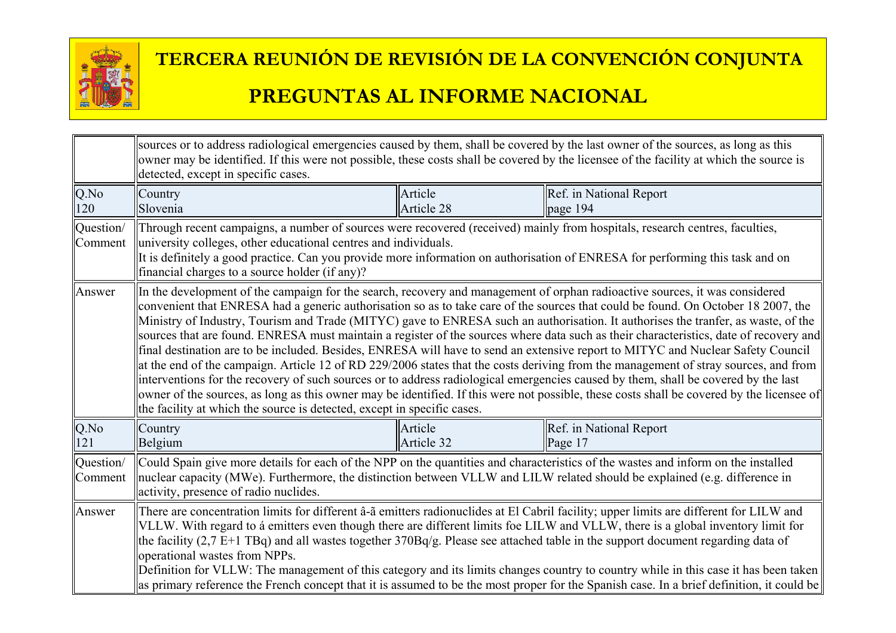# TERCERA REUNIÓN DE REVISIÓN DE LA CONVENCIÓN CONJUNTA

# PREGUNTAS AL INFORME NACIONAL

| | | | |
|---|---|---|---|
| | sources or to address radiological emergencies caused by them, shall be covered by the last owner of the sources, as long as this owner may be identified. If this were not possible, these costs shall be covered by the licensee of the facility at which the source is detected, except in specific cases. | | |
| Q.No 120 | Country Slovenia | Article Article 28 | Ref. in National Report page 194 |
| Question/ Comment | Through recent campaigns, a number of sources were recovered (received) mainly from hospitals, research centres, faculties, university colleges, other educational centres and individuals. It is definitely a good practice. Can you provide more information on authorisation of ENRESA for performing this task and on financial charges to a source holder (if any)? | | |
| Answer | In the development of the campaign for the search, recovery and management of orphan radioactive sources, it was considered convenient that ENRESA had a generic authorisation so as to take care of the sources that could be found. On October 18 2007, the Ministry of Industry, Tourism and Trade (MITYC) gave to ENRESA such an authorisation. It authorises the tranfer, as waste, of the sources that are found. ENRESA must maintain a register of the sources where data such as their characteristics, date of recovery and final destination are to be included. Besides, ENRESA will have to send an extensive report to MITYC and Nuclear Safety Council at the end of the campaign. Article 12 of RD 229/2006 states that the costs deriving from the management of stray sources, and from interventions for the recovery of such sources or to address radiological emergencies caused by them, shall be covered by the last owner of the sources, as long as this owner may be identified. If this were not possible, these costs shall be covered by the licensee of the facility at which the source is detected, except in specific cases. | | |
| Q.No 121 | Country Belgium | Article Article 32 | Ref. in National Report Page 17 |
| Question/ Comment | Could Spain give more details for each of the NPP on the quantities and characteristics of the wastes and inform on the installed nuclear capacity (MWe). Furthermore, the distinction between VLLW and LILW related should be explained (e.g. difference in activity, presence of radio nuclides. | | |
| Answer | There are concentration limits for different â-ã emitters radionuclides at El Cabril facility; upper limits are different for LILW and VLLW. With regard to á emitters even though there are different limits foe LILW and VLLW, there is a global inventory limit for the facility (2,7 E+1 TBq) and all wastes together 370Bq/g. Please see attached table in the support document regarding data of operational wastes from NPPs. Definition for VLLW: The management of this category and its limits changes country to country while in this case it has been taken as primary reference the French concept that it is assumed to be the most proper for the Spanish case. In a brief definition, it could be | | |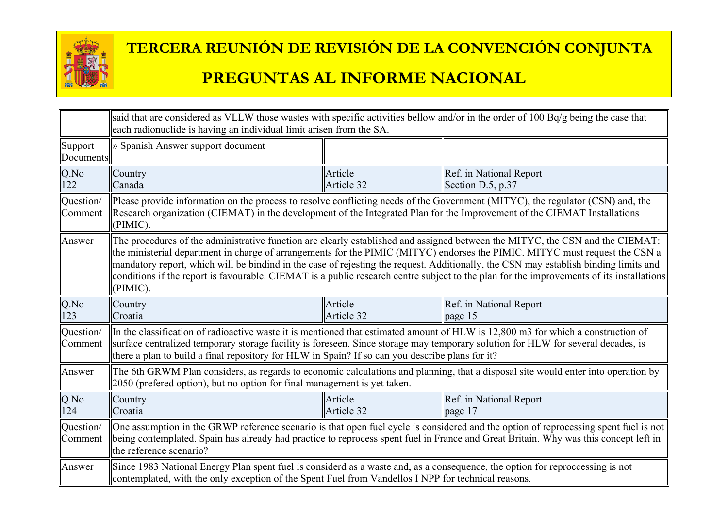| | | | |
|---|---|---|---|
| | said that are considered as VLLW those wastes with specific activities bellow and/or in the order of 100 Bq/g being the case that each radionuclide is having an individual limit arisen from the SA. | | |
| Support Documents | » Spanish Answer support document | | |
| Q.No 122 | Country Canada | Article Article 32 | Ref. in National Report Section D.5, p.37 |
| Question/ Comment | Please provide information on the process to resolve conflicting needs of the Government (MITYC), the regulator (CSN) and, the Research organization (CIEMAT) in the development of the Integrated Plan for the Improvement of the CIEMAT Installations (PIMIC). | | |
| Answer | The procedures of the administrative function are clearly established and assigned between the MITYC, the CSN and the CIEMAT: the ministerial department in charge of arrangements for the PIMIC (MITYC) endorses the PIMIC. MITYC must request the CSN a mandatory report, which will be bindind in the case of rejesting the request. Additionally, the CSN may establish binding limits and conditions if the report is favourable. CIEMAT is a public research centre subject to the plan for the improvements of its installations (PIMIC). | | |
| Q.No 123 | Country Croatia | Article Article 32 | Ref. in National Report page 15 |
| Question/ Comment | In the classification of radioactive waste it is mentioned that estimated amount of HLW is 12,800 m3 for which a construction of surface centralized temporary storage facility is foreseen. Since storage may temporary solution for HLW for several decades, is there a plan to build a final repository for HLW in Spain? If so can you describe plans for it? | | |
| Answer | The 6th GRWM Plan considers, as regards to economic calculations and planning, that a disposal site would enter into operation by 2050 (prefered option), but no option for final management is yet taken. | | |
| Q.No 124 | Country Croatia | Article Article 32 | Ref. in National Report page 17 |
| Question/ Comment | One assumption in the GRWP reference scenario is that open fuel cycle is considered and the option of reprocessing spent fuel is not being contemplated. Spain has already had practice to reprocess spent fuel in France and Great Britain. Why was this concept left in the reference scenario? | | |
| Answer | Since 1983 National Energy Plan spent fuel is considerd as a waste and, as a consequence, the option for reproccessing is not contemplated, with the only exception of the Spent Fuel from Vandellos I NPP for technical reasons. | | |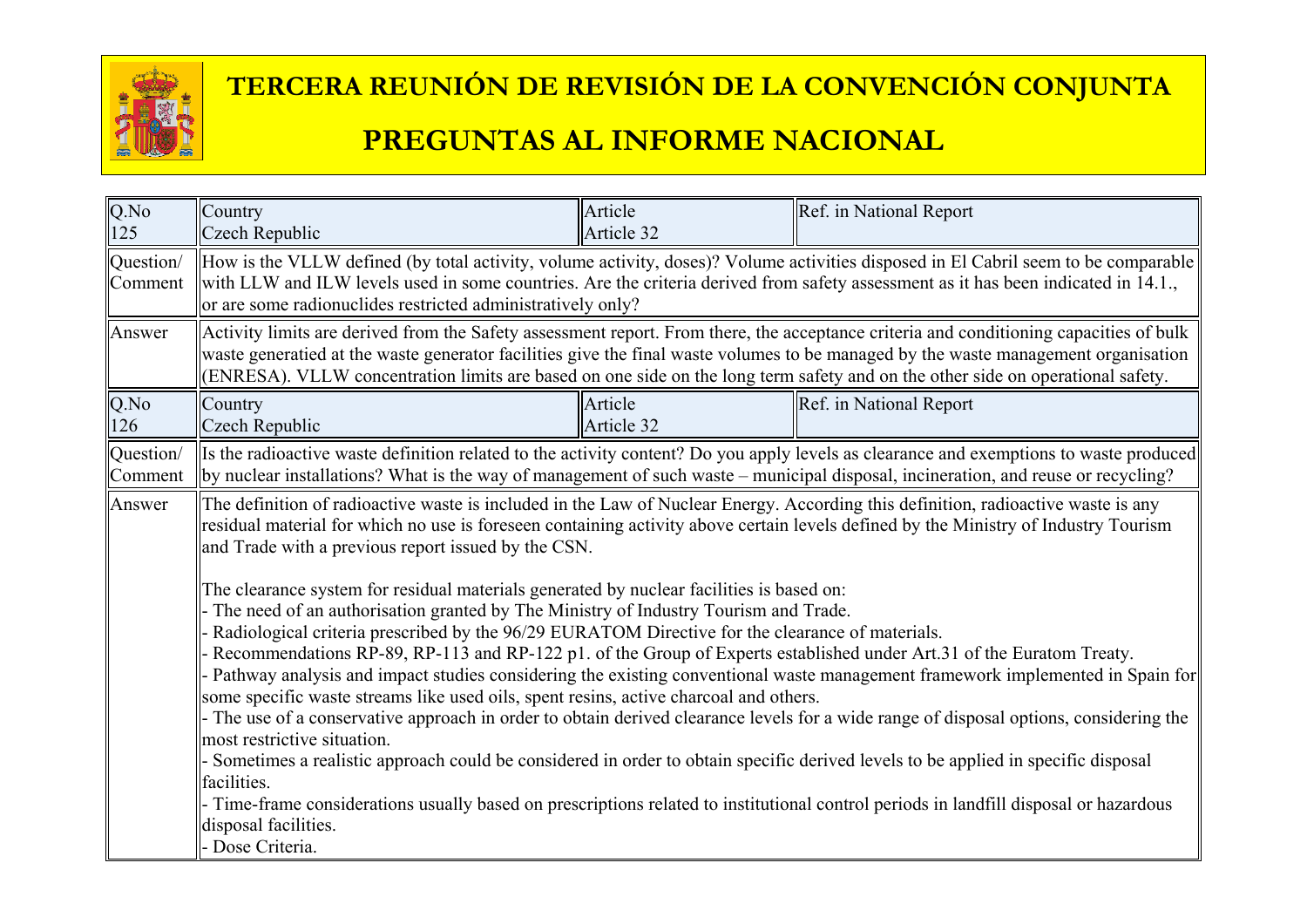# TERCERA REUNIÓN DE REVISIÓN DE LA CONVENCIÓN CONJUNTA

# PREGUNTAS AL INFORME NACIONAL

| Q.No 125 | Country Czech Republic | Article Article 32 | Ref. in National Report |
|---|---|---|---|
| Question/ Comment | How is the VLLW defined (by total activity, volume activity, doses)? Volume activities disposed in El Cabril seem to be comparable with LLW and ILW levels used in some countries. Are the criteria derived from safety assessment as it has been indicated in 14.1., or are some radionuclides restricted administratively only? | | |
| Answer | Activity limits are derived from the Safety assessment report. From there, the acceptance criteria and conditioning capacities of bulk waste generatied at the waste generator facilities give the final waste volumes to be managed by the waste management organisation (ENRESA). VLLW concentration limits are based on one side on the long term safety and on the other side on operational safety. | | |
| **Q.No 126** | **Country Czech Republic** | **Article Article 32** | **Ref. in National Report** |
| Question/ Comment | Is the radioactive waste definition related to the activity content? Do you apply levels as clearance and exemptions to waste produced by nuclear installations? What is the way of management of such waste – municipal disposal, incineration, and reuse or recycling? | | |
| Answer | The definition of radioactive waste is included in the Law of Nuclear Energy. According this definition, radioactive waste is any residual material for which no use is foreseen containing activity above certain levels defined by the Ministry of Industry Tourism and Trade with a previous report issued by the CSN.<br><br>The clearance system for residual materials generated by nuclear facilities is based on:<br>- The need of an authorisation granted by The Ministry of Industry Tourism and Trade.<br>- Radiological criteria prescribed by the 96/29 EURATOM Directive for the clearance of materials.<br>- Recommendations RP-89, RP-113 and RP-122 p1. of the Group of Experts established under Art.31 of the Euratom Treaty.<br>- Pathway analysis and impact studies considering the existing conventional waste management framework implemented in Spain for some specific waste streams like used oils, spent resins, active charcoal and others.<br>- The use of a conservative approach in order to obtain derived clearance levels for a wide range of disposal options, considering the most restrictive situation.<br>- Sometimes a realistic approach could be considered in order to obtain specific derived levels to be applied in specific disposal facilities.<br>- Time-frame considerations usually based on prescriptions related to institutional control periods in landfill disposal or hazardous disposal facilities.<br>- Dose Criteria. | | |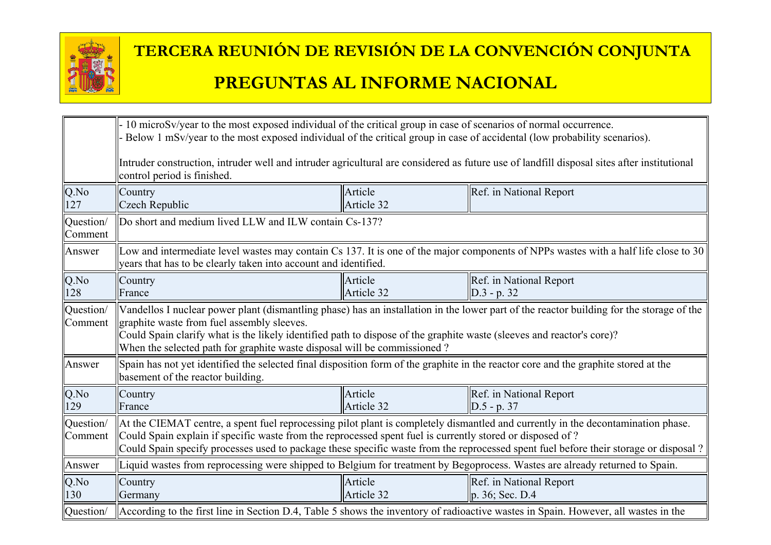| | | | |
|---|---|---|---|
| | - 10 microSv/year to the most exposed individual of the critical group in case of scenarios of normal occurrence.<br>- Below 1 mSv/year to the most exposed individual of the critical group in case of accidental (low probability scenarios).<br><br>Intruder construction, intruder well and intruder agricultural are considered as future use of landfill disposal sites after institutional control period is finished. | | |
| Q.No<br>127 | Country<br>Czech Republic | Article<br>Article 32 | Ref. in National Report |
| Question/ Comment | Do short and medium lived LLW and ILW contain Cs-137? | | |
| Answer | Low and intermediate level wastes may contain Cs 137. It is one of the major components of NPPs wastes with a half life close to 30 years that has to be clearly taken into account and identified. | | |
| Q.No<br>128 | Country<br>France | Article<br>Article 32 | Ref. in National Report<br>D.3 - p. 32 |
| Question/ Comment | Vandellos I nuclear power plant (dismantling phase) has an installation in the lower part of the reactor building for the storage of the graphite waste from fuel assembly sleeves.<br>Could Spain clarify what is the likely identified path to dispose of the graphite waste (sleeves and reactor's core)?<br>When the selected path for graphite waste disposal will be commissioned ? | | |
| Answer | Spain has not yet identified the selected final disposition form of the graphite in the reactor core and the graphite stored at the basement of the reactor building. | | |
| Q.No<br>129 | Country<br>France | Article<br>Article 32 | Ref. in National Report<br>D.5 - p. 37 |
| Question/ Comment | At the CIEMAT centre, a spent fuel reprocessing pilot plant is completely dismantled and currently in the decontamination phase.<br>Could Spain explain if specific waste from the reprocessed spent fuel is currently stored or disposed of ?<br>Could Spain specify processes used to package these specific waste from the reprocessed spent fuel before their storage or disposal ? | | |
| Answer | Liquid wastes from reprocessing were shipped to Belgium for treatment by Begoprocess. Wastes are already returned to Spain. | | |
| Q.No<br>130 | Country<br>Germany | Article<br>Article 32 | Ref. in National Report<br>p. 36; Sec. D.4 |
| Question/ | According to the first line in Section D.4, Table 5 shows the inventory of radioactive wastes in Spain. However, all wastes in the | | |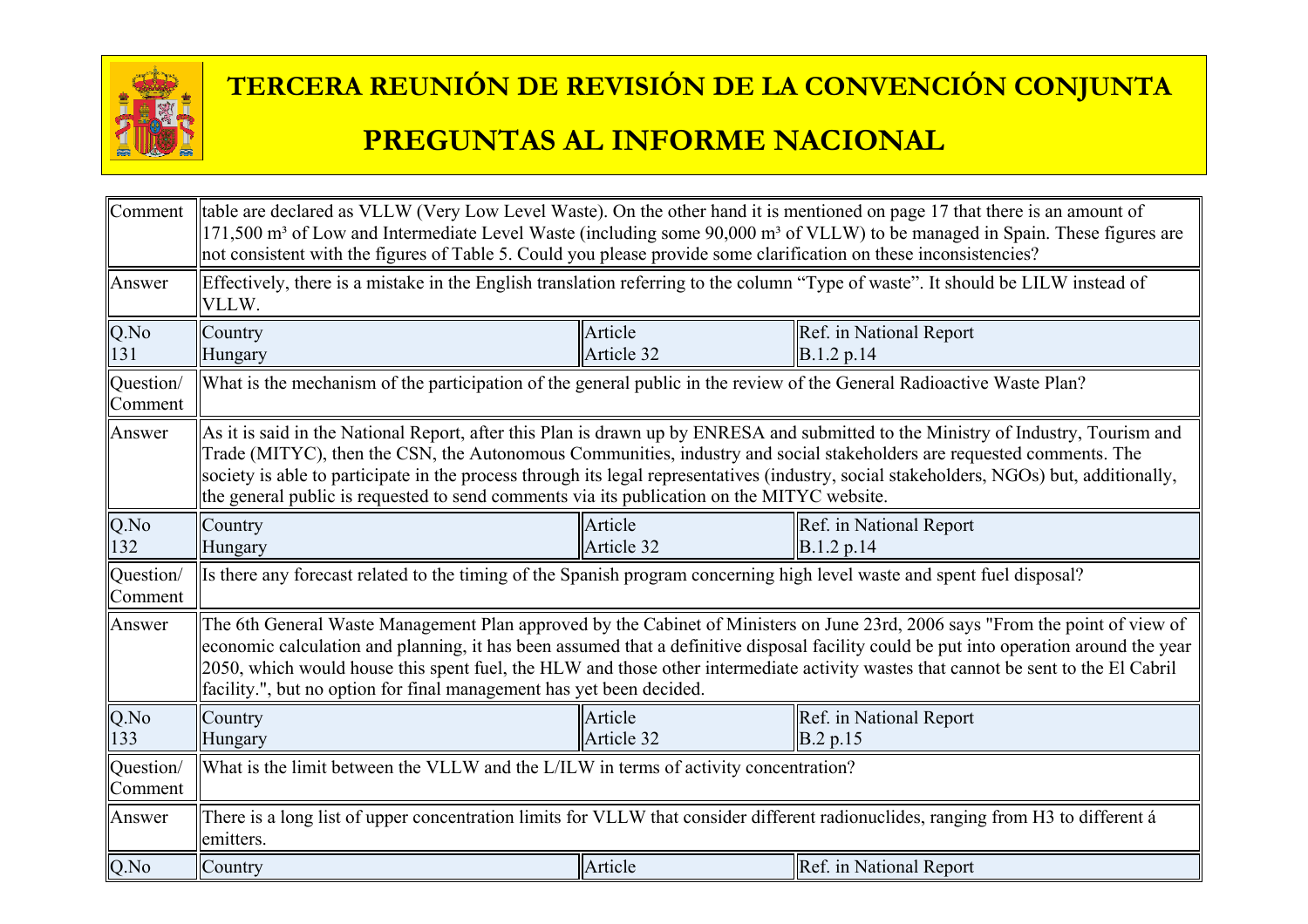| Comment | table are declared as VLLW (Very Low Level Waste). On the other hand it is mentioned on page 17 that there is an amount of 171,500 m³ of Low and Intermediate Level Waste (including some 90,000 m³ of VLLW) to be managed in Spain. These figures are not consistent with the figures of Table 5. Could you please provide some clarification on these inconsistencies? | | |
|---|---|---|---|
| Answer | Effectively, there is a mistake in the English translation referring to the column "Type of waste". It should be LILW instead of VLLW. | | |
| Q.No 131 | Country Hungary | Article Article 32 | Ref. in National Report B.1.2 p.14 |
| Question/ Comment | What is the mechanism of the participation of the general public in the review of the General Radioactive Waste Plan? | | |
| Answer | As it is said in the National Report, after this Plan is drawn up by ENRESA and submitted to the Ministry of Industry, Tourism and Trade (MITYC), then the CSN, the Autonomous Communities, industry and social stakeholders are requested comments. The society is able to participate in the process through its legal representatives (industry, social stakeholders, NGOs) but, additionally, the general public is requested to send comments via its publication on the MITYC website. | | |
| Q.No 132 | Country Hungary | Article Article 32 | Ref. in National Report B.1.2 p.14 |
| Question/ Comment | Is there any forecast related to the timing of the Spanish program concerning high level waste and spent fuel disposal? | | |
| Answer | The 6th General Waste Management Plan approved by the Cabinet of Ministers on June 23rd, 2006 says "From the point of view of economic calculation and planning, it has been assumed that a definitive disposal facility could be put into operation around the year 2050, which would house this spent fuel, the HLW and those other intermediate activity wastes that cannot be sent to the El Cabril facility.", but no option for final management has yet been decided. | | |
| Q.No 133 | Country Hungary | Article Article 32 | Ref. in National Report B.2 p.15 |
| Question/ Comment | What is the limit between the VLLW and the L/ILW in terms of activity concentration? | | |
| Answer | There is a long list of upper concentration limits for VLLW that consider different radionuclides, ranging from H3 to different á emitters. | | |
| Q.No | Country | Article | Ref. in National Report |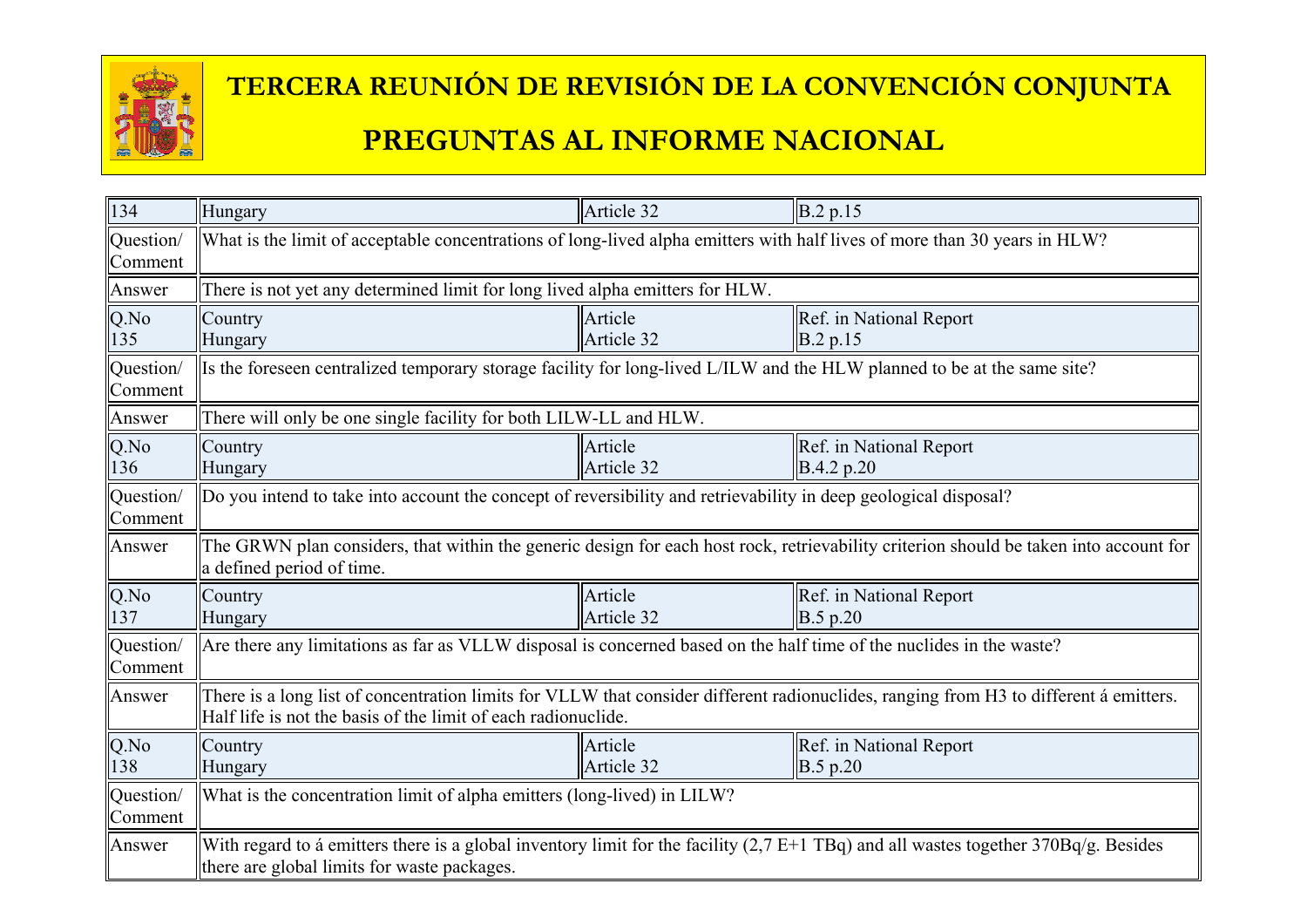# TERCERA REUNIÓN DE REVISIÓN DE LA CONVENCIÓN CONJUNTA

# PREGUNTAS AL INFORME NACIONAL

| 134 | Hungary | Article 32 | B.2 p.15 |
|---|---|---|---|
| Question/ Comment | What is the limit of acceptable concentrations of long-lived alpha emitters with half lives of more than 30 years in HLW? | | |
| Answer | There is not yet any determined limit for long lived alpha emitters for HLW. | | |
| Q.No 135 | Country Hungary | Article Article 32 | Ref. in National Report B.2 p.15 |
| Question/ Comment | Is the foreseen centralized temporary storage facility for long-lived L/ILW and the HLW planned to be at the same site? | | |
| Answer | There will only be one single facility for both LILW-LL and HLW. | | |
| Q.No 136 | Country Hungary | Article Article 32 | Ref. in National Report B.4.2 p.20 |
| Question/ Comment | Do you intend to take into account the concept of reversibility and retrievability in deep geological disposal? | | |
| Answer | The GRWN plan considers, that within the generic design for each host rock, retrievability criterion should be taken into account for a defined period of time. | | |
| Q.No 137 | Country Hungary | Article Article 32 | Ref. in National Report B.5 p.20 |
| Question/ Comment | Are there any limitations as far as VLLW disposal is concerned based on the half time of the nuclides in the waste? | | |
| Answer | There is a long list of concentration limits for VLLW that consider different radionuclides, ranging from H3 to different á emitters. Half life is not the basis of the limit of each radionuclide. | | |
| Q.No 138 | Country Hungary | Article Article 32 | Ref. in National Report B.5 p.20 |
| Question/ Comment | What is the concentration limit of alpha emitters (long-lived) in LILW? | | |
| Answer | With regard to á emitters there is a global inventory limit for the facility (2,7 E+1 TBq) and all wastes together 370Bq/g. Besides there are global limits for waste packages. | | |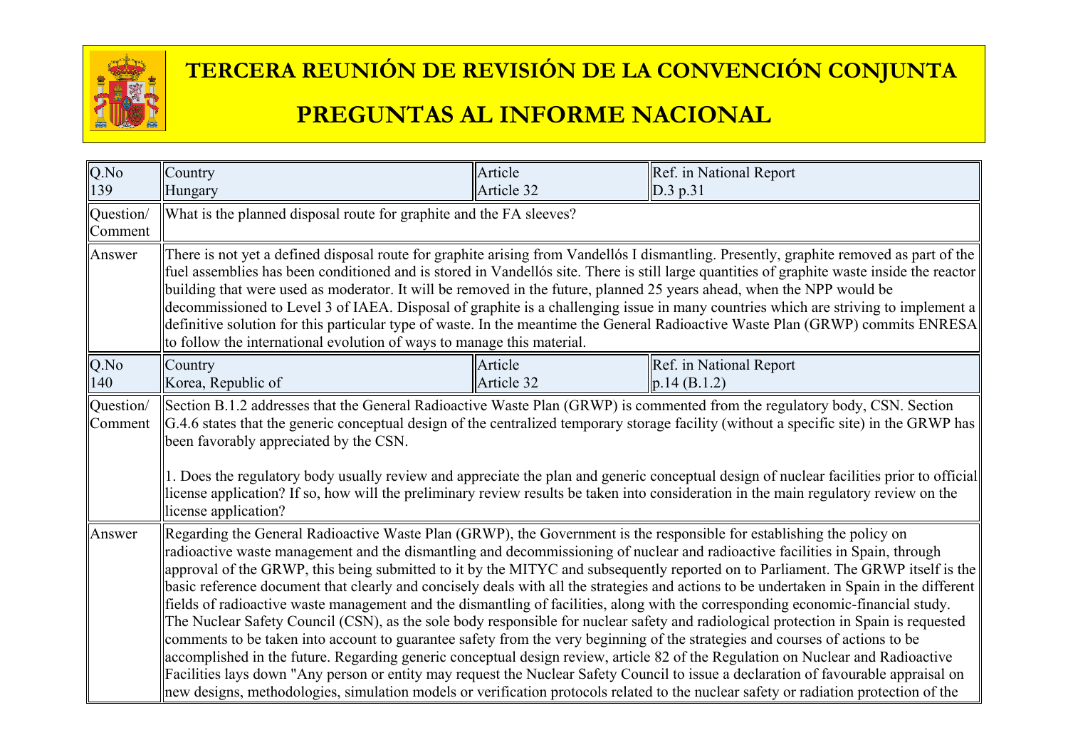# TERCERA REUNIÓN DE REVISIÓN DE LA CONVENCIÓN CONJUNTA

# PREGUNTAS AL INFORME NACIONAL

| Q.No 139 | Country Hungary | Article Article 32 | Ref. in National Report D.3 p.31 |
|---|---|---|---|
| Question/ Comment | What is the planned disposal route for graphite and the FA sleeves? | | |
| Answer | There is not yet a defined disposal route for graphite arising from Vandellós I dismantling. Presently, graphite removed as part of the fuel assemblies has been conditioned and is stored in Vandellós site. There is still large quantities of graphite waste inside the reactor building that were used as moderator. It will be removed in the future, planned 25 years ahead, when the NPP would be decommissioned to Level 3 of IAEA. Disposal of graphite is a challenging issue in many countries which are striving to implement a definitive solution for this particular type of waste. In the meantime the General Radioactive Waste Plan (GRWP) commits ENRESA to follow the international evolution of ways to manage this material. | | |
| Q.No 140 | Country Korea, Republic of | Article Article 32 | Ref. in National Report p.14 (B.1.2) |
| Question/ Comment | Section B.1.2 addresses that the General Radioactive Waste Plan (GRWP) is commented from the regulatory body, CSN. Section G.4.6 states that the generic conceptual design of the centralized temporary storage facility (without a specific site) in the GRWP has been favorably appreciated by the CSN.<br><br>1. Does the regulatory body usually review and appreciate the plan and generic conceptual design of nuclear facilities prior to official license application? If so, how will the preliminary review results be taken into consideration in the main regulatory review on the license application? | | |
| Answer | Regarding the General Radioactive Waste Plan (GRWP), the Government is the responsible for establishing the policy on radioactive waste management and the dismantling and decommissioning of nuclear and radioactive facilities in Spain, through approval of the GRWP, this being submitted to it by the MITYC and subsequently reported on to Parliament. The GRWP itself is the basic reference document that clearly and concisely deals with all the strategies and actions to be undertaken in Spain in the different fields of radioactive waste management and the dismantling of facilities, along with the corresponding economic-financial study. The Nuclear Safety Council (CSN), as the sole body responsible for nuclear safety and radiological protection in Spain is requested comments to be taken into account to guarantee safety from the very beginning of the strategies and courses of actions to be accomplished in the future. Regarding generic conceptual design review, article 82 of the Regulation on Nuclear and Radioactive Facilities lays down "Any person or entity may request the Nuclear Safety Council to issue a declaration of favourable appraisal on new designs, methodologies, simulation models or verification protocols related to the nuclear safety or radiation protection of the | | |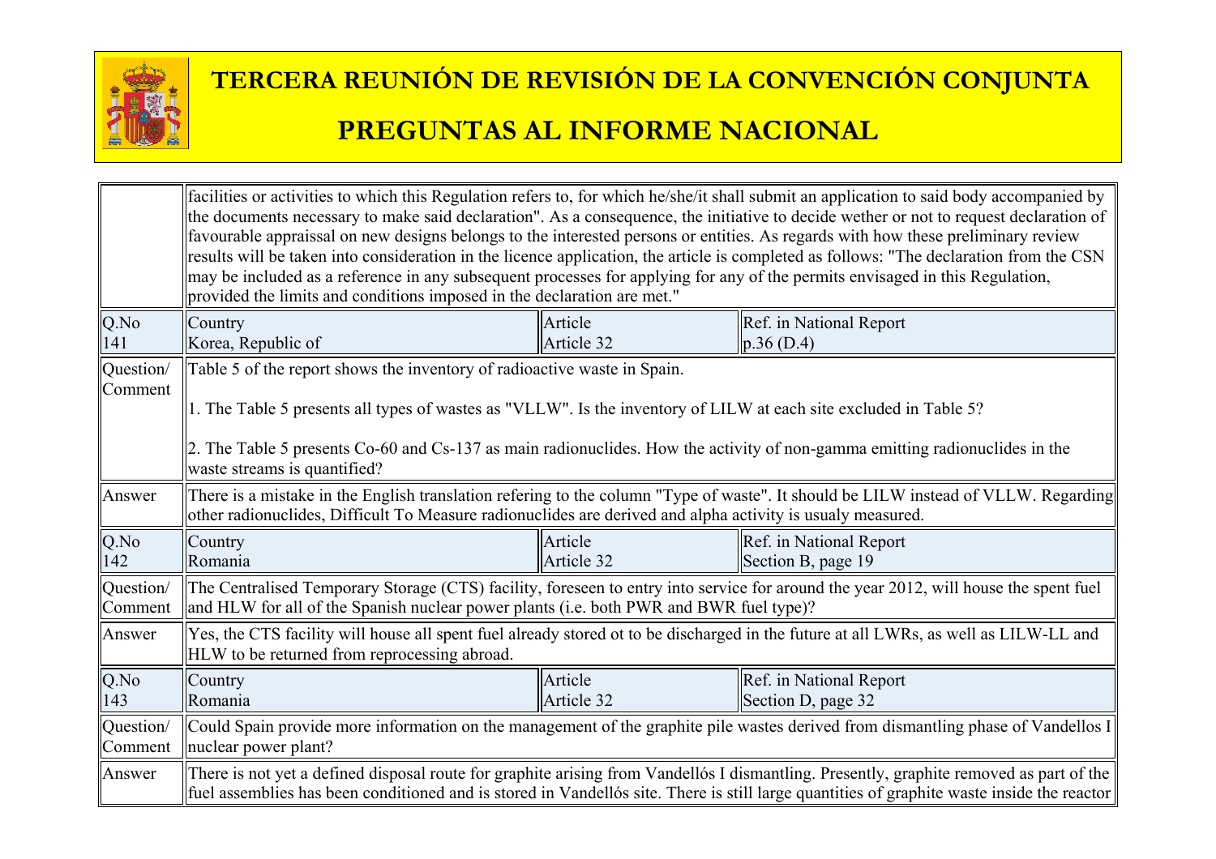| | | | |
|---|---|---|---|
| | facilities or activities to which this Regulation refers to, for which he/she/it shall submit an application to said body accompanied by the documents necessary to make said declaration". As a consequence, the initiative to decide wether or not to request declaration of favourable appraissal on new designs belongs to the interested persons or entities. As regards with how these preliminary review results will be taken into consideration in the licence application, the article is completed as follows: "The declaration from the CSN may be included as a reference in any subsequent processes for applying for any of the permits envisaged in this Regulation, provided the limits and conditions imposed in the declaration are met." | | |
| Q.No 141 | Country Korea, Republic of | Article Article 32 | Ref. in National Report p.36 (D.4) |
| Question/ Comment | Table 5 of the report shows the inventory of radioactive waste in Spain.<br><br>1. The Table 5 presents all types of wastes as "VLLW". Is the inventory of LILW at each site excluded in Table 5?<br><br>2. The Table 5 presents Co-60 and Cs-137 as main radionuclides. How the activity of non-gamma emitting radionuclides in the waste streams is quantified? | | |
| Answer | There is a mistake in the English translation refering to the column "Type of waste". It should be LILW instead of VLLW. Regarding other radionuclides, Difficult To Measure radionuclides are derived and alpha activity is usualy measured. | | |
| Q.No 142 | Country Romania | Article Article 32 | Ref. in National Report Section B, page 19 |
| Question/ Comment | The Centralised Temporary Storage (CTS) facility, foreseen to entry into service for around the year 2012, will house the spent fuel and HLW for all of the Spanish nuclear power plants (i.e. both PWR and BWR fuel type)? | | |
| Answer | Yes, the CTS facility will house all spent fuel already stored ot to be discharged in the future at all LWRs, as well as LILW-LL and HLW to be returned from reprocessing abroad. | | |
| Q.No 143 | Country Romania | Article Article 32 | Ref. in National Report Section D, page 32 |
| Question/ Comment | Could Spain provide more information on the management of the graphite pile wastes derived from dismantling phase of Vandellos I nuclear power plant? | | |
| Answer | There is not yet a defined disposal route for graphite arising from Vandellós I dismantling. Presently, graphite removed as part of the fuel assemblies has been conditioned and is stored in Vandellós site. There is still large quantities of graphite waste inside the reactor | | |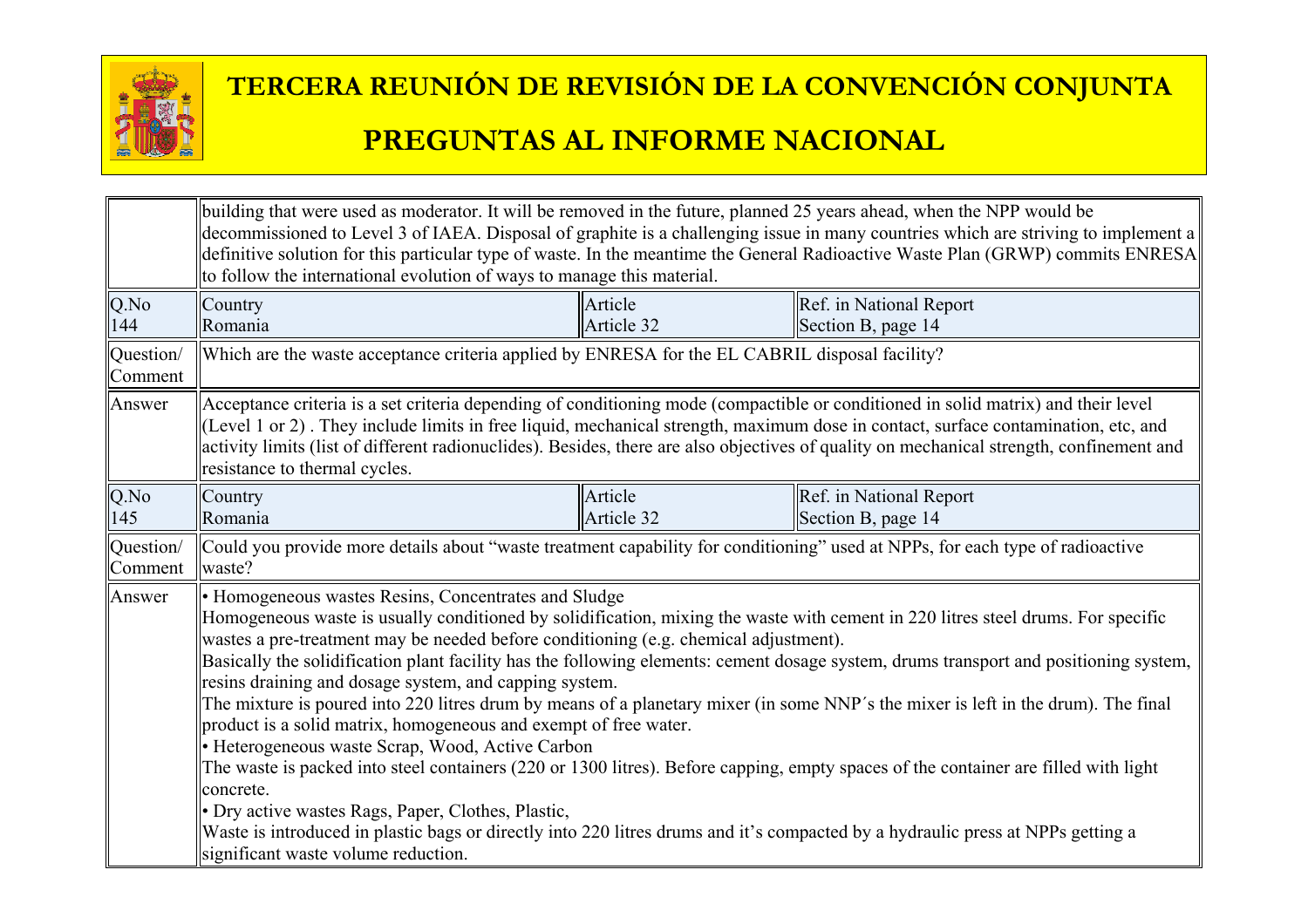| | | | |
|---|---|---|---|
| | building that were used as moderator. It will be removed in the future, planned 25 years ahead, when the NPP would be decommissioned to Level 3 of IAEA. Disposal of graphite is a challenging issue in many countries which are striving to implement a definitive solution for this particular type of waste. In the meantime the General Radioactive Waste Plan (GRWP) commits ENRESA to follow the international evolution of ways to manage this material. | | |
| Q.No 144 | Country Romania | Article Article 32 | Ref. in National Report Section B, page 14 |
| Question/ Comment | Which are the waste acceptance criteria applied by ENRESA for the EL CABRIL disposal facility? | | |
| Answer | Acceptance criteria is a set criteria depending of conditioning mode (compactible or conditioned in solid matrix) and their level (Level 1 or 2) . They include limits in free liquid, mechanical strength, maximum dose in contact, surface contamination, etc, and activity limits (list of different radionuclides). Besides, there are also objectives of quality on mechanical strength, confinement and resistance to thermal cycles. | | |
| Q.No 145 | Country Romania | Article Article 32 | Ref. in National Report Section B, page 14 |
| Question/ Comment | Could you provide more details about “waste treatment capability for conditioning” used at NPPs, for each type of radioactive waste? | | |
| Answer | • Homogeneous wastes Resins, Concentrates and Sludge<br>Homogeneous waste is usually conditioned by solidification, mixing the waste with cement in 220 litres steel drums. For specific wastes a pre-treatment may be needed before conditioning (e.g. chemical adjustment).<br>Basically the solidification plant facility has the following elements: cement dosage system, drums transport and positioning system, resins draining and dosage system, and capping system.<br>The mixture is poured into 220 litres drum by means of a planetary mixer (in some NNP´s the mixer is left in the drum). The final product is a solid matrix, homogeneous and exempt of free water.<br>• Heterogeneous waste Scrap, Wood, Active Carbon<br>The waste is packed into steel containers (220 or 1300 litres). Before capping, empty spaces of the container are filled with light concrete.<br>• Dry active wastes Rags, Paper, Clothes, Plastic,<br>Waste is introduced in plastic bags or directly into 220 litres drums and it’s compacted by a hydraulic press at NPPs getting a significant waste volume reduction. | | |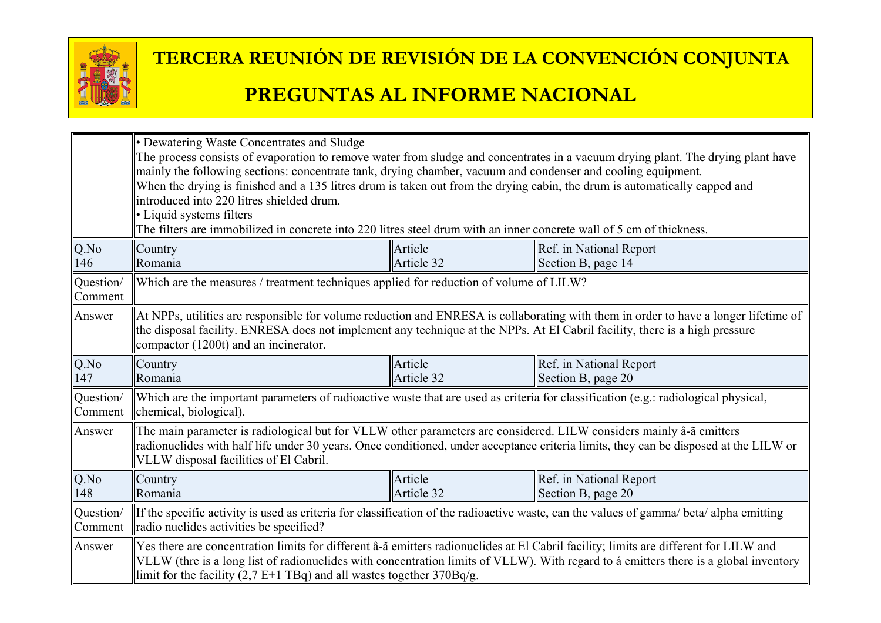# TERCERA REUNIÓN DE REVISIÓN DE LA CONVENCIÓN CONJUNTA

# PREGUNTAS AL INFORME NACIONAL

| | | | |
|---|---|---|---|
| | • Dewatering Waste Concentrates and Sludge<br>The process consists of evaporation to remove water from sludge and concentrates in a vacuum drying plant. The drying plant have mainly the following sections: concentrate tank, drying chamber, vacuum and condenser and cooling equipment.<br>When the drying is finished and a 135 litres drum is taken out from the drying cabin, the drum is automatically capped and introduced into 220 litres shielded drum.<br>• Liquid systems filters<br>The filters are immobilized in concrete into 220 litres steel drum with an inner concrete wall of 5 cm of thickness. | | |
| Q.No 146 | Country Romania | Article Article 32 | Ref. in National Report Section B, page 14 |
| Question/ Comment | Which are the measures / treatment techniques applied for reduction of volume of LILW? | | |
| Answer | At NPPs, utilities are responsible for volume reduction and ENRESA is collaborating with them in order to have a longer lifetime of the disposal facility. ENRESA does not implement any technique at the NPPs. At El Cabril facility, there is a high pressure compactor (1200t) and an incinerator. | | |
| Q.No 147 | Country Romania | Article Article 32 | Ref. in National Report Section B, page 20 |
| Question/ Comment | Which are the important parameters of radioactive waste that are used as criteria for classification (e.g.: radiological physical, chemical, biological). | | |
| Answer | The main parameter is radiological but for VLLW other parameters are considered. LILW considers mainly â-ã emitters radionuclides with half life under 30 years. Once conditioned, under acceptance criteria limits, they can be disposed at the LILW or VLLW disposal facilities of El Cabril. | | |
| Q.No 148 | Country Romania | Article Article 32 | Ref. in National Report Section B, page 20 |
| Question/ Comment | If the specific activity is used as criteria for classification of the radioactive waste, can the values of gamma/ beta/ alpha emitting radio nuclides activities be specified? | | |
| Answer | Yes there are concentration limits for different â-ã emitters radionuclides at El Cabril facility; limits are different for LILW and VLLW (thre is a long list of radionuclides with concentration limits of VLLW). With regard to á emitters there is a global inventory limit for the facility (2,7 E+1 TBq) and all wastes together 370Bq/g. | | |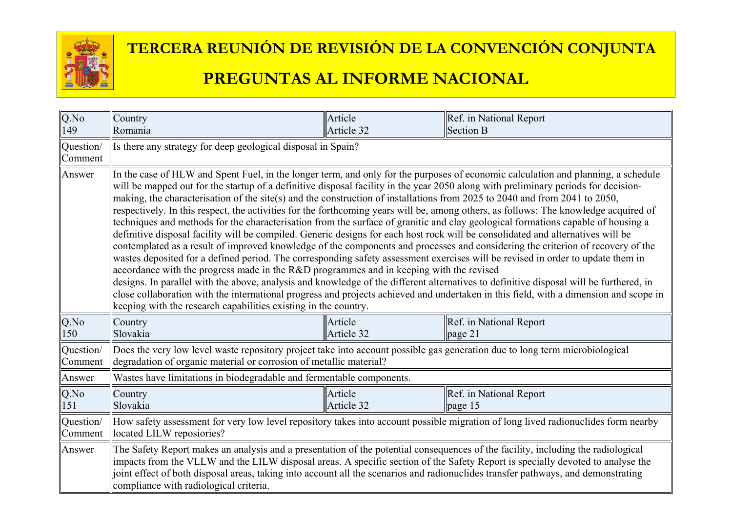# TERCERA REUNIÓN DE REVISIÓN DE LA CONVENCIÓN CONJUNTA

# PREGUNTAS AL INFORME NACIONAL

| Q.No 149 | Country Romania | Article Article 32 | Ref. in National Report Section B |
|---|---|---|---|
| Question/ Comment | Is there any strategy for deep geological disposal in Spain? | | |
| Answer | In the case of HLW and Spent Fuel, in the longer term, and only for the purposes of economic calculation and planning, a schedule will be mapped out for the startup of a definitive disposal facility in the year 2050 along with preliminary periods for decision-making, the characterisation of the site(s) and the construction of installations from 2025 to 2040 and from 2041 to 2050, respectively. In this respect, the activities for the forthcoming years will be, among others, as follows: The knowledge acquired of techniques and methods for the characterisation from the surface of granitic and clay geological formations capable of housing a definitive disposal facility will be compiled. Generic designs for each host rock will be consolidated and alternatives will be contemplated as a result of improved knowledge of the components and processes and considering the criterion of recovery of the wastes deposited for a defined period. The corresponding safety assessment exercises will be revised in order to update them in accordance with the progress made in the R&D programmes and in keeping with the revised designs. In parallel with the above, analysis and knowledge of the different alternatives to definitive disposal will be furthered, in close collaboration with the international progress and projects achieved and undertaken in this field, with a dimension and scope in keeping with the research capabilities existing in the country. | | |
| Q.No 150 | Country Slovakia | Article Article 32 | Ref. in National Report page 21 |
| Question/ Comment | Does the very low level waste repository project take into account possible gas generation due to long term microbiological degradation of organic material or corrosion of metallic material? | | |
| Answer | Wastes have limitations in biodegradable and fermentable components. | | |
| Q.No 151 | Country Slovakia | Article Article 32 | Ref. in National Report page 15 |
| Question/ Comment | How safety assessment for very low level repository takes into account possible migration of long lived radionuclides form nearby located LILW reposiories? | | |
| Answer | The Safety Report makes an analysis and a presentation of the potential consequences of the facility, including the radiological impacts from the VLLW and the LILW disposal areas. A specific section of the Safety Report is specially devoted to analyse the joint effect of both disposal areas, taking into account all the scenarios and radionuclides transfer pathways, and demonstrating compliance with radiological criteria. | | |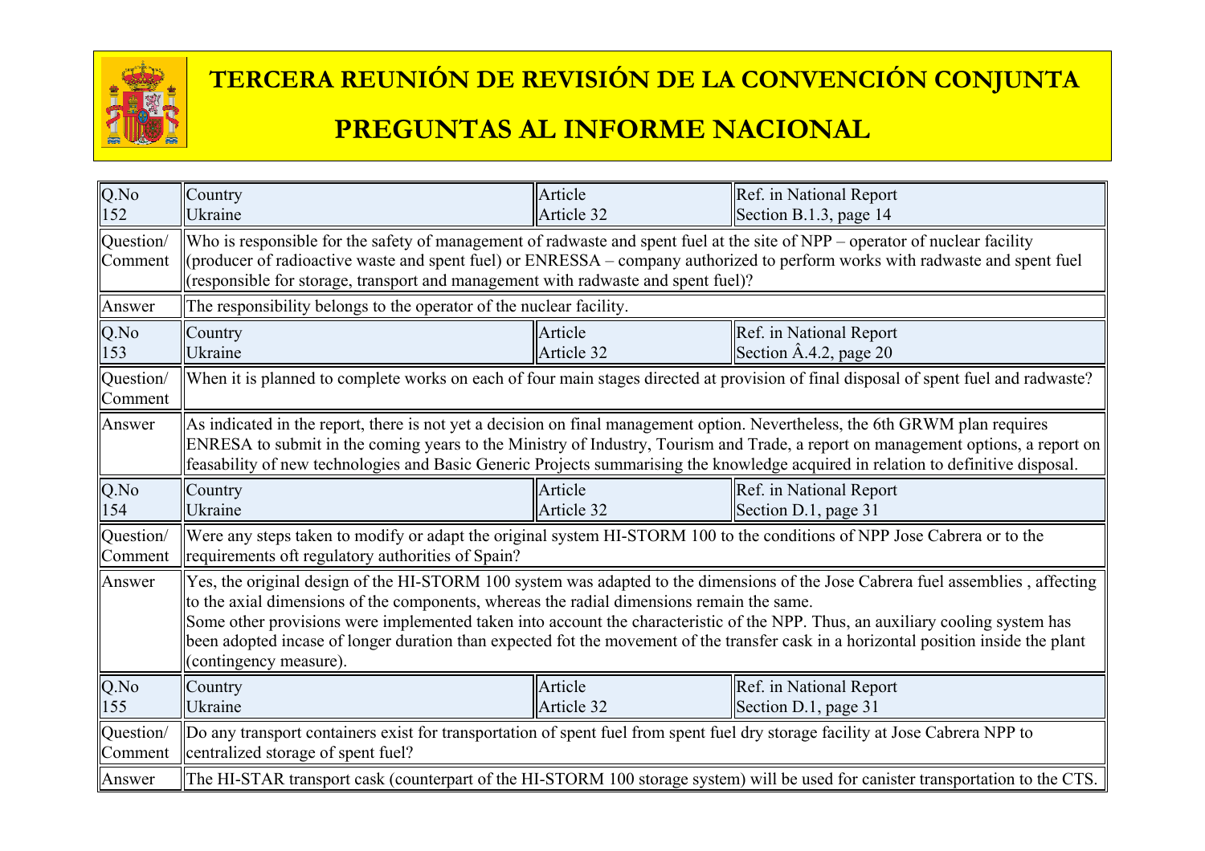# TERCERA REUNIÓN DE REVISIÓN DE LA CONVENCIÓN CONJUNTA

# PREGUNTAS AL INFORME NACIONAL

| Q.No 152 | Country Ukraine | Article Article 32 | Ref. in National Report Section B.1.3, page 14 |
|---|---|---|---|
| Question/ Comment | Who is responsible for the safety of management of radwaste and spent fuel at the site of NPP – operator of nuclear facility (producer of radioactive waste and spent fuel) or ENRESSA – company authorized to perform works with radwaste and spent fuel (responsible for storage, transport and management with radwaste and spent fuel)? | | |
| Answer | The responsibility belongs to the operator of the nuclear facility. | | |
| Q.No 153 | Country Ukraine | Article Article 32 | Ref. in National Report Section Â.4.2, page 20 |
| Question/ Comment | When it is planned to complete works on each of four main stages directed at provision of final disposal of spent fuel and radwaste? | | |
| Answer | As indicated in the report, there is not yet a decision on final management option. Nevertheless, the 6th GRWM plan requires ENRESA to submit in the coming years to the Ministry of Industry, Tourism and Trade, a report on management options, a report on feasability of new technologies and Basic Generic Projects summarising the knowledge acquired in relation to definitive disposal. | | |
| Q.No 154 | Country Ukraine | Article Article 32 | Ref. in National Report Section D.1, page 31 |
| Question/ Comment | Were any steps taken to modify or adapt the original system HI-STORM 100 to the conditions of NPP Jose Cabrera or to the requirements oft regulatory authorities of Spain? | | |
| Answer | Yes, the original design of the HI-STORM 100 system was adapted to the dimensions of the Jose Cabrera fuel assemblies , affecting to the axial dimensions of the components, whereas the radial dimensions remain the same.<br>Some other provisions were implemented taken into account the characteristic of the NPP. Thus, an auxiliary cooling system has been adopted incase of longer duration than expected fot the movement of the transfer cask in a horizontal position inside the plant (contingency measure). | | |
| Q.No 155 | Country Ukraine | Article Article 32 | Ref. in National Report Section D.1, page 31 |
| Question/ Comment | Do any transport containers exist for transportation of spent fuel from spent fuel dry storage facility at Jose Cabrera NPP to centralized storage of spent fuel? | | |
| Answer | The HI-STAR transport cask (counterpart of the HI-STORM 100 storage system) will be used for canister transportation to the CTS. | | |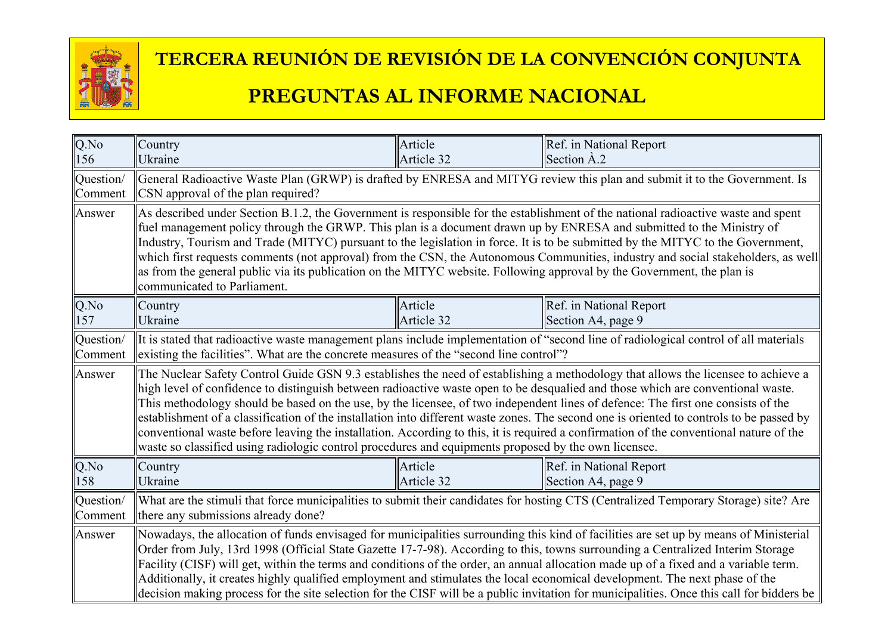# TERCERA REUNIÓN DE REVISIÓN DE LA CONVENCIÓN CONJUNTA

# PREGUNTAS AL INFORME NACIONAL

| Q.No 156 | Country Ukraine | Article Article 32 | Ref. in National Report Section À.2 |
|---|---|---|---|
| Question/ Comment | General Radioactive Waste Plan (GRWP) is drafted by ENRESA and MITYG review this plan and submit it to the Government. Is CSN approval of the plan required? | | |
| Answer | As described under Section B.1.2, the Government is responsible for the establishment of the national radioactive waste and spent fuel management policy through the GRWP. This plan is a document drawn up by ENRESA and submitted to the Ministry of Industry, Tourism and Trade (MITYC) pursuant to the legislation in force. It is to be submitted by the MITYC to the Government, which first requests comments (not approval) from the CSN, the Autonomous Communities, industry and social stakeholders, as well as from the general public via its publication on the MITYC website. Following approval by the Government, the plan is communicated to Parliament. | | |
| Q.No 157 | Country Ukraine | Article Article 32 | Ref. in National Report Section A4, page 9 |
| Question/ Comment | It is stated that radioactive waste management plans include implementation of "second line of radiological control of all materials existing the facilities". What are the concrete measures of the "second line control"? | | |
| Answer | The Nuclear Safety Control Guide GSN 9.3 establishes the need of establishing a methodology that allows the licensee to achieve a high level of confidence to distinguish between radioactive waste open to be desqualied and those which are conventional waste. This methodology should be based on the use, by the licensee, of two independent lines of defence: The first one consists of the establishment of a classification of the installation into different waste zones. The second one is oriented to controls to be passed by conventional waste before leaving the installation. According to this, it is required a confirmation of the conventional nature of the waste so classified using radiologic control procedures and equipments proposed by the own licensee. | | |
| Q.No 158 | Country Ukraine | Article Article 32 | Ref. in National Report Section A4, page 9 |
| Question/ Comment | What are the stimuli that force municipalities to submit their candidates for hosting CTS (Centralized Temporary Storage) site? Are there any submissions already done? | | |
| Answer | Nowadays, the allocation of funds envisaged for municipalities surrounding this kind of facilities are set up by means of Ministerial Order from July, 13rd 1998 (Official State Gazette 17-7-98). According to this, towns surrounding a Centralized Interim Storage Facility (CISF) will get, within the terms and conditions of the order, an annual allocation made up of a fixed and a variable term. Additionally, it creates highly qualified employment and stimulates the local economical development. The next phase of the decision making process for the site selection for the CISF will be a public invitation for municipalities. Once this call for bidders be | | |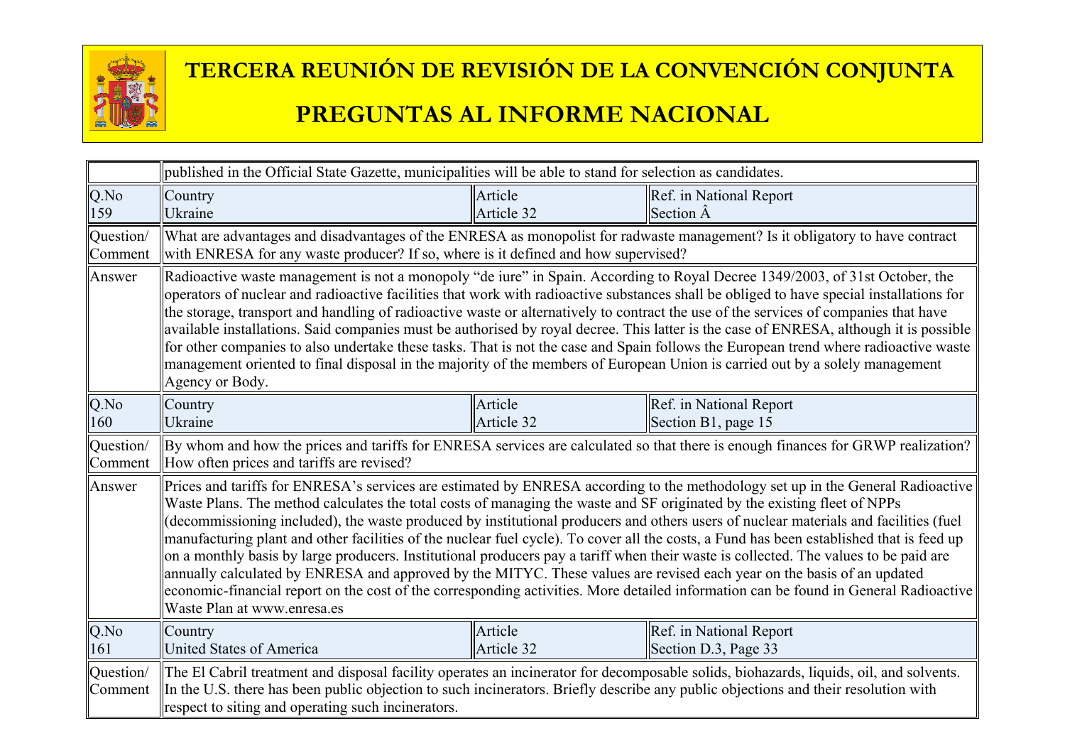# TERCERA REUNIÓN DE REVISIÓN DE LA CONVENCIÓN CONJUNTA

# PREGUNTAS AL INFORME NACIONAL

| | | | |
|---|---|---|---|
| | published in the Official State Gazette, municipalities will be able to stand for selection as candidates. | | |
| Q.No 159 | Country Ukraine | Article Article 32 | Ref. in National Report Section Â |
| Question/ Comment | What are advantages and disadvantages of the ENRESA as monopolist for radwaste management? Is it obligatory to have contract with ENRESA for any waste producer? If so, where is it defined and how supervised? | | |
| Answer | Radioactive waste management is not a monopoly "de iure" in Spain. According to Royal Decree 1349/2003, of 31st October, the operators of nuclear and radioactive facilities that work with radioactive substances shall be obliged to have special installations for the storage, transport and handling of radioactive waste or alternatively to contract the use of the services of companies that have available installations. Said companies must be authorised by royal decree. This latter is the case of ENRESA, although it is possible for other companies to also undertake these tasks. That is not the case and Spain follows the European trend where radioactive waste management oriented to final disposal in the majority of the members of European Union is carried out by a solely management Agency or Body. | | |
| Q.No 160 | Country Ukraine | Article Article 32 | Ref. in National Report Section B1, page 15 |
| Question/ Comment | By whom and how the prices and tariffs for ENRESA services are calculated so that there is enough finances for GRWP realization? How often prices and tariffs are revised? | | |
| Answer | Prices and tariffs for ENRESA's services are estimated by ENRESA according to the methodology set up in the General Radioactive Waste Plans. The method calculates the total costs of managing the waste and SF originated by the existing fleet of NPPs (decommissioning included), the waste produced by institutional producers and others users of nuclear materials and facilities (fuel manufacturing plant and other facilities of the nuclear fuel cycle). To cover all the costs, a Fund has been established that is feed up on a monthly basis by large producers. Institutional producers pay a tariff when their waste is collected. The values to be paid are annually calculated by ENRESA and approved by the MITYC. These values are revised each year on the basis of an updated economic-financial report on the cost of the corresponding activities. More detailed information can be found in General Radioactive Waste Plan at www.enresa.es | | |
| Q.No 161 | Country United States of America | Article Article 32 | Ref. in National Report Section D.3, Page 33 |
| Question/ Comment | The El Cabril treatment and disposal facility operates an incinerator for decomposable solids, biohazards, liquids, oil, and solvents. In the U.S. there has been public objection to such incinerators. Briefly describe any public objections and their resolution with respect to siting and operating such incinerators. | | |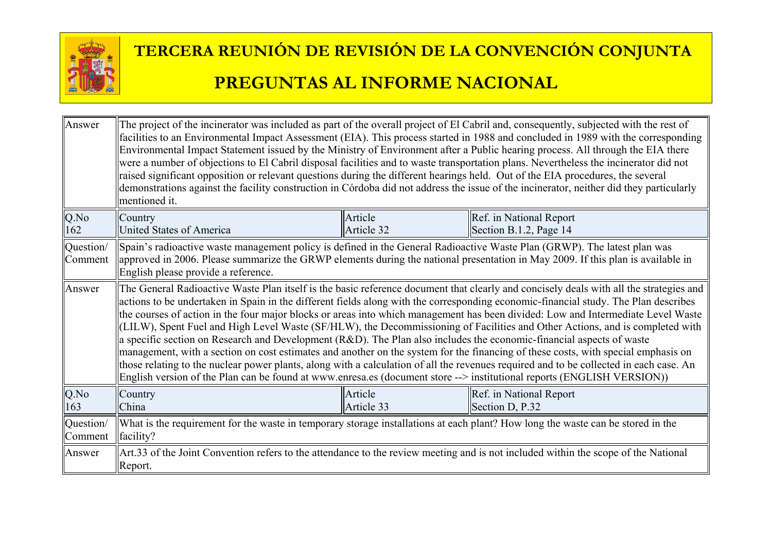| | | | |
|---|---|---|---|
| Answer | The project of the incinerator was included as part of the overall project of El Cabril and, consequently, subjected with the rest of facilities to an Environmental Impact Assessment (EIA). This process started in 1988 and concluded in 1989 with the corresponding Environmental Impact Statement issued by the Ministry of Environment after a Public hearing process. All through the EIA there were a number of objections to El Cabril disposal facilities and to waste transportation plans. Nevertheless the incinerator did not raised significant opposition or relevant questions during the different hearings held. Out of the EIA procedures, the several demonstrations against the facility construction in Córdoba did not address the issue of the incinerator, neither did they particularly mentioned it. | | |
| Q.No 162 | Country United States of America | Article Article 32 | Ref. in National Report Section B.1.2, Page 14 |
| Question/ Comment | Spain's radioactive waste management policy is defined in the General Radioactive Waste Plan (GRWP). The latest plan was approved in 2006. Please summarize the GRWP elements during the national presentation in May 2009. If this plan is available in English please provide a reference. | | |
| Answer | The General Radioactive Waste Plan itself is the basic reference document that clearly and concisely deals with all the strategies and actions to be undertaken in Spain in the different fields along with the corresponding economic-financial study. The Plan describes the courses of action in the four major blocks or areas into which management has been divided: Low and Intermediate Level Waste (LILW), Spent Fuel and High Level Waste (SF/HLW), the Decommissioning of Facilities and Other Actions, and is completed with a specific section on Research and Development (R&D). The Plan also includes the economic-financial aspects of waste management, with a section on cost estimates and another on the system for the financing of these costs, with special emphasis on those relating to the nuclear power plants, along with a calculation of all the revenues required and to be collected in each case. An English version of the Plan can be found at www.enresa.es (document store --> institutional reports (ENGLISH VERSION)) | | |
| Q.No 163 | Country China | Article Article 33 | Ref. in National Report Section D, P.32 |
| Question/ Comment | What is the requirement for the waste in temporary storage installations at each plant? How long the waste can be stored in the facility? | | |
| Answer | Art.33 of the Joint Convention refers to the attendance to the review meeting and is not included within the scope of the National Report. | | |